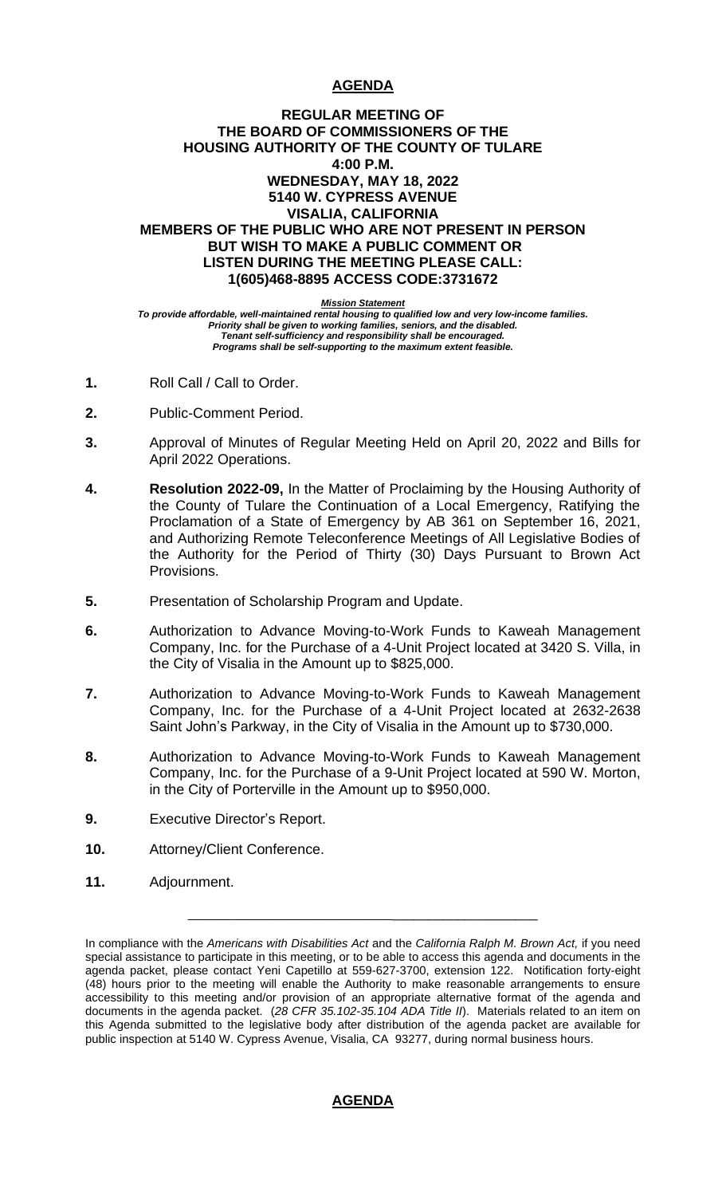# AGENDA

**REGULAR MEETING OF**
**THE BOARD OF COMMISSIONERS OF THE**
**HOUSING AUTHORITY OF THE COUNTY OF TULARE**
**4:00 P.M.**
**WEDNESDAY, MAY 18, 2022**
**5140 W. CYPRESS AVENUE**
**VISALIA, CALIFORNIA**
**MEMBERS OF THE PUBLIC WHO ARE NOT PRESENT IN PERSON**
**BUT WISH TO MAKE A PUBLIC COMMENT OR**
**LISTEN DURING THE MEETING PLEASE CALL:**
**1(605)468-8895 ACCESS CODE:3731672**

***Mission Statement***
***To provide affordable, well-maintained rental housing to qualified low and very low-income families.***
***Priority shall be given to working families, seniors, and the disabled.***
***Tenant self-sufficiency and responsibility shall be encouraged.***
***Programs shall be self-supporting to the maximum extent feasible.***

**1.** Roll Call / Call to Order.

**2.** Public-Comment Period.

**3.** Approval of Minutes of Regular Meeting Held on April 20, 2022 and Bills for April 2022 Operations.

**4.** **Resolution 2022-09,** In the Matter of Proclaiming by the Housing Authority of the County of Tulare the Continuation of a Local Emergency, Ratifying the Proclamation of a State of Emergency by AB 361 on September 16, 2021, and Authorizing Remote Teleconference Meetings of All Legislative Bodies of the Authority for the Period of Thirty (30) Days Pursuant to Brown Act Provisions.

**5.** Presentation of Scholarship Program and Update.

**6.** Authorization to Advance Moving-to-Work Funds to Kaweah Management Company, Inc. for the Purchase of a 4-Unit Project located at 3420 S. Villa, in the City of Visalia in the Amount up to $825,000.

**7.** Authorization to Advance Moving-to-Work Funds to Kaweah Management Company, Inc. for the Purchase of a 4-Unit Project located at 2632-2638 Saint John's Parkway, in the City of Visalia in the Amount up to $730,000.

**8.** Authorization to Advance Moving-to-Work Funds to Kaweah Management Company, Inc. for the Purchase of a 9-Unit Project located at 590 W. Morton, in the City of Porterville in the Amount up to $950,000.

**9.** Executive Director's Report.

**10.** Attorney/Client Conference.

**11.** Adjournment.

---

In compliance with the *Americans with Disabilities Act* and the *California Ralph M. Brown Act,* if you need special assistance to participate in this meeting, or to be able to access this agenda and documents in the agenda packet, please contact Yeni Capetillo at 559-627-3700, extension 122. Notification forty-eight (48) hours prior to the meeting will enable the Authority to make reasonable arrangements to ensure accessibility to this meeting and/or provision of an appropriate alternative format of the agenda and documents in the agenda packet. (*28 CFR 35.102-35.104 ADA Title II*). Materials related to an item on this Agenda submitted to the legislative body after distribution of the agenda packet are available for public inspection at 5140 W. Cypress Avenue, Visalia, CA 93277, during normal business hours.

# AGENDA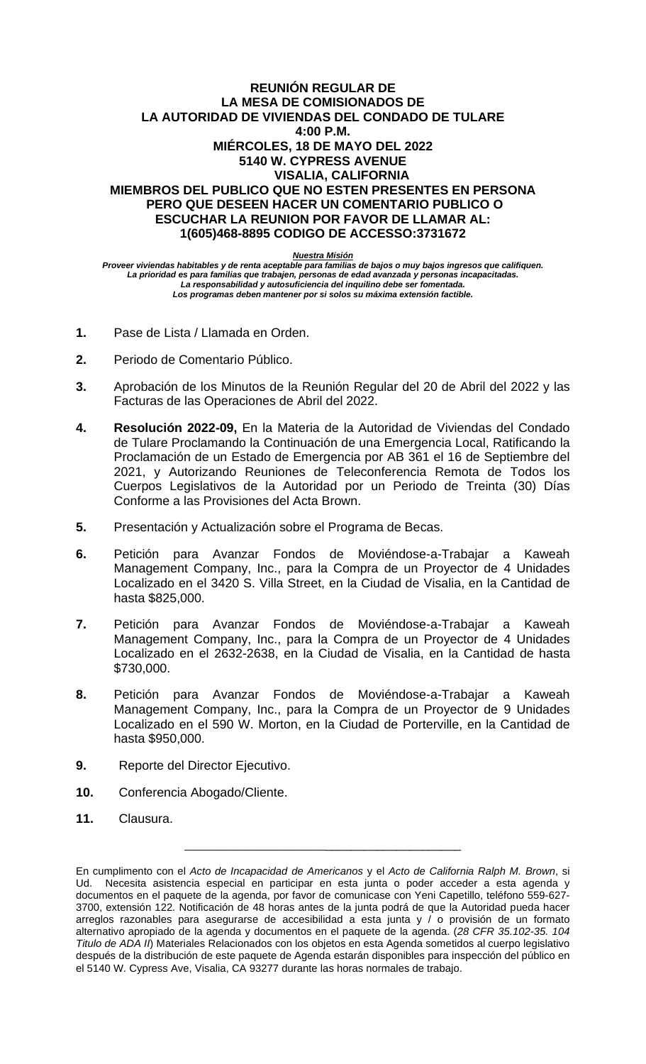**REUNIÓN REGULAR DE**
**LA MESA DE COMISIONADOS DE**
**LA AUTORIDAD DE VIVIENDAS DEL CONDADO DE TULARE**
**4:00 P.M.**
**MIÉRCOLES, 18 DE MAYO DEL 2022**
**5140 W. CYPRESS AVENUE**
**VISALIA, CALIFORNIA**
**MIEMBROS DEL PUBLICO QUE NO ESTEN PRESENTES EN PERSONA PERO QUE DESEEN HACER UN COMENTARIO PUBLICO O ESCUCHAR LA REUNION POR FAVOR DE LLAMAR AL: 1(605)468-8895 CODIGO DE ACCESSO:3731672**

***Nuestra Misión***

***Proveer viviendas habitables y de renta aceptable para familias de bajos o muy bajos ingresos que califiquen.***
***La prioridad es para familias que trabajen, personas de edad avanzada y personas incapacitadas.***
***La responsabilidad y autosuficiencia del inquilino debe ser fomentada.***
***Los programas deben mantener por si solos su máxima extensión factible.***

1. Pase de Lista / Llamada en Orden.

2. Periodo de Comentario Público.

3. Aprobación de los Minutos de la Reunión Regular del 20 de Abril del 2022 y las Facturas de las Operaciones de Abril del 2022.

4. **Resolución 2022-09,** En la Materia de la Autoridad de Viviendas del Condado de Tulare Proclamando la Continuación de una Emergencia Local, Ratificando la Proclamación de un Estado de Emergencia por AB 361 el 16 de Septiembre del 2021, y Autorizando Reuniones de Teleconferencia Remota de Todos los Cuerpos Legislativos de la Autoridad por un Periodo de Treinta (30) Días Conforme a las Provisiones del Acta Brown.

5. Presentación y Actualización sobre el Programa de Becas.

6. Petición para Avanzar Fondos de Moviéndose-a-Trabajar a Kaweah Management Company, Inc., para la Compra de un Proyector de 4 Unidades Localizado en el 3420 S. Villa Street, en la Ciudad de Visalia, en la Cantidad de hasta $825,000.

7. Petición para Avanzar Fondos de Moviéndose-a-Trabajar a Kaweah Management Company, Inc., para la Compra de un Proyector de 4 Unidades Localizado en el 2632-2638, en la Ciudad de Visalia, en la Cantidad de hasta $730,000.

8. Petición para Avanzar Fondos de Moviéndose-a-Trabajar a Kaweah Management Company, Inc., para la Compra de un Proyector de 9 Unidades Localizado en el 590 W. Morton, en la Ciudad de Porterville, en la Cantidad de hasta $950,000.

9. Reporte del Director Ejecutivo.

10. Conferencia Abogado/Cliente.

11. Clausura.

---

En cumplimento con el *Acto de Incapacidad de Americanos* y el *Acto de California Ralph M. Brown*, si Ud. Necesita asistencia especial en participar en esta junta o poder acceder a esta agenda y documentos en el paquete de la agenda, por favor de comunicase con Yeni Capetillo, teléfono 559-627-3700, extensión 122. Notificación de 48 horas antes de la junta podrá de que la Autoridad pueda hacer arreglos razonables para asegurarse de accesibilidad a esta junta y / o provisión de un formato alternativo apropiado de la agenda y documentos en el paquete de la agenda. (*28 CFR 35.102-35. 104 Titulo de ADA II*) Materiales Relacionados con los objetos en esta Agenda sometidos al cuerpo legislativo después de la distribución de este paquete de Agenda estarán disponibles para inspección del público en el 5140 W. Cypress Ave, Visalia, CA 93277 durante las horas normales de trabajo.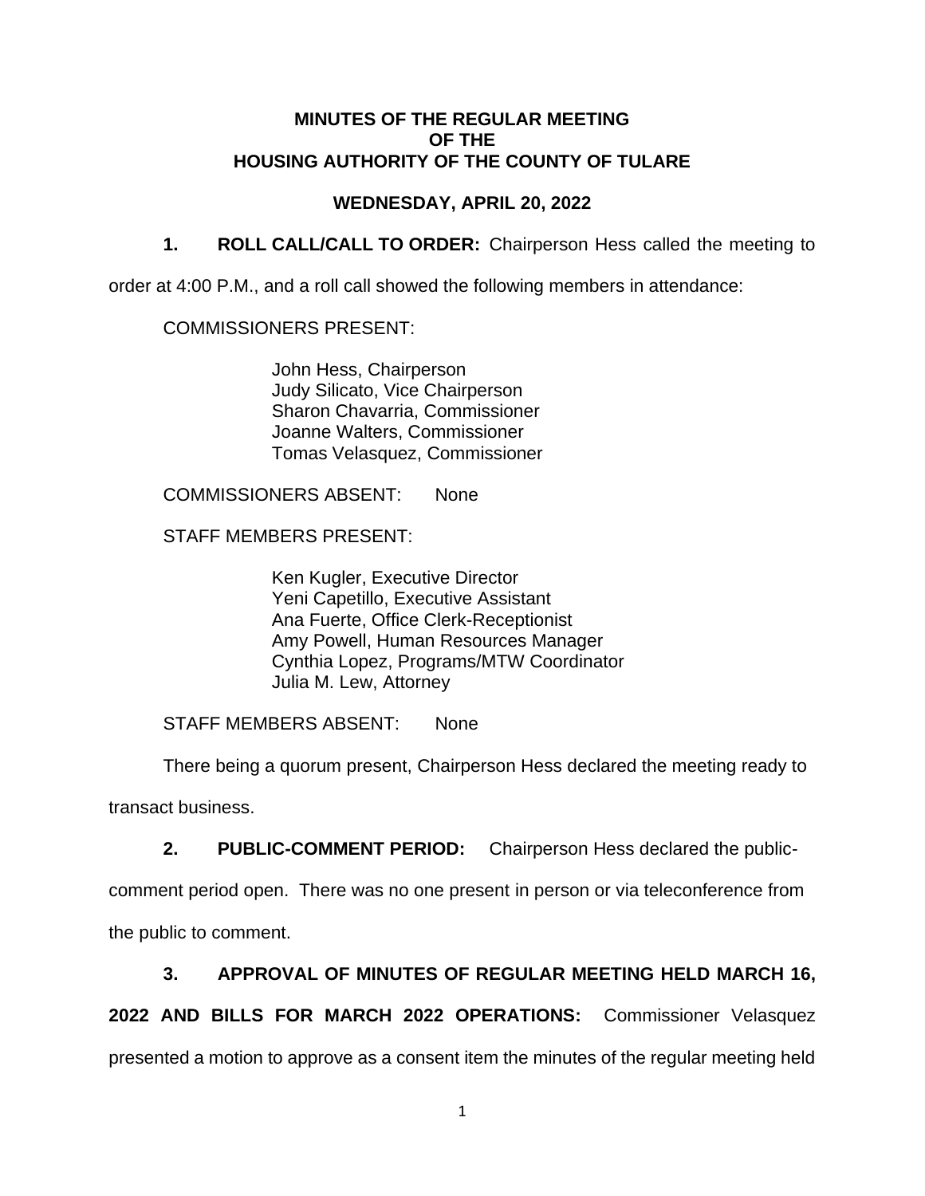**MINUTES OF THE REGULAR MEETING**
**OF THE**
**HOUSING AUTHORITY OF THE COUNTY OF TULARE**

**WEDNESDAY, APRIL 20, 2022**

**1. ROLL CALL/CALL TO ORDER:** Chairperson Hess called the meeting to order at 4:00 P.M., and a roll call showed the following members in attendance:

COMMISSIONERS PRESENT:

John Hess, Chairperson
Judy Silicato, Vice Chairperson
Sharon Chavarria, Commissioner
Joanne Walters, Commissioner
Tomas Velasquez, Commissioner

COMMISSIONERS ABSENT: None

STAFF MEMBERS PRESENT:

Ken Kugler, Executive Director
Yeni Capetillo, Executive Assistant
Ana Fuerte, Office Clerk-Receptionist
Amy Powell, Human Resources Manager
Cynthia Lopez, Programs/MTW Coordinator
Julia M. Lew, Attorney

STAFF MEMBERS ABSENT: None

There being a quorum present, Chairperson Hess declared the meeting ready to transact business.

**2. PUBLIC-COMMENT PERIOD:** Chairperson Hess declared the public-comment period open. There was no one present in person or via teleconference from the public to comment.

**3. APPROVAL OF MINUTES OF REGULAR MEETING HELD MARCH 16, 2022 AND BILLS FOR MARCH 2022 OPERATIONS:** Commissioner Velasquez presented a motion to approve as a consent item the minutes of the regular meeting held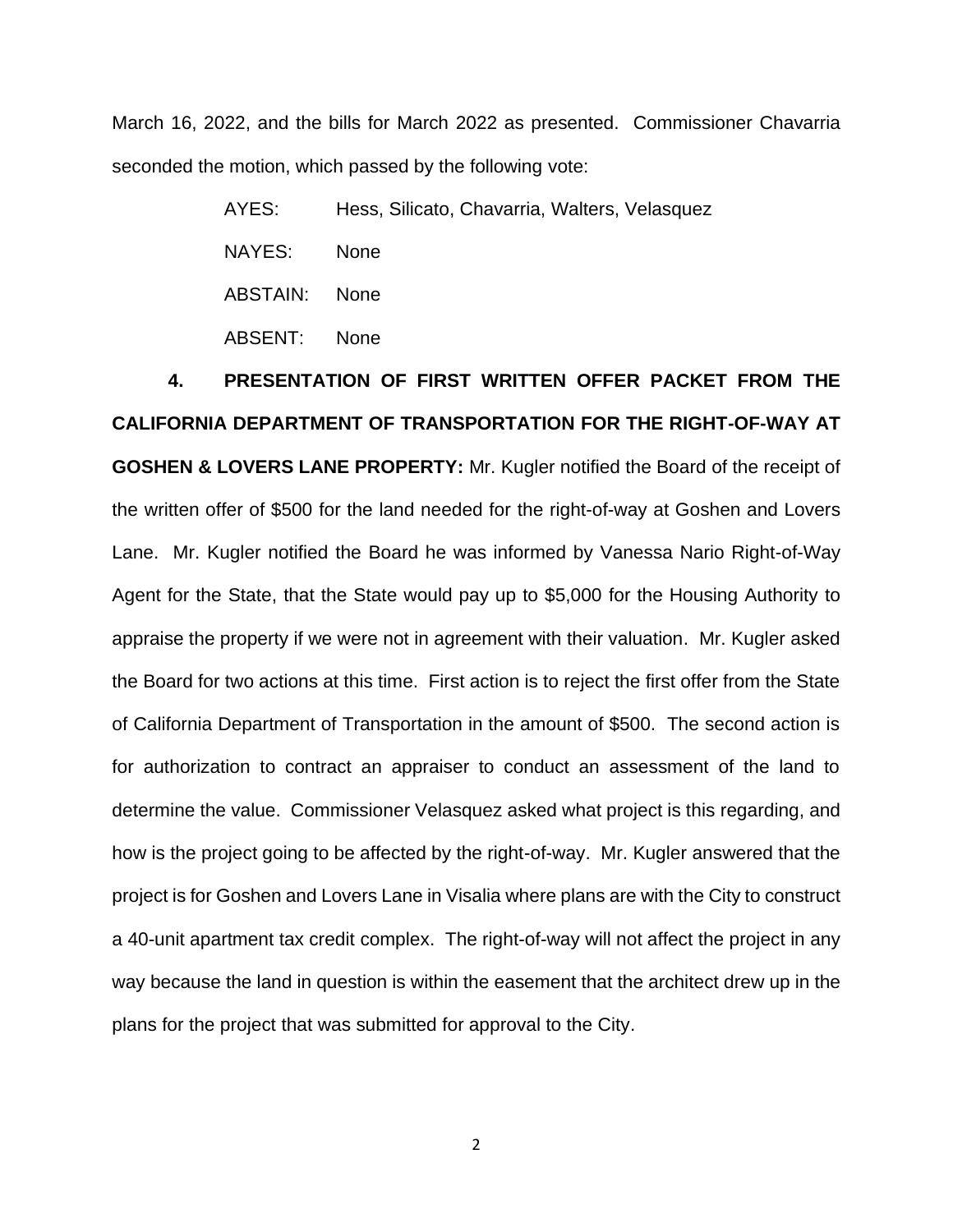March 16, 2022, and the bills for March 2022 as presented. Commissioner Chavarria seconded the motion, which passed by the following vote:

| | |
|---|---|
| AYES: | Hess, Silicato, Chavarria, Walters, Velasquez |
| NAYES: | None |
| ABSTAIN: | None |
| ABSENT: | None |

**4. PRESENTATION OF FIRST WRITTEN OFFER PACKET FROM THE CALIFORNIA DEPARTMENT OF TRANSPORTATION FOR THE RIGHT-OF-WAY AT GOSHEN & LOVERS LANE PROPERTY:** Mr. Kugler notified the Board of the receipt of the written offer of $500 for the land needed for the right-of-way at Goshen and Lovers Lane. Mr. Kugler notified the Board he was informed by Vanessa Nario Right-of-Way Agent for the State, that the State would pay up to $5,000 for the Housing Authority to appraise the property if we were not in agreement with their valuation. Mr. Kugler asked the Board for two actions at this time. First action is to reject the first offer from the State of California Department of Transportation in the amount of $500. The second action is for authorization to contract an appraiser to conduct an assessment of the land to determine the value. Commissioner Velasquez asked what project is this regarding, and how is the project going to be affected by the right-of-way. Mr. Kugler answered that the project is for Goshen and Lovers Lane in Visalia where plans are with the City to construct a 40-unit apartment tax credit complex. The right-of-way will not affect the project in any way because the land in question is within the easement that the architect drew up in the plans for the project that was submitted for approval to the City.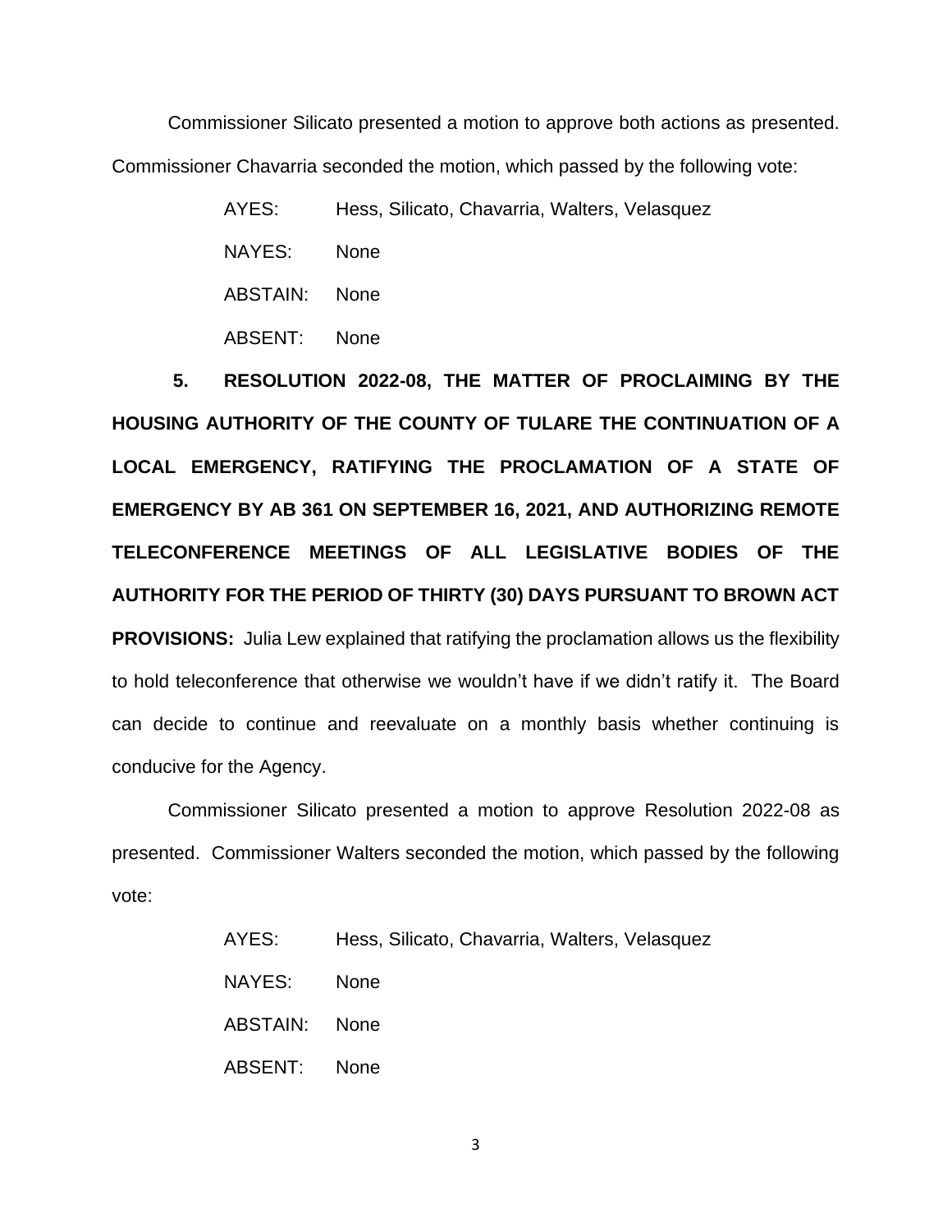Commissioner Silicato presented a motion to approve both actions as presented. Commissioner Chavarria seconded the motion, which passed by the following vote:

AYES: Hess, Silicato, Chavarria, Walters, Velasquez

NAYES: None

ABSTAIN: None

ABSENT: None

**5. RESOLUTION 2022-08, THE MATTER OF PROCLAIMING BY THE HOUSING AUTHORITY OF THE COUNTY OF TULARE THE CONTINUATION OF A LOCAL EMERGENCY, RATIFYING THE PROCLAMATION OF A STATE OF EMERGENCY BY AB 361 ON SEPTEMBER 16, 2021, AND AUTHORIZING REMOTE TELECONFERENCE MEETINGS OF ALL LEGISLATIVE BODIES OF THE AUTHORITY FOR THE PERIOD OF THIRTY (30) DAYS PURSUANT TO BROWN ACT PROVISIONS:** Julia Lew explained that ratifying the proclamation allows us the flexibility to hold teleconference that otherwise we wouldn't have if we didn't ratify it. The Board can decide to continue and reevaluate on a monthly basis whether continuing is conducive for the Agency.

Commissioner Silicato presented a motion to approve Resolution 2022-08 as presented. Commissioner Walters seconded the motion, which passed by the following vote:

AYES: Hess, Silicato, Chavarria, Walters, Velasquez

NAYES: None

ABSTAIN: None

ABSENT: None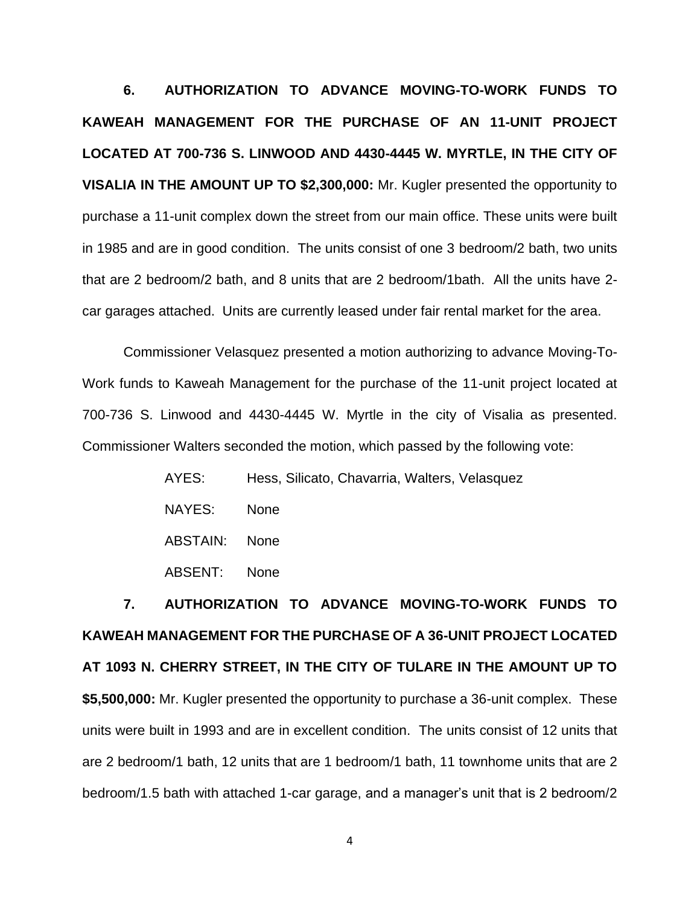**6. AUTHORIZATION TO ADVANCE MOVING-TO-WORK FUNDS TO KAWEAH MANAGEMENT FOR THE PURCHASE OF AN 11-UNIT PROJECT LOCATED AT 700-736 S. LINWOOD AND 4430-4445 W. MYRTLE, IN THE CITY OF VISALIA IN THE AMOUNT UP TO $2,300,000:** Mr. Kugler presented the opportunity to purchase a 11-unit complex down the street from our main office. These units were built in 1985 and are in good condition. The units consist of one 3 bedroom/2 bath, two units that are 2 bedroom/2 bath, and 8 units that are 2 bedroom/1bath. All the units have 2-car garages attached. Units are currently leased under fair rental market for the area.

Commissioner Velasquez presented a motion authorizing to advance Moving-To-Work funds to Kaweah Management for the purchase of the 11-unit project located at 700-736 S. Linwood and 4430-4445 W. Myrtle in the city of Visalia as presented. Commissioner Walters seconded the motion, which passed by the following vote:

AYES: Hess, Silicato, Chavarria, Walters, Velasquez

NAYES: None

ABSTAIN: None

ABSENT: None

**7. AUTHORIZATION TO ADVANCE MOVING-TO-WORK FUNDS TO KAWEAH MANAGEMENT FOR THE PURCHASE OF A 36-UNIT PROJECT LOCATED AT 1093 N. CHERRY STREET, IN THE CITY OF TULARE IN THE AMOUNT UP TO $5,500,000:** Mr. Kugler presented the opportunity to purchase a 36-unit complex. These units were built in 1993 and are in excellent condition. The units consist of 12 units that are 2 bedroom/1 bath, 12 units that are 1 bedroom/1 bath, 11 townhome units that are 2 bedroom/1.5 bath with attached 1-car garage, and a manager's unit that is 2 bedroom/2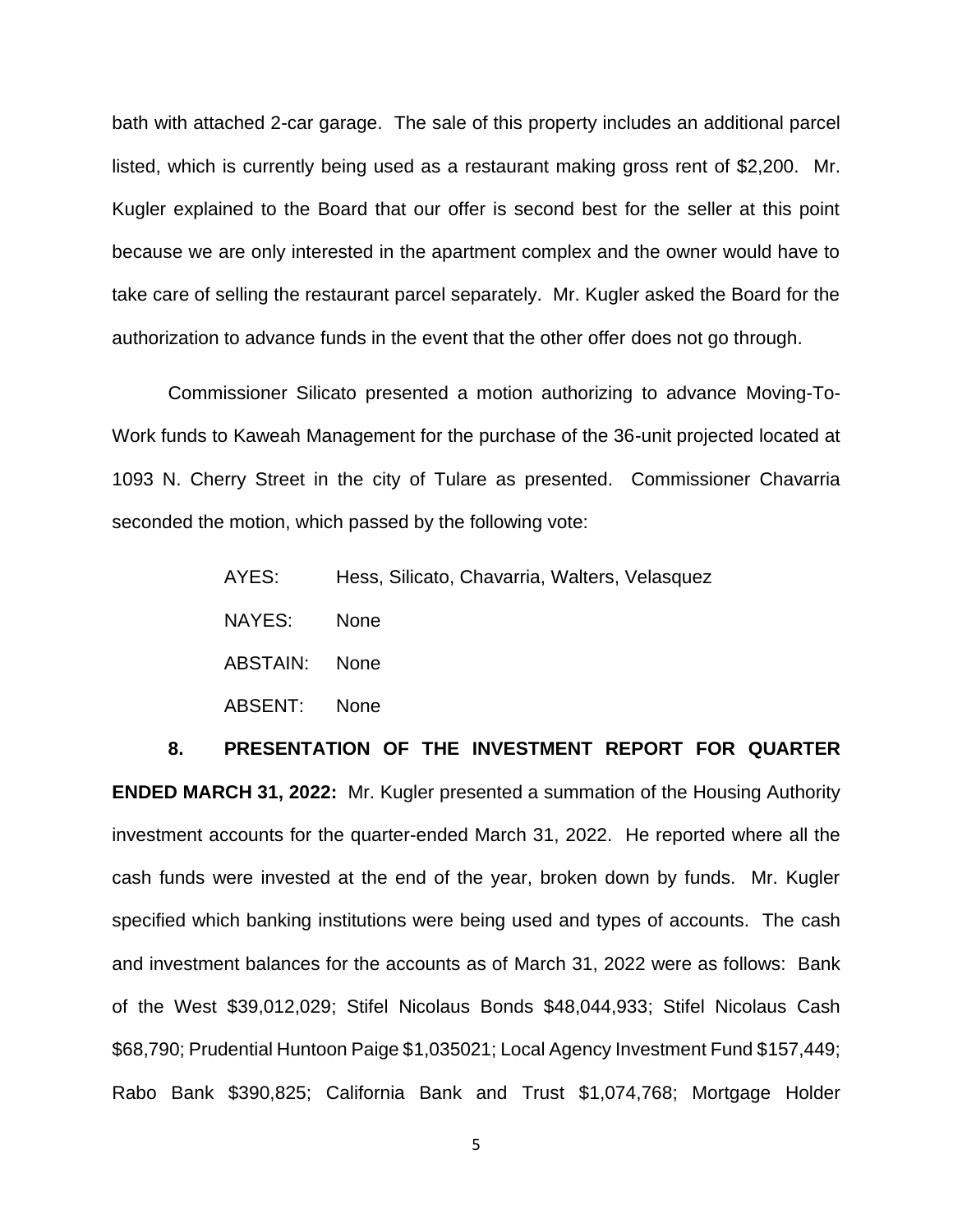bath with attached 2-car garage. The sale of this property includes an additional parcel listed, which is currently being used as a restaurant making gross rent of $2,200. Mr. Kugler explained to the Board that our offer is second best for the seller at this point because we are only interested in the apartment complex and the owner would have to take care of selling the restaurant parcel separately. Mr. Kugler asked the Board for the authorization to advance funds in the event that the other offer does not go through.

Commissioner Silicato presented a motion authorizing to advance Moving-To-Work funds to Kaweah Management for the purchase of the 36-unit projected located at 1093 N. Cherry Street in the city of Tulare as presented. Commissioner Chavarria seconded the motion, which passed by the following vote:

AYES: Hess, Silicato, Chavarria, Walters, Velasquez

NAYES: None

ABSTAIN: None

ABSENT: None

**8. PRESENTATION OF THE INVESTMENT REPORT FOR QUARTER ENDED MARCH 31, 2022:** Mr. Kugler presented a summation of the Housing Authority investment accounts for the quarter-ended March 31, 2022. He reported where all the cash funds were invested at the end of the year, broken down by funds. Mr. Kugler specified which banking institutions were being used and types of accounts. The cash and investment balances for the accounts as of March 31, 2022 were as follows: Bank of the West $39,012,029; Stifel Nicolaus Bonds $48,044,933; Stifel Nicolaus Cash $68,790; Prudential Huntoon Paige $1,035021; Local Agency Investment Fund $157,449; Rabo Bank $390,825; California Bank and Trust $1,074,768; Mortgage Holder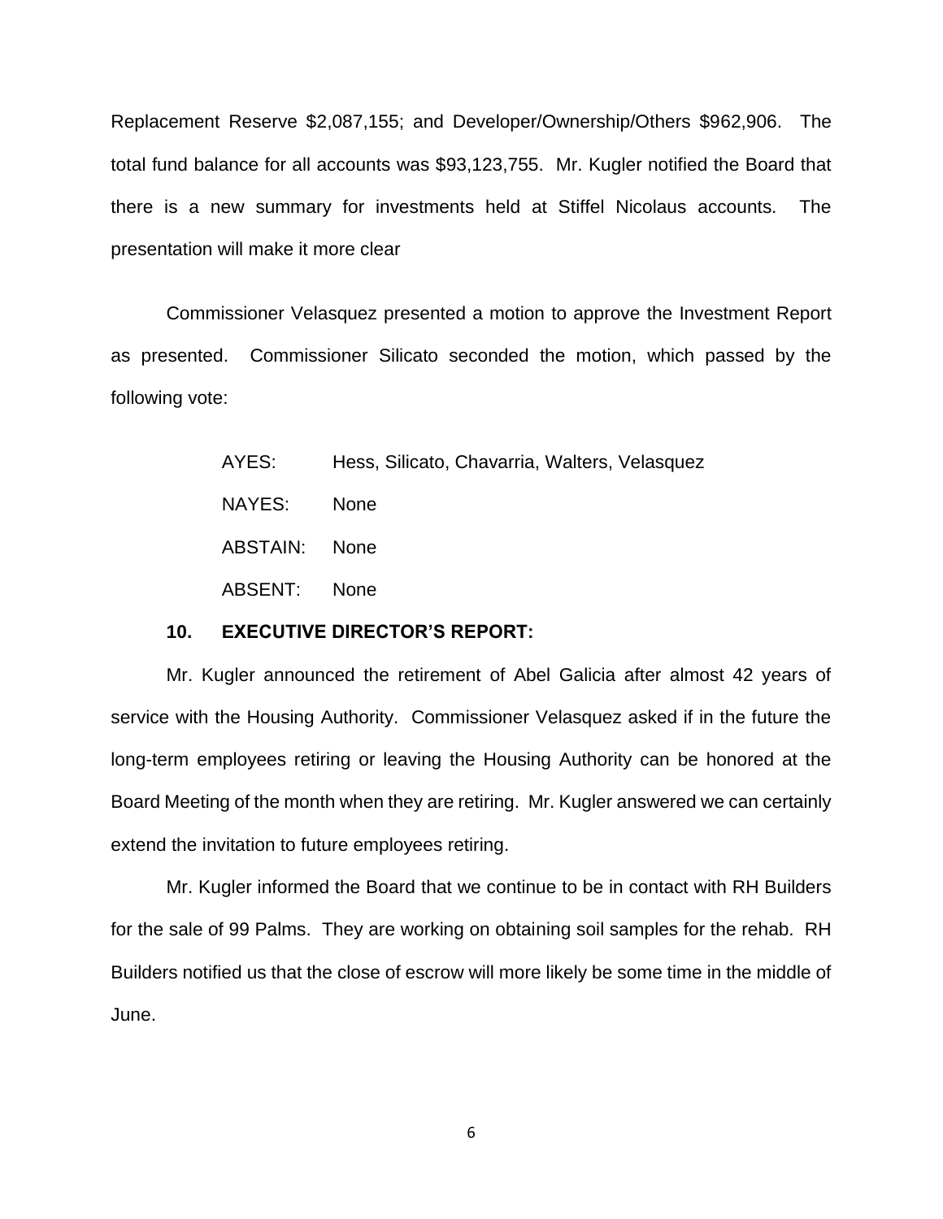Replacement Reserve $2,087,155; and Developer/Ownership/Others $962,906. The total fund balance for all accounts was $93,123,755. Mr. Kugler notified the Board that there is a new summary for investments held at Stiffel Nicolaus accounts. The presentation will make it more clear

Commissioner Velasquez presented a motion to approve the Investment Report as presented. Commissioner Silicato seconded the motion, which passed by the following vote:

AYES: Hess, Silicato, Chavarria, Walters, Velasquez

NAYES: None

ABSTAIN: None

ABSENT: None

### 10. EXECUTIVE DIRECTOR'S REPORT:

Mr. Kugler announced the retirement of Abel Galicia after almost 42 years of service with the Housing Authority. Commissioner Velasquez asked if in the future the long-term employees retiring or leaving the Housing Authority can be honored at the Board Meeting of the month when they are retiring. Mr. Kugler answered we can certainly extend the invitation to future employees retiring.

Mr. Kugler informed the Board that we continue to be in contact with RH Builders for the sale of 99 Palms. They are working on obtaining soil samples for the rehab. RH Builders notified us that the close of escrow will more likely be some time in the middle of June.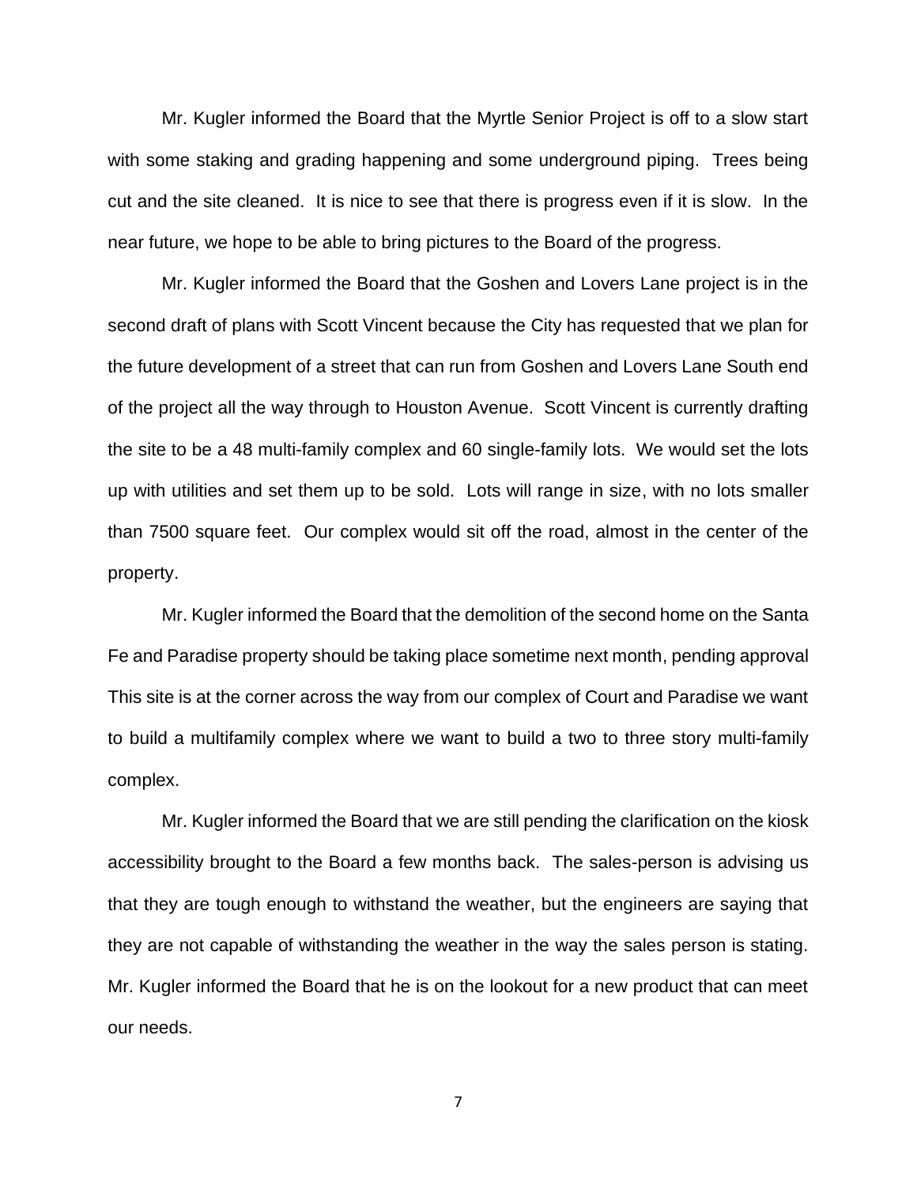Mr. Kugler informed the Board that the Myrtle Senior Project is off to a slow start with some staking and grading happening and some underground piping. Trees being cut and the site cleaned. It is nice to see that there is progress even if it is slow. In the near future, we hope to be able to bring pictures to the Board of the progress.

Mr. Kugler informed the Board that the Goshen and Lovers Lane project is in the second draft of plans with Scott Vincent because the City has requested that we plan for the future development of a street that can run from Goshen and Lovers Lane South end of the project all the way through to Houston Avenue. Scott Vincent is currently drafting the site to be a 48 multi-family complex and 60 single-family lots. We would set the lots up with utilities and set them up to be sold. Lots will range in size, with no lots smaller than 7500 square feet. Our complex would sit off the road, almost in the center of the property.

Mr. Kugler informed the Board that the demolition of the second home on the Santa Fe and Paradise property should be taking place sometime next month, pending approval This site is at the corner across the way from our complex of Court and Paradise we want to build a multifamily complex where we want to build a two to three story multi-family complex.

Mr. Kugler informed the Board that we are still pending the clarification on the kiosk accessibility brought to the Board a few months back. The sales-person is advising us that they are tough enough to withstand the weather, but the engineers are saying that they are not capable of withstanding the weather in the way the sales person is stating. Mr. Kugler informed the Board that he is on the lookout for a new product that can meet our needs.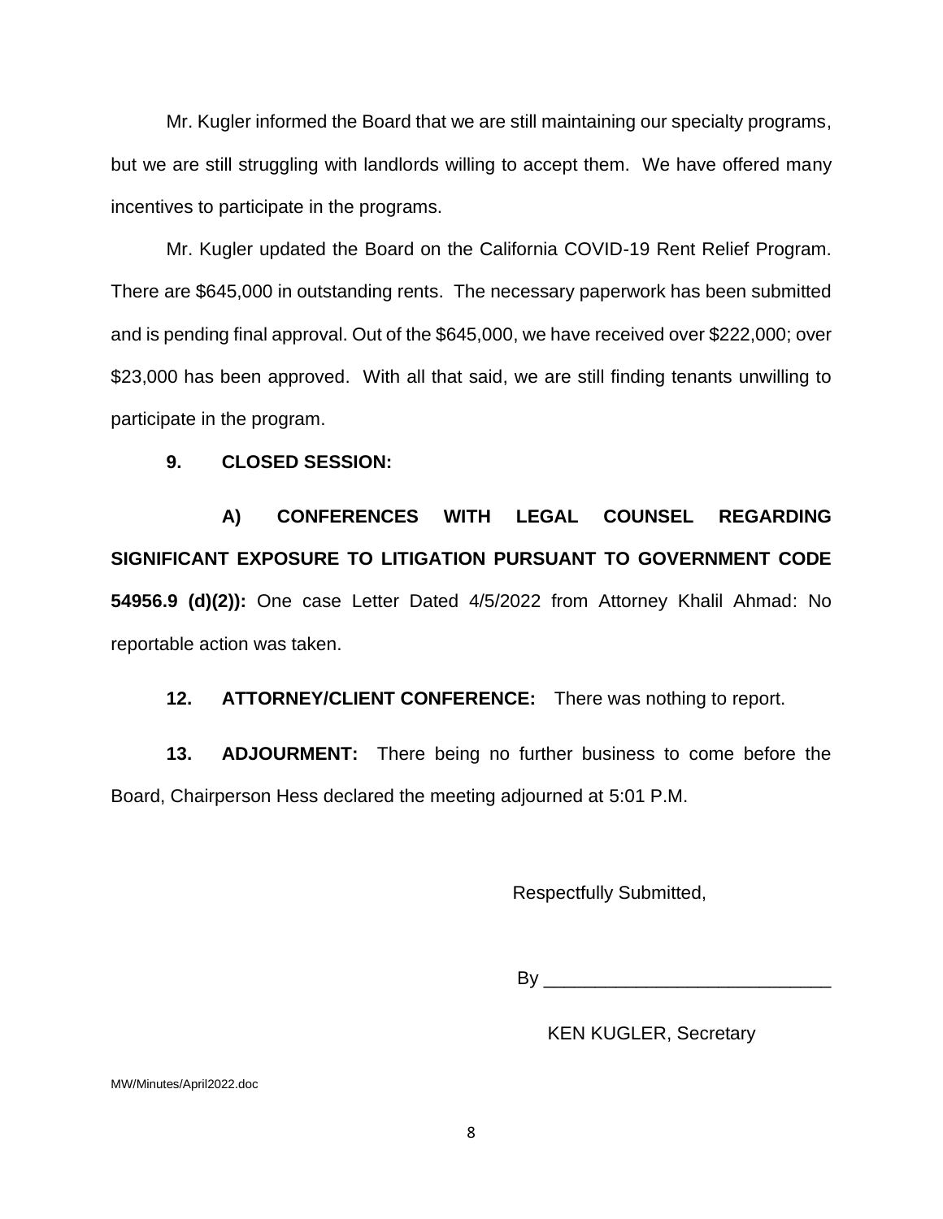Mr. Kugler informed the Board that we are still maintaining our specialty programs, but we are still struggling with landlords willing to accept them. We have offered many incentives to participate in the programs.

Mr. Kugler updated the Board on the California COVID-19 Rent Relief Program. There are $645,000 in outstanding rents. The necessary paperwork has been submitted and is pending final approval. Out of the $645,000, we have received over $222,000; over $23,000 has been approved. With all that said, we are still finding tenants unwilling to participate in the program.

**9. CLOSED SESSION:**

**A) CONFERENCES WITH LEGAL COUNSEL REGARDING SIGNIFICANT EXPOSURE TO LITIGATION PURSUANT TO GOVERNMENT CODE 54956.9 (d)(2)):** One case Letter Dated 4/5/2022 from Attorney Khalil Ahmad: No reportable action was taken.

**12. ATTORNEY/CLIENT CONFERENCE:** There was nothing to report.

**13. ADJOURMENT:** There being no further business to come before the Board, Chairperson Hess declared the meeting adjourned at 5:01 P.M.

Respectfully Submitted,

By ____________________________

KEN KUGLER, Secretary

MW/Minutes/April2022.doc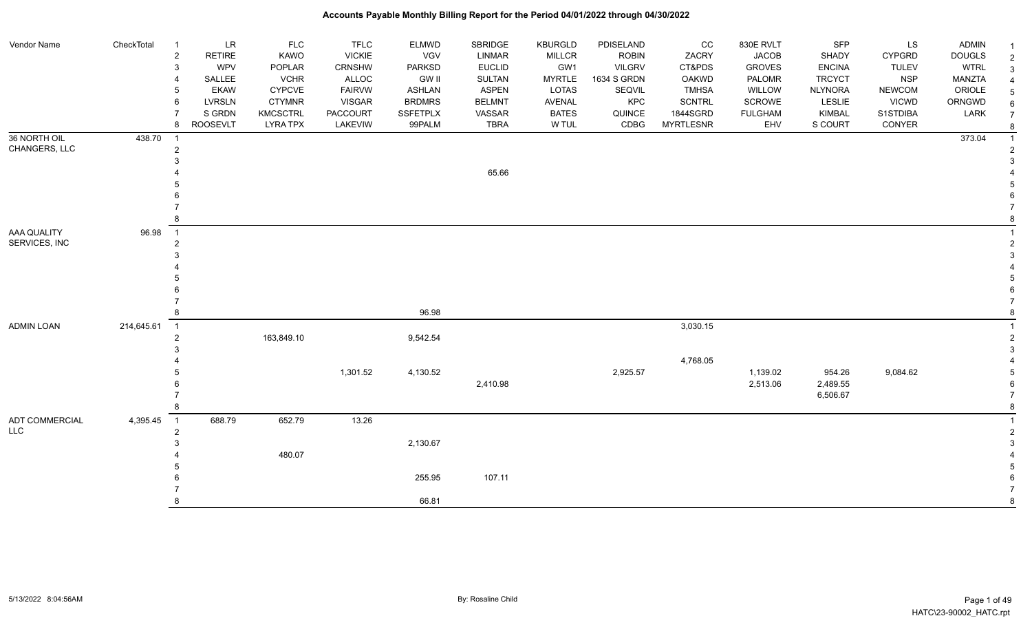# Accounts Payable Monthly Billing Report for the Period 04/01/2022 through 04/30/2022

| Vendor Name | CheckTotal | | | | | | | | | | | | | | |
|---|---|---|---|---|---|---|---|---|---|---|---|---|---|---|---|
| | | 1 | LR | FLC | TFLC | ELMWD | SBRIDGE | KBURGLD | PDISELAND | CC | 830E RVLT | SFP | LS | ADMIN | 1 |
| | | 2 | RETIRE | KAWO | VICKIE | VGV | LINMAR | MILLCR | ROBIN | ZACRY | JACOB | SHADY | CYPGRD | DOUGLS | 2 |
| | | 3 | WPV | POPLAR | CRNSHW | PARKSD | EUCLID | GW1 | VILGRV | CT&PDS | GROVES | ENCINA | TULEV | WTRL | 3 |
| | | 4 | SALLEE | VCHR | ALLOC | GW II | SULTAN | MYRTLE | 1634 S GRDN | OAKWD | PALOMR | TRCYCT | NSP | MANZTA | 4 |
| | | 5 | EKAW | CYPCVE | FAIRVW | ASHLAN | ASPEN | LOTAS | SEQVIL | TMHSA | WILLOW | NLYNORA | NEWCOM | ORIOLE | 5 |
| | | 6 | LVRSLN | CTYMNR | VISGAR | BRDMRS | BELMNT | AVENAL | KPC | SCNTRL | SCROWE | LESLIE | VICWD | ORNGWD | 6 |
| | | 7 | S GRDN | KMCSCTRL | PACCOURT | SSFETPLX | VASSAR | BATES | QUINCE | 1844SGRD | FULGHAM | KIMBAL | S1STDIBA | LARK | 7 |
| | | 8 | ROOSEVLT | LYRA TPX | LAKEVIW | 99PALM | TBRA | W TUL | CDBG | MYRTLESNR | EHV | S COURT | CONYER | | 8 |
| 36 NORTH OIL CHANGERS, LLC | 438.70 | 1 | | | | | | | | | | | | 373.04 | 1 |
| | | 2 | | | | | | | | | | | | | 2 |
| | | 3 | | | | | | | | | | | | | 3 |
| | | 4 | | | | | 65.66 | | | | | | | | 4 |
| | | 5 | | | | | | | | | | | | | 5 |
| | | 6 | | | | | | | | | | | | | 6 |
| | | 7 | | | | | | | | | | | | | 7 |
| | | 8 | | | | | | | | | | | | | 8 |
| AAA QUALITY SERVICES, INC | 96.98 | 1 | | | | | | | | | | | | | 1 |
| | | 2 | | | | | | | | | | | | | 2 |
| | | 3 | | | | | | | | | | | | | 3 |
| | | 4 | | | | | | | | | | | | | 4 |
| | | 5 | | | | | | | | | | | | | 5 |
| | | 6 | | | | | | | | | | | | | 6 |
| | | 7 | | | | | | | | | | | | | 7 |
| | | 8 | | | | 96.98 | | | | | | | | | 8 |
| ADMIN LOAN | 214,645.61 | 1 | | | | | | | | 3,030.15 | | | | | 1 |
| | | 2 | | 163,849.10 | | 9,542.54 | | | | | | | | | 2 |
| | | 3 | | | | | | | | | | | | | 3 |
| | | 4 | | | | | | | | 4,768.05 | | | | | 4 |
| | | 5 | | | 1,301.52 | 4,130.52 | | | 2,925.57 | | 1,139.02 | 954.26 | 9,084.62 | | 5 |
| | | 6 | | | | | 2,410.98 | | | | 2,513.06 | 2,489.55 | | | 6 |
| | | 7 | | | | | | | | | | 6,506.67 | | | 7 |
| | | 8 | | | | | | | | | | | | | 8 |
| ADT COMMERCIAL LLC | 4,395.45 | 1 | 688.79 | 652.79 | 13.26 | | | | | | | | | | 1 |
| | | 2 | | | | | | | | | | | | | 2 |
| | | 3 | | | | 2,130.67 | | | | | | | | | 3 |
| | | 4 | | 480.07 | | | | | | | | | | | 4 |
| | | 5 | | | | | | | | | | | | | 5 |
| | | 6 | | | | 255.95 | 107.11 | | | | | | | | 6 |
| | | 7 | | | | | | | | | | | | | 7 |
| | | 8 | | | | 66.81 | | | | | | | | | 8 |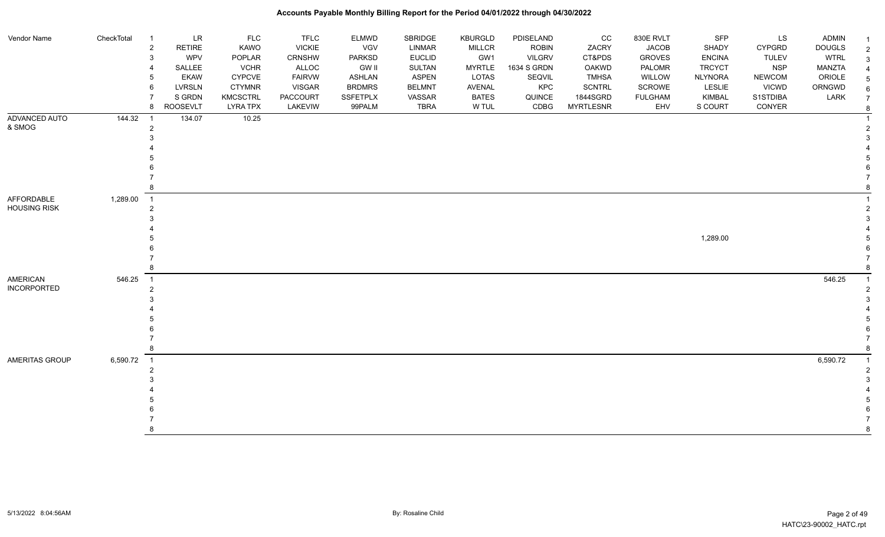# Accounts Payable Monthly Billing Report for the Period 04/01/2022 through 04/30/2022

| Vendor Name | CheckTotal | | | | | | | | | | | | | | |
|---|---|---|---|---|---|---|---|---|---|---|---|---|---|---|---|
| | | 1 | LR | FLC | TFLC | ELMWD | SBRIDGE | KBURGLD | PDISELAND | CC | 830E RVLT | SFP | LS | ADMIN | 1 |
| | | 2 | RETIRE | KAWO | VICKIE | VGV | LINMAR | MILLCR | ROBIN | ZACRY | JACOB | SHADY | CYPGRD | DOUGLS | 2 |
| | | 3 | WPV | POPLAR | CRNSHW | PARKSD | EUCLID | GW1 | VILGRV | CT&PDS | GROVES | ENCINA | TULEV | WTRL | 3 |
| | | 4 | SALLEE | VCHR | ALLOC | GW II | SULTAN | MYRTLE | 1634 S GRDN | OAKWD | PALOMR | TRCYCT | NSP | MANZTA | 4 |
| | | 5 | EKAW | CYPCVE | FAIRVW | ASHLAN | ASPEN | LOTAS | SEQVIL | TMHSA | WILLOW | NLYNORA | NEWCOM | ORIOLE | 5 |
| | | 6 | LVRSLN | CTYMNR | VISGAR | BRDMRS | BELMNT | AVENAL | KPC | SCNTRL | SCROWE | LESLIE | VICWD | ORNGWD | 6 |
| | | 7 | S GRDN | KMCSCTRL | PACCOURT | SSFETPLX | VASSAR | BATES | QUINCE | 1844SGRD | FULGHAM | KIMBAL | S1STDIBA | LARK | 7 |
| | | 8 | ROOSEVLT | LYRA TPX | LAKEVIW | 99PALM | TBRA | W TUL | CDBG | MYRTLESNR | EHV | S COURT | CONYER | | 8 |
| ADVANCED AUTO | 144.32 | 1 | 134.07 | 10.25 | | | | | | | | | | | 1 |
| & SMOG | | 2 | | | | | | | | | | | | | 2 |
| | | 3 | | | | | | | | | | | | | 3 |
| | | 4 | | | | | | | | | | | | | 4 |
| | | 5 | | | | | | | | | | | | | 5 |
| | | 6 | | | | | | | | | | | | | 6 |
| | | 7 | | | | | | | | | | | | | 7 |
| | | 8 | | | | | | | | | | | | | 8 |
| AFFORDABLE | 1,289.00 | 1 | | | | | | | | | | | | | 1 |
| HOUSING RISK | | 2 | | | | | | | | | | | | | 2 |
| | | 3 | | | | | | | | | | | | | 3 |
| | | 4 | | | | | | | | | | | | | 4 |
| | | 5 | | | | | | | | | | 1,289.00 | | | 5 |
| | | 6 | | | | | | | | | | | | | 6 |
| | | 7 | | | | | | | | | | | | | 7 |
| | | 8 | | | | | | | | | | | | | 8 |
| AMERICAN | 546.25 | 1 | | | | | | | | | | | | 546.25 | 1 |
| INCORPORATED | | 2 | | | | | | | | | | | | | 2 |
| | | 3 | | | | | | | | | | | | | 3 |
| | | 4 | | | | | | | | | | | | | 4 |
| | | 5 | | | | | | | | | | | | | 5 |
| | | 6 | | | | | | | | | | | | | 6 |
| | | 7 | | | | | | | | | | | | | 7 |
| | | 8 | | | | | | | | | | | | | 8 |
| AMERITAS GROUP | 6,590.72 | 1 | | | | | | | | | | | | 6,590.72 | 1 |
| | | 2 | | | | | | | | | | | | | 2 |
| | | 3 | | | | | | | | | | | | | 3 |
| | | 4 | | | | | | | | | | | | | 4 |
| | | 5 | | | | | | | | | | | | | 5 |
| | | 6 | | | | | | | | | | | | | 6 |
| | | 7 | | | | | | | | | | | | | 7 |
| | | 8 | | | | | | | | | | | | | 8 |

5/13/2022 8:04:56AM — By: Rosaline Child — HATC\23-90002_HATC.rpt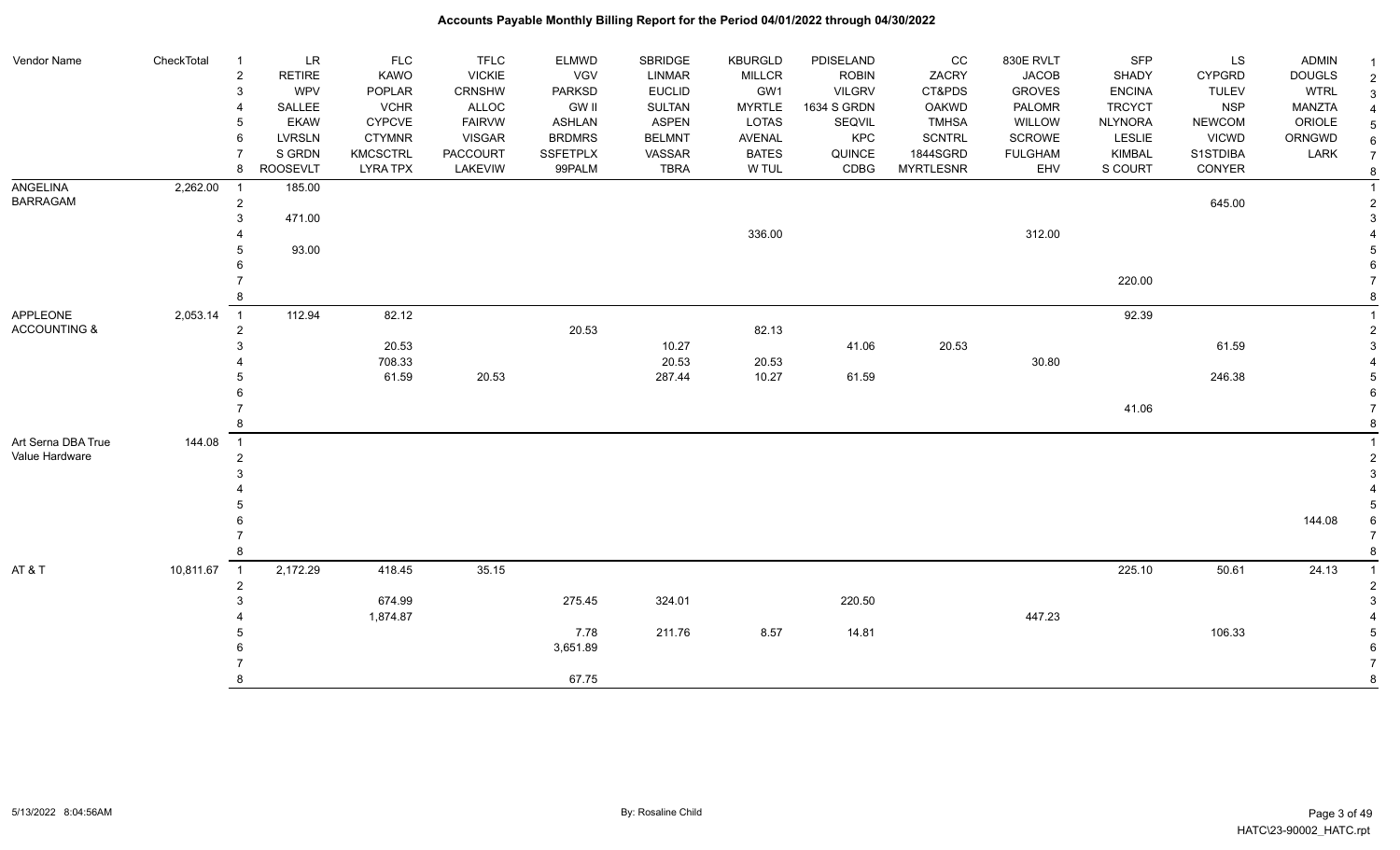# Accounts Payable Monthly Billing Report for the Period 04/01/2022 through 04/30/2022

| Vendor Name | CheckTotal | # | | | | | | | | | | | | |
|---|---|---|---|---|---|---|---|---|---|---|---|---|---|---|
| | | 1 | LR | FLC | TFLC | ELMWD | SBRIDGE | KBURGLD | PDISELAND | CC | 830E RVLT | SFP | LS | ADMIN |
| | | 2 | RETIRE | KAWO | VICKIE | VGV | LINMAR | MILLCR | ROBIN | ZACRY | JACOB | SHADY | CYPGRD | DOUGLS |
| | | 3 | WPV | POPLAR | CRNSHW | PARKSD | EUCLID | GW1 | VILGRV | CT&PDS | GROVES | ENCINA | TULEV | WTRL |
| | | 4 | SALLEE | VCHR | ALLOC | GW II | SULTAN | MYRTLE | 1634 S GRDN | OAKWD | PALOMR | TRCYCT | NSP | MANZTA |
| | | 5 | EKAW | CYPCVE | FAIRVW | ASHLAN | ASPEN | LOTAS | SEQVIL | TMHSA | WILLOW | NLYNORA | NEWCOM | ORIOLE |
| | | 6 | LVRSLN | CTYMNR | VISGAR | BRDMRS | BELMNT | AVENAL | KPC | SCNTRL | SCROWE | LESLIE | VICWD | ORNGWD |
| | | 7 | S GRDN | KMCSCTRL | PACCOURT | SSFETPLX | VASSAR | BATES | QUINCE | 1844SGRD | FULGHAM | KIMBAL | S1STDIBA | LARK |
| | | 8 | ROOSEVLT | LYRA TPX | LAKEVIW | 99PALM | TBRA | W TUL | CDBG | MYRTLESNR | EHV | S COURT | CONYER | |
| ANGELINA BARRAGAM | 2,262.00 | 1 | 185.00 | | | | | | | | | | | |
| | | 2 | | | | | | | | | | | 645.00 | |
| | | 3 | 471.00 | | | | | | | | | | | |
| | | 4 | | | | | | 336.00 | | | 312.00 | | | |
| | | 5 | 93.00 | | | | | | | | | | | |
| | | 6 | | | | | | | | | | | | |
| | | 7 | | | | | | | | | | 220.00 | | |
| | | 8 | | | | | | | | | | | | |
| APPLEONE ACCOUNTING & | 2,053.14 | 1 | 112.94 | 82.12 | | | | | | | | 92.39 | | |
| | | 2 | | | | 20.53 | | 82.13 | | | | | | |
| | | 3 | | 20.53 | | | 10.27 | | 41.06 | 20.53 | | | 61.59 | |
| | | 4 | | 708.33 | | | 20.53 | 20.53 | | | 30.80 | | | |
| | | 5 | | 61.59 | 20.53 | | 287.44 | 10.27 | 61.59 | | | | 246.38 | |
| | | 6 | | | | | | | | | | | | |
| | | 7 | | | | | | | | | | 41.06 | | |
| | | 8 | | | | | | | | | | | | |
| Art Serna DBA True Value Hardware | 144.08 | 1 | | | | | | | | | | | | |
| | | 2 | | | | | | | | | | | | |
| | | 3 | | | | | | | | | | | | |
| | | 4 | | | | | | | | | | | | |
| | | 5 | | | | | | | | | | | | |
| | | 6 | | | | | | | | | | | | 144.08 |
| | | 7 | | | | | | | | | | | | |
| | | 8 | | | | | | | | | | | | |
| AT & T | 10,811.67 | 1 | 2,172.29 | 418.45 | 35.15 | | | | | | | 225.10 | 50.61 | 24.13 |
| | | 2 | | | | | | | | | | | | |
| | | 3 | | 674.99 | | 275.45 | 324.01 | | 220.50 | | | | | |
| | | 4 | | 1,874.87 | | | | | | | 447.23 | | | |
| | | 5 | | | | 7.78 | 211.76 | 8.57 | 14.81 | | | | 106.33 | |
| | | 6 | | | | 3,651.89 | | | | | | | | |
| | | 7 | | | | | | | | | | | | |
| | | 8 | | | | 67.75 | | | | | | | | |

5/13/2022 8:04:56AM By: Rosaline Child HATC\23-90002_HATC.rpt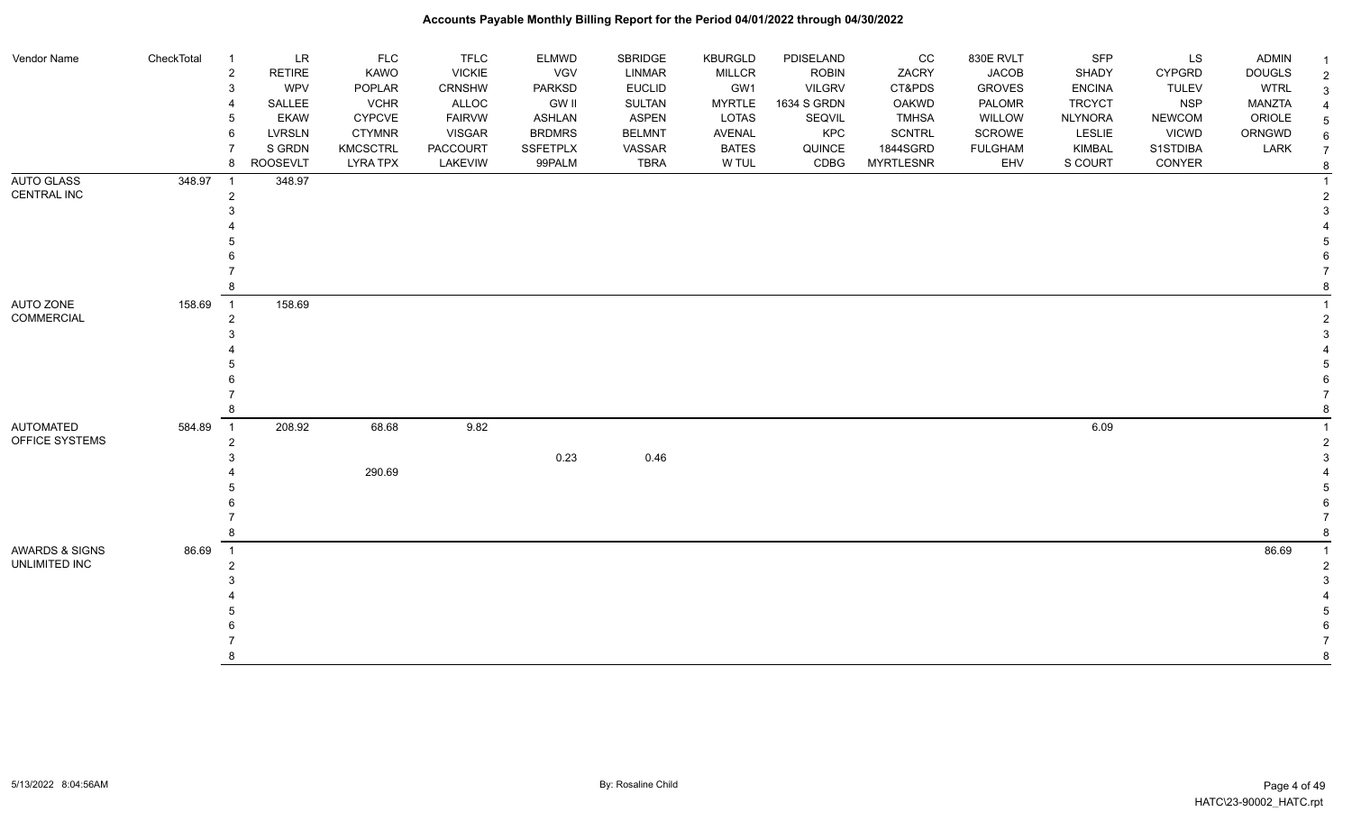# Accounts Payable Monthly Billing Report for the Period 04/01/2022 through 04/30/2022

| Vendor Name | CheckTotal | | LR | FLC | TFLC | ELMWD | SBRIDGE | KBURGLD | PDISELAND | CC | 830E RVLT | SFP | LS | ADMIN | |
|---|---|---|---|---|---|---|---|---|---|---|---|---|---|---|---|
| | | 1 | LR | FLC | TFLC | ELMWD | SBRIDGE | KBURGLD | PDISELAND | CC | 830E RVLT | SFP | LS | ADMIN | 1 |
| | | 2 | RETIRE | KAWO | VICKIE | VGV | LINMAR | MILLCR | ROBIN | ZACRY | JACOB | SHADY | CYPGRD | DOUGLS | 2 |
| | | 3 | WPV | POPLAR | CRNSHW | PARKSD | EUCLID | GW1 | VILGRV | CT&PDS | GROVES | ENCINA | TULEV | WTRL | 3 |
| | | 4 | SALLEE | VCHR | ALLOC | GW II | SULTAN | MYRTLE | 1634 S GRDN | OAKWD | PALOMR | TRCYCT | NSP | MANZTA | 4 |
| | | 5 | EKAW | CYPCVE | FAIRVW | ASHLAN | ASPEN | LOTAS | SEQVIL | TMHSA | WILLOW | NLYNORA | NEWCOM | ORIOLE | 5 |
| | | 6 | LVRSLN | CTYMNR | VISGAR | BRDMRS | BELMNT | AVENAL | KPC | SCNTRL | SCROWE | LESLIE | VICWD | ORNGWD | 6 |
| | | 7 | S GRDN | KMCSCTRL | PACCOURT | SSFETPLX | VASSAR | BATES | QUINCE | 1844SGRD | FULGHAM | KIMBAL | S1STDIBA | LARK | 7 |
| | | 8 | ROOSEVLT | LYRA TPX | LAKEVIW | 99PALM | TBRA | W TUL | CDBG | MYRTLESNR | EHV | S COURT | CONYER | | 8 |
| AUTO GLASS CENTRAL INC | 348.97 | 1 | 348.97 | | | | | | | | | | | | 1 |
| | | 2 | | | | | | | | | | | | | 2 |
| | | 3 | | | | | | | | | | | | | 3 |
| | | 4 | | | | | | | | | | | | | 4 |
| | | 5 | | | | | | | | | | | | | 5 |
| | | 6 | | | | | | | | | | | | | 6 |
| | | 7 | | | | | | | | | | | | | 7 |
| | | 8 | | | | | | | | | | | | | 8 |
| AUTO ZONE COMMERCIAL | 158.69 | 1 | 158.69 | | | | | | | | | | | | 1 |
| | | 2 | | | | | | | | | | | | | 2 |
| | | 3 | | | | | | | | | | | | | 3 |
| | | 4 | | | | | | | | | | | | | 4 |
| | | 5 | | | | | | | | | | | | | 5 |
| | | 6 | | | | | | | | | | | | | 6 |
| | | 7 | | | | | | | | | | | | | 7 |
| | | 8 | | | | | | | | | | | | | 8 |
| AUTOMATED OFFICE SYSTEMS | 584.89 | 1 | 208.92 | 68.68 | 9.82 | | | | | | | 6.09 | | | 1 |
| | | 2 | | | | | | | | | | | | | 2 |
| | | 3 | | | | 0.23 | 0.46 | | | | | | | | 3 |
| | | 4 | | 290.69 | | | | | | | | | | | 4 |
| | | 5 | | | | | | | | | | | | | 5 |
| | | 6 | | | | | | | | | | | | | 6 |
| | | 7 | | | | | | | | | | | | | 7 |
| | | 8 | | | | | | | | | | | | | 8 |
| AWARDS & SIGNS UNLIMITED INC | 86.69 | 1 | | | | | | | | | | | | 86.69 | 1 |
| | | 2 | | | | | | | | | | | | | 2 |
| | | 3 | | | | | | | | | | | | | 3 |
| | | 4 | | | | | | | | | | | | | 4 |
| | | 5 | | | | | | | | | | | | | 5 |
| | | 6 | | | | | | | | | | | | | 6 |
| | | 7 | | | | | | | | | | | | | 7 |
| | | 8 | | | | | | | | | | | | | 8 |

5/13/2022 8:04:56AM — By: Rosaline Child — HATC\23-90002_HATC.rpt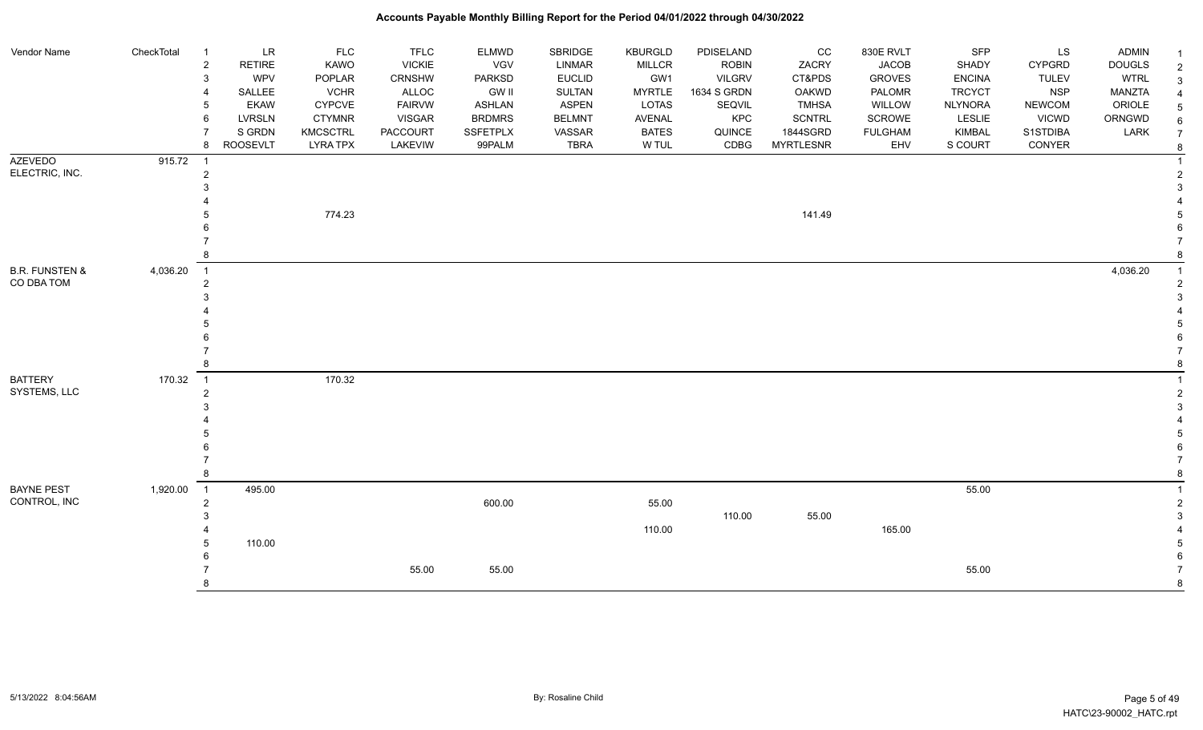| Vendor Name | CheckTotal | | | | | | | | | | | | | |
|---|---|---|---|---|---|---|---|---|---|---|---|---|---|---|
| | | 1 | LR | FLC | TFLC | ELMWD | SBRIDGE | KBURGLD | PDISELAND | CC | 830E RVLT | SFP | LS | ADMIN |
| | | 2 | RETIRE | KAWO | VICKIE | VGV | LINMAR | MILLCR | ROBIN | ZACRY | JACOB | SHADY | CYPGRD | DOUGLS |
| | | 3 | WPV | POPLAR | CRNSHW | PARKSD | EUCLID | GW1 | VILGRV | CT&PDS | GROVES | ENCINA | TULEV | WTRL |
| | | 4 | SALLEE | VCHR | ALLOC | GW II | SULTAN | MYRTLE | 1634 S GRDN | OAKWD | PALOMR | TRCYCT | NSP | MANZTA |
| | | 5 | EKAW | CYPCVE | FAIRVW | ASHLAN | ASPEN | LOTAS | SEQVIL | TMHSA | WILLOW | NLYNORA | NEWCOM | ORIOLE |
| | | 6 | LVRSLN | CTYMNR | VISGAR | BRDMRS | BELMNT | AVENAL | KPC | SCNTRL | SCROWE | LESLIE | VICWD | ORNGWD |
| | | 7 | S GRDN | KMCSCTRL | PACCOURT | SSFETPLX | VASSAR | BATES | QUINCE | 1844SGRD | FULGHAM | KIMBAL | S1STDIBA | LARK |
| | | 8 | ROOSEVLT | LYRA TPX | LAKEVIW | 99PALM | TBRA | W TUL | CDBG | MYRTLESNR | EHV | S COURT | CONYER | |
| AZEVEDO ELECTRIC, INC. | 915.72 | 1 | | | | | | | | | | | | |
| | | 2 | | | | | | | | | | | | |
| | | 3 | | | | | | | | | | | | |
| | | 4 | | | | | | | | | | | | |
| | | 5 | | 774.23 | | | | | | 141.49 | | | | |
| | | 6 | | | | | | | | | | | | |
| | | 7 | | | | | | | | | | | | |
| | | 8 | | | | | | | | | | | | |
| B.R. FUNSTEN & CO DBA TOM | 4,036.20 | 1 | | | | | | | | | | | | 4,036.20 |
| | | 2 | | | | | | | | | | | | |
| | | 3 | | | | | | | | | | | | |
| | | 4 | | | | | | | | | | | | |
| | | 5 | | | | | | | | | | | | |
| | | 6 | | | | | | | | | | | | |
| | | 7 | | | | | | | | | | | | |
| | | 8 | | | | | | | | | | | | |
| BATTERY SYSTEMS, LLC | 170.32 | 1 | | 170.32 | | | | | | | | | | |
| | | 2 | | | | | | | | | | | | |
| | | 3 | | | | | | | | | | | | |
| | | 4 | | | | | | | | | | | | |
| | | 5 | | | | | | | | | | | | |
| | | 6 | | | | | | | | | | | | |
| | | 7 | | | | | | | | | | | | |
| | | 8 | | | | | | | | | | | | |
| BAYNE PEST CONTROL, INC | 1,920.00 | 1 | 495.00 | | | | | | | | | 55.00 | | |
| | | 2 | | | | 600.00 | | 55.00 | | | | | | |
| | | 3 | | | | | | | 110.00 | 55.00 | | | | |
| | | 4 | | | | | | 110.00 | | | 165.00 | | | |
| | | 5 | 110.00 | | | | | | | | | | | |
| | | 6 | | | | | | | | | | | | |
| | | 7 | | | 55.00 | 55.00 | | | | | | 55.00 | | |
| | | 8 | | | | | | | | | | | | |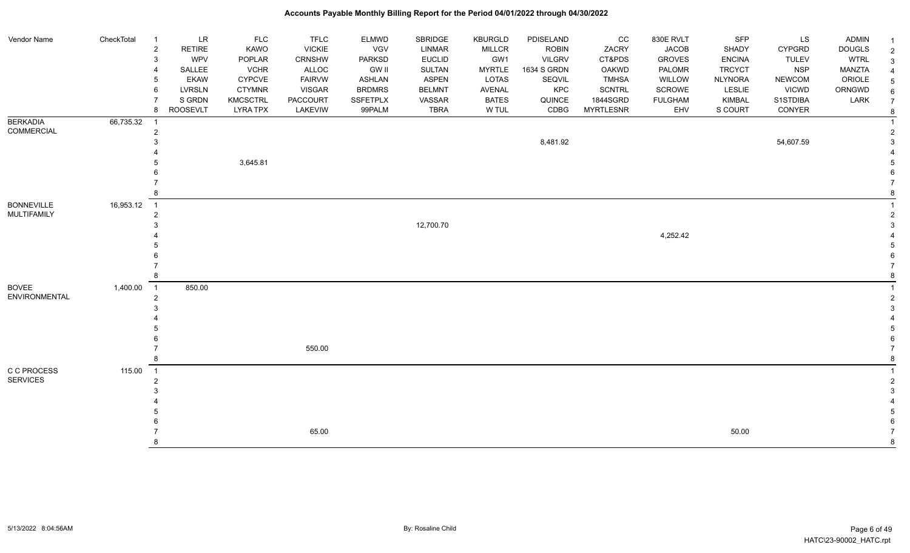| Vendor Name | CheckTotal | | LR | FLC | TFLC | ELMWD | SBRIDGE | KBURGLD | PDISELAND | CC | 830E RVLT | SFP | LS | ADMIN |
|---|---|---|---|---|---|---|---|---|---|---|---|---|---|---|
| | | 2 | RETIRE | KAWO | VICKIE | VGV | LINMAR | MILLCR | ROBIN | ZACRY | JACOB | SHADY | CYPGRD | DOUGLS |
| | | 3 | WPV | POPLAR | CRNSHW | PARKSD | EUCLID | GW1 | VILGRV | CT&PDS | GROVES | ENCINA | TULEV | WTRL |
| | | 4 | SALLEE | VCHR | ALLOC | GW II | SULTAN | MYRTLE | 1634 S GRDN | OAKWD | PALOMR | TRCYCT | NSP | MANZTA |
| | | 5 | EKAW | CYPCVE | FAIRVW | ASHLAN | ASPEN | LOTAS | SEQVIL | TMHSA | WILLOW | NLYNORA | NEWCOM | ORIOLE |
| | | 6 | LVRSLN | CTYMNR | VISGAR | BRDMRS | BELMNT | AVENAL | KPC | SCNTRL | SCROWE | LESLIE | VICWD | ORNGWD |
| | | 7 | S GRDN | KMCSCTRL | PACCOURT | SSFETPLX | VASSAR | BATES | QUINCE | 1844SGRD | FULGHAM | KIMBAL | S1STDIBA | LARK |
| | | 8 | ROOSEVLT | LYRA TPX | LAKEVIW | 99PALM | TBRA | W TUL | CDBG | MYRTLESNR | EHV | S COURT | CONYER | |
| BERKADIA COMMERCIAL | 66,735.32 | 1 | | | | | | | | | | | | |
| | | 2 | | | | | | | | | | | | |
| | | 3 | | | | | | | 8,481.92 | | | | 54,607.59 | |
| | | 4 | | | | | | | | | | | | |
| | | 5 | | 3,645.81 | | | | | | | | | | |
| | | 6 | | | | | | | | | | | | |
| | | 7 | | | | | | | | | | | | |
| | | 8 | | | | | | | | | | | | |
| BONNEVILLE MULTIFAMILY | 16,953.12 | 1 | | | | | | | | | | | | |
| | | 2 | | | | | | | | | | | | |
| | | 3 | | | | | 12,700.70 | | | | | | | |
| | | 4 | | | | | | | | | 4,252.42 | | | |
| | | 5 | | | | | | | | | | | | |
| | | 6 | | | | | | | | | | | | |
| | | 7 | | | | | | | | | | | | |
| | | 8 | | | | | | | | | | | | |
| BOVEE ENVIRONMENTAL | 1,400.00 | 1 | 850.00 | | | | | | | | | | | |
| | | 2 | | | | | | | | | | | | |
| | | 3 | | | | | | | | | | | | |
| | | 4 | | | | | | | | | | | | |
| | | 5 | | | | | | | | | | | | |
| | | 6 | | | | | | | | | | | | |
| | | 7 | | | 550.00 | | | | | | | | | |
| | | 8 | | | | | | | | | | | | |
| C C PROCESS SERVICES | 115.00 | 1 | | | | | | | | | | | | |
| | | 2 | | | | | | | | | | | | |
| | | 3 | | | | | | | | | | | | |
| | | 4 | | | | | | | | | | | | |
| | | 5 | | | | | | | | | | | | |
| | | 6 | | | | | | | | | | | | |
| | | 7 | | | 65.00 | | | | | | | 50.00 | | |
| | | 8 | | | | | | | | | | | | |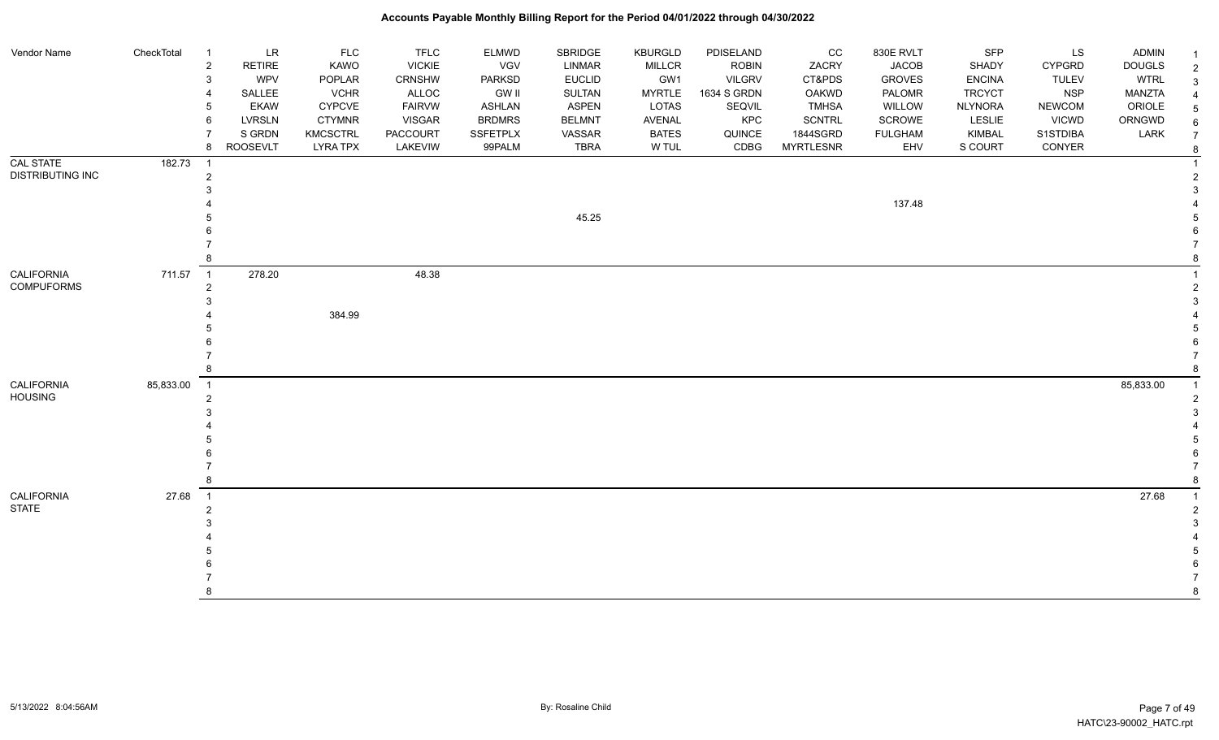# Accounts Payable Monthly Billing Report for the Period 04/01/2022 through 04/30/2022

| Vendor Name | CheckTotal | | | | | | | | | | | | | | |
|---|---|---|---|---|---|---|---|---|---|---|---|---|---|---|---|
| | | 1 | LR | FLC | TFLC | ELMWD | SBRIDGE | KBURGLD | PDISELAND | CC | 830E RVLT | SFP | LS | ADMIN | 1 |
| | | 2 | RETIRE | KAWO | VICKIE | VGV | LINMAR | MILLCR | ROBIN | ZACRY | JACOB | SHADY | CYPGRD | DOUGLS | 2 |
| | | 3 | WPV | POPLAR | CRNSHW | PARKSD | EUCLID | GW1 | VILGRV | CT&PDS | GROVES | ENCINA | TULEV | WTRL | 3 |
| | | 4 | SALLEE | VCHR | ALLOC | GW II | SULTAN | MYRTLE | 1634 S GRDN | OAKWD | PALOMR | TRCYCT | NSP | MANZTA | 4 |
| | | 5 | EKAW | CYPCVE | FAIRVW | ASHLAN | ASPEN | LOTAS | SEQVIL | TMHSA | WILLOW | NLYNORA | NEWCOM | ORIOLE | 5 |
| | | 6 | LVRSLN | CTYMNR | VISGAR | BRDMRS | BELMNT | AVENAL | KPC | SCNTRL | SCROWE | LESLIE | VICWD | ORNGWD | 6 |
| | | 7 | S GRDN | KMCSCTRL | PACCOURT | SSFETPLX | VASSAR | BATES | QUINCE | 1844SGRD | FULGHAM | KIMBAL | S1STDIBA | LARK | 7 |
| | | 8 | ROOSEVLT | LYRA TPX | LAKEVIW | 99PALM | TBRA | W TUL | CDBG | MYRTLESNR | EHV | S COURT | CONYER | | 8 |
| CAL STATE DISTRIBUTING INC | 182.73 | 1 | | | | | | | | | | | | | 1 |
| | | 2 | | | | | | | | | | | | | 2 |
| | | 3 | | | | | | | | | | | | | 3 |
| | | 4 | | | | | | | | | 137.48 | | | | 4 |
| | | 5 | | | | | 45.25 | | | | | | | | 5 |
| | | 6 | | | | | | | | | | | | | 6 |
| | | 7 | | | | | | | | | | | | | 7 |
| | | 8 | | | | | | | | | | | | | 8 |
| CALIFORNIA COMPUFORMS | 711.57 | 1 | 278.20 | | 48.38 | | | | | | | | | | 1 |
| | | 2 | | | | | | | | | | | | | 2 |
| | | 3 | | | | | | | | | | | | | 3 |
| | | 4 | | 384.99 | | | | | | | | | | | 4 |
| | | 5 | | | | | | | | | | | | | 5 |
| | | 6 | | | | | | | | | | | | | 6 |
| | | 7 | | | | | | | | | | | | | 7 |
| | | 8 | | | | | | | | | | | | | 8 |
| CALIFORNIA HOUSING | 85,833.00 | 1 | | | | | | | | | | | | 85,833.00 | 1 |
| | | 2 | | | | | | | | | | | | | 2 |
| | | 3 | | | | | | | | | | | | | 3 |
| | | 4 | | | | | | | | | | | | | 4 |
| | | 5 | | | | | | | | | | | | | 5 |
| | | 6 | | | | | | | | | | | | | 6 |
| | | 7 | | | | | | | | | | | | | 7 |
| | | 8 | | | | | | | | | | | | | 8 |
| CALIFORNIA STATE | 27.68 | 1 | | | | | | | | | | | | 27.68 | 1 |
| | | 2 | | | | | | | | | | | | | 2 |
| | | 3 | | | | | | | | | | | | | 3 |
| | | 4 | | | | | | | | | | | | | 4 |
| | | 5 | | | | | | | | | | | | | 5 |
| | | 6 | | | | | | | | | | | | | 6 |
| | | 7 | | | | | | | | | | | | | 7 |
| | | 8 | | | | | | | | | | | | | 8 |

5/13/2022 8:04:56AM — By: Rosaline Child — HATC\23-90002_HATC.rpt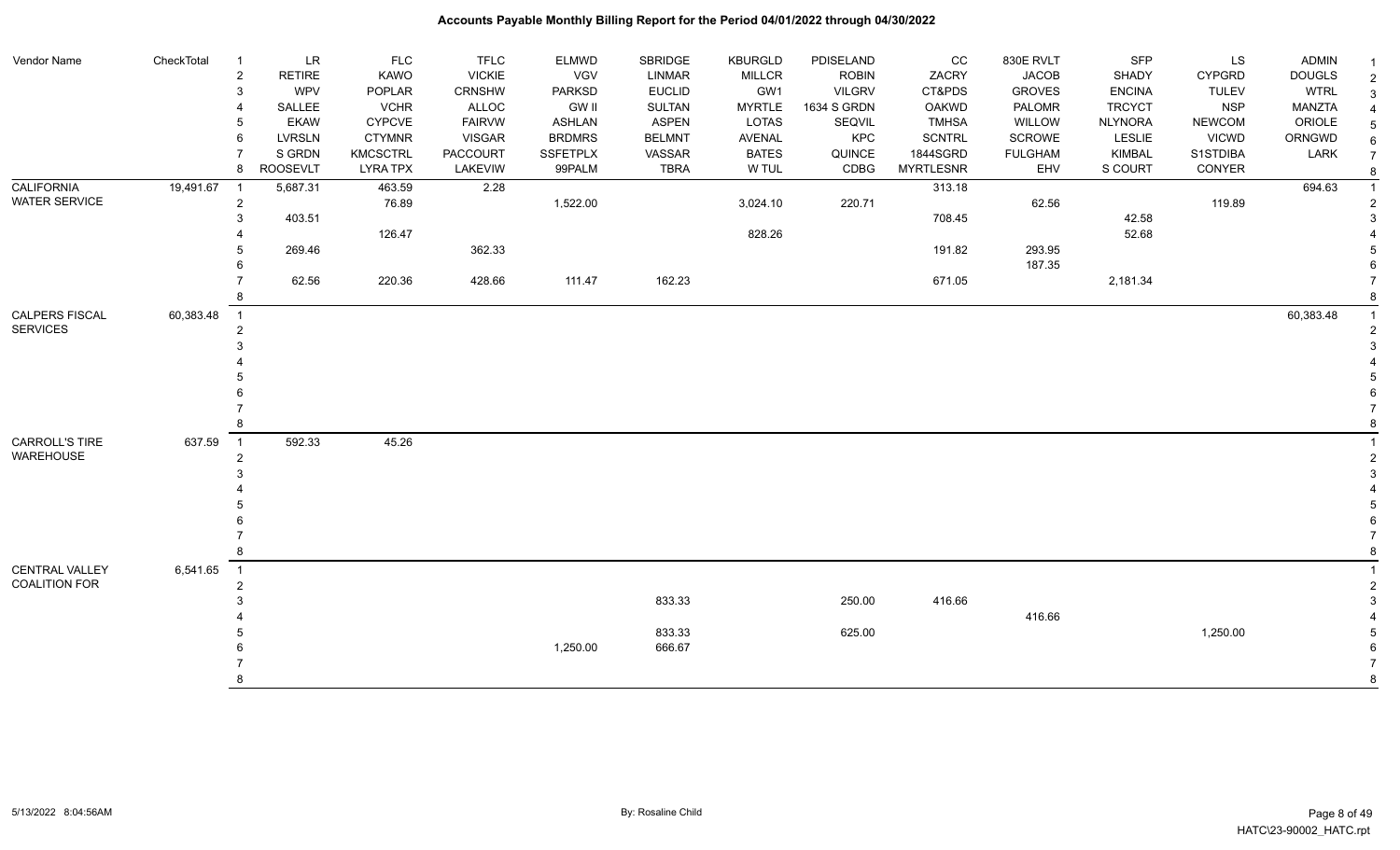# Accounts Payable Monthly Billing Report for the Period 04/01/2022 through 04/30/2022

| Vendor Name | CheckTotal | | | | | | | | | | | | | | |
|---|---|---|---|---|---|---|---|---|---|---|---|---|---|---|---|
| | | 1 | LR | FLC | TFLC | ELMWD | SBRIDGE | KBURGLD | PDISELAND | CC | 830E RVLT | SFP | LS | ADMIN | 1 |
| | | 2 | RETIRE | KAWO | VICKIE | VGV | LINMAR | MILLCR | ROBIN | ZACRY | JACOB | SHADY | CYPGRD | DOUGLS | 2 |
| | | 3 | WPV | POPLAR | CRNSHW | PARKSD | EUCLID | GW1 | VILGRV | CT&PDS | GROVES | ENCINA | TULEV | WTRL | 3 |
| | | 4 | SALLEE | VCHR | ALLOC | GW II | SULTAN | MYRTLE | 1634 S GRDN | OAKWD | PALOMR | TRCYCT | NSP | MANZTA | 4 |
| | | 5 | EKAW | CYPCVE | FAIRVW | ASHLAN | ASPEN | LOTAS | SEQVIL | TMHSA | WILLOW | NLYNORA | NEWCOM | ORIOLE | 5 |
| | | 6 | LVRSLN | CTYMNR | VISGAR | BRDMRS | BELMNT | AVENAL | KPC | SCNTRL | SCROWE | LESLIE | VICWD | ORNGWD | 6 |
| | | 7 | S GRDN | KMCSCTRL | PACCOURT | SSFETPLX | VASSAR | BATES | QUINCE | 1844SGRD | FULGHAM | KIMBAL | S1STDIBA | LARK | 7 |
| | | 8 | ROOSEVLT | LYRA TPX | LAKEVIEW | 99PALM | TBRA | W TUL | CDBG | MYRTLESNR | EHV | S COURT | CONYER | | 8 |
| CALIFORNIA WATER SERVICE | 19,491.67 | 1 | 5,687.31 | 463.59 | 2.28 | | | | | 313.18 | | | | 694.63 | 1 |
| | | 2 | | 76.89 | | 1,522.00 | | 3,024.10 | 220.71 | | 62.56 | | 119.89 | | 2 |
| | | 3 | 403.51 | | | | | | | 708.45 | | 42.58 | | | 3 |
| | | 4 | | 126.47 | | | | 828.26 | | | | 52.68 | | | 4 |
| | | 5 | 269.46 | | 362.33 | | | | | 191.82 | 293.95 | | | | 5 |
| | | 6 | | | | | | | | | 187.35 | | | | 6 |
| | | 7 | 62.56 | 220.36 | 428.66 | 111.47 | 162.23 | | | 671.05 | | 2,181.34 | | | 7 |
| | | 8 | | | | | | | | | | | | | 8 |
| CALPERS FISCAL SERVICES | 60,383.48 | 1 | | | | | | | | | | | | 60,383.48 | 1 |
| | | 2 | | | | | | | | | | | | | 2 |
| | | 3 | | | | | | | | | | | | | 3 |
| | | 4 | | | | | | | | | | | | | 4 |
| | | 5 | | | | | | | | | | | | | 5 |
| | | 6 | | | | | | | | | | | | | 6 |
| | | 7 | | | | | | | | | | | | | 7 |
| | | 8 | | | | | | | | | | | | | 8 |
| CARROLL'S TIRE WAREHOUSE | 637.59 | 1 | 592.33 | 45.26 | | | | | | | | | | | 1 |
| | | 2 | | | | | | | | | | | | | 2 |
| | | 3 | | | | | | | | | | | | | 3 |
| | | 4 | | | | | | | | | | | | | 4 |
| | | 5 | | | | | | | | | | | | | 5 |
| | | 6 | | | | | | | | | | | | | 6 |
| | | 7 | | | | | | | | | | | | | 7 |
| | | 8 | | | | | | | | | | | | | 8 |
| CENTRAL VALLEY COALITION FOR | 6,541.65 | 1 | | | | | | | | | | | | | 1 |
| | | 2 | | | | | | | | | | | | | 2 |
| | | 3 | | | | | 833.33 | | 250.00 | 416.66 | | | | | 3 |
| | | 4 | | | | | | | | | 416.66 | | | | 4 |
| | | 5 | | | | | 833.33 | | 625.00 | | | | 1,250.00 | | 5 |
| | | 6 | | | | 1,250.00 | 666.67 | | | | | | | | 6 |
| | | 7 | | | | | | | | | | | | | 7 |
| | | 8 | | | | | | | | | | | | | 8 |

5/13/2022 8:04:56AM — By: Rosaline Child — HATC\23-90002_HATC.rpt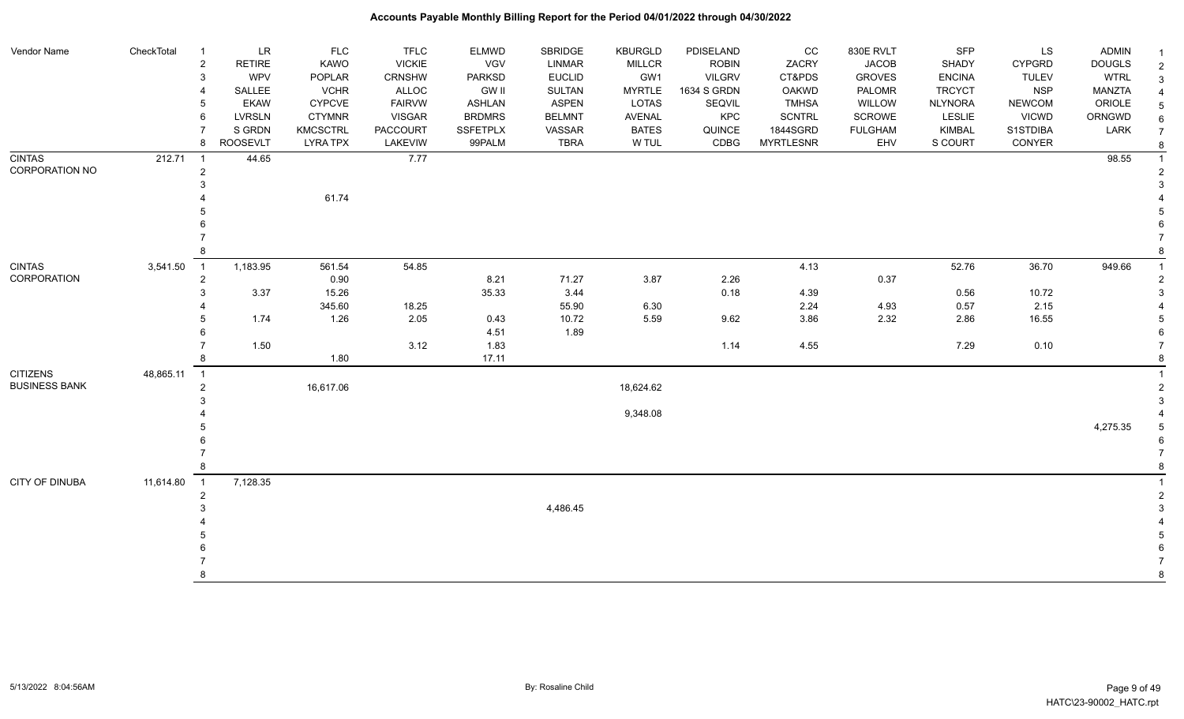| Vendor Name | CheckTotal | | LR | FLC | TFLC | ELMWD | SBRIDGE | KBURGLD | PDISELAND | CC | 830E RVLT | SFP | LS | ADMIN |
|---|---|---|---|---|---|---|---|---|---|---|---|---|---|---|
| | | 2 | RETIRE | KAWO | VICKIE | VGV | LINMAR | MILLCR | ROBIN | ZACRY | JACOB | SHADY | CYPGRD | DOUGLS |
| | | 3 | WPV | POPLAR | CRNSHW | PARKSD | EUCLID | GW1 | VILGRV | CT&PDS | GROVES | ENCINA | TULEV | WTRL |
| | | 4 | SALLEE | VCHR | ALLOC | GW II | SULTAN | MYRTLE | 1634 S GRDN | OAKWD | PALOMR | TRCYCT | NSP | MANZTA |
| | | 5 | EKAW | CYPCVE | FAIRVW | ASHLAN | ASPEN | LOTAS | SEQVIL | TMHSA | WILLOW | NLYNORA | NEWCOM | ORIOLE |
| | | 6 | LVRSLN | CTYMNR | VISGAR | BRDMRS | BELMNT | AVENAL | KPC | SCNTRL | SCROWE | LESLIE | VICWD | ORNGWD |
| | | 7 | S GRDN | KMCSCTRL | PACCOURT | SSFETPLX | VASSAR | BATES | QUINCE | 1844SGRDN | FULGHAM | KIMBAL | S1STDIBA | LARK |
| | | 8 | ROOSEVLT | LYRA TPX | LAKEVIW | 99PALM | TBRA | W TUL | CDBG | MYRTLESNR | EHV | S COURT | CONYER | |
| CINTAS CORPORATION NO | 212.71 | 1 | 44.65 | | 7.77 | | | | | | | | | 98.55 |
| | | 2 | | | | | | | | | | | | |
| | | 3 | | | | | | | | | | | | |
| | | 4 | | 61.74 | | | | | | | | | | |
| | | 5 | | | | | | | | | | | | |
| | | 6 | | | | | | | | | | | | |
| | | 7 | | | | | | | | | | | | |
| | | 8 | | | | | | | | | | | | |
| CINTAS CORPORATION | 3,541.50 | 1 | 1,183.95 | 561.54 | 54.85 | | | | | 4.13 | | 52.76 | 36.70 | 949.66 |
| | | 2 | | 0.90 | | 8.21 | 71.27 | 3.87 | 2.26 | | 0.37 | | | |
| | | 3 | 3.37 | 15.26 | | 35.33 | 3.44 | | 0.18 | 4.39 | | 0.56 | 10.72 | |
| | | 4 | | 345.60 | 18.25 | | 55.90 | 6.30 | | 2.24 | 4.93 | 0.57 | 2.15 | |
| | | 5 | 1.74 | 1.26 | 2.05 | 0.43 | 10.72 | 5.59 | 9.62 | 3.86 | 2.32 | 2.86 | 16.55 | |
| | | 6 | | | | 4.51 | 1.89 | | | | | | | |
| | | 7 | 1.50 | | 3.12 | 1.83 | | | 1.14 | 4.55 | | 7.29 | 0.10 | |
| | | 8 | | 1.80 | | 17.11 | | | | | | | | |
| CITIZENS BUSINESS BANK | 48,865.11 | 1 | | | | | | | | | | | | |
| | | 2 | | 16,617.06 | | | | 18,624.62 | | | | | | |
| | | 3 | | | | | | | | | | | | |
| | | 4 | | | | | | 9,348.08 | | | | | | |
| | | 5 | | | | | | | | | | | | 4,275.35 |
| | | 6 | | | | | | | | | | | | |
| | | 7 | | | | | | | | | | | | |
| | | 8 | | | | | | | | | | | | |
| CITY OF DINUBA | 11,614.80 | 1 | 7,128.35 | | | | | | | | | | | |
| | | 2 | | | | | | | | | | | | |
| | | 3 | | | | | 4,486.45 | | | | | | | |
| | | 4 | | | | | | | | | | | | |
| | | 5 | | | | | | | | | | | | |
| | | 6 | | | | | | | | | | | | |
| | | 7 | | | | | | | | | | | | |
| | | 8 | | | | | | | | | | | | |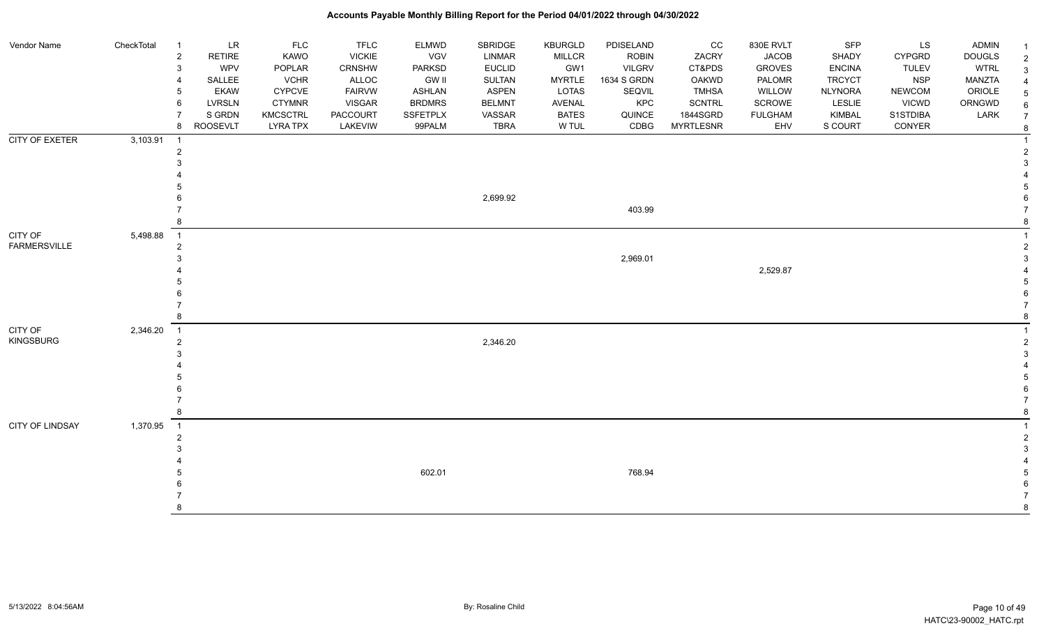# Accounts Payable Monthly Billing Report for the Period 04/01/2022 through 04/30/2022

| Vendor Name | CheckTotal | | | | | | | | | | | | | | |
|---|---|---|---|---|---|---|---|---|---|---|---|---|---|---|---|
| | | 1 | LR | FLC | TFLC | ELMWD | SBRIDGE | KBURGLD | PDISELAND | CC | 830E RVLT | SFP | LS | ADMIN | 1 |
| | | 2 | RETIRE | KAWO | VICKIE | VGV | LINMAR | MILLCR | ROBIN | ZACRY | JACOB | SHADY | CYPGRD | DOUGLS | 2 |
| | | 3 | WPV | POPLAR | CRNSHW | PARKSD | EUCLID | GW1 | VILGRV | CT&PDS | GROVES | ENCINA | TULEV | WTRL | 3 |
| | | 4 | SALLEE | VCHR | ALLOC | GW II | SULTAN | MYRTLE | 1634 S GRDN | OAKWD | PALOMR | TRCYCT | NSP | MANZTA | 4 |
| | | 5 | EKAW | CYPCVE | FAIRVW | ASHLAN | ASPEN | LOTAS | SEQVIL | TMHSA | WILLOW | NLYNORA | NEWCOM | ORIOLE | 5 |
| | | 6 | LVRSLN | CTYMNR | VISGAR | BRDMRS | BELMNT | AVENAL | KPC | SCNTRL | SCROWE | LESLIE | VICWD | ORNGWD | 6 |
| | | 7 | S GRDN | KMCSCTRL | PACCOURT | SSFETPLX | VASSAR | BATES | QUINCE | 1844SGRD | FULGHAM | KIMBAL | S1STDIBA | LARK | 7 |
| | | 8 | ROOSEVLT | LYRA TPX | LAKEVIEW | 99PALM | TBRA | W TUL | CDBG | MYRTLESNR | EHV | S COURT | CONYER | | 8 |
| CITY OF EXETER | 3,103.91 | 1 | | | | | | | | | | | | | 1 |
| | | 2 | | | | | | | | | | | | | 2 |
| | | 3 | | | | | | | | | | | | | 3 |
| | | 4 | | | | | | | | | | | | | 4 |
| | | 5 | | | | | | | | | | | | | 5 |
| | | 6 | | | | | 2,699.92 | | | | | | | | 6 |
| | | 7 | | | | | | | 403.99 | | | | | | 7 |
| | | 8 | | | | | | | | | | | | | 8 |
| CITY OF FARMERSVILLE | 5,498.88 | 1 | | | | | | | | | | | | | 1 |
| | | 2 | | | | | | | | | | | | | 2 |
| | | 3 | | | | | | | 2,969.01 | | | | | | 3 |
| | | 4 | | | | | | | | | 2,529.87 | | | | 4 |
| | | 5 | | | | | | | | | | | | | 5 |
| | | 6 | | | | | | | | | | | | | 6 |
| | | 7 | | | | | | | | | | | | | 7 |
| | | 8 | | | | | | | | | | | | | 8 |
| CITY OF KINGSBURG | 2,346.20 | 1 | | | | | | | | | | | | | 1 |
| | | 2 | | | | | 2,346.20 | | | | | | | | 2 |
| | | 3 | | | | | | | | | | | | | 3 |
| | | 4 | | | | | | | | | | | | | 4 |
| | | 5 | | | | | | | | | | | | | 5 |
| | | 6 | | | | | | | | | | | | | 6 |
| | | 7 | | | | | | | | | | | | | 7 |
| | | 8 | | | | | | | | | | | | | 8 |
| CITY OF LINDSAY | 1,370.95 | 1 | | | | | | | | | | | | | 1 |
| | | 2 | | | | | | | | | | | | | 2 |
| | | 3 | | | | | | | | | | | | | 3 |
| | | 4 | | | | | | | | | | | | | 4 |
| | | 5 | | | | 602.01 | | | 768.94 | | | | | | 5 |
| | | 6 | | | | | | | | | | | | | 6 |
| | | 7 | | | | | | | | | | | | | 7 |
| | | 8 | | | | | | | | | | | | | 8 |

5/13/2022 8:04:56AM — By: Rosaline Child — HATC\23-90002_HATC.rpt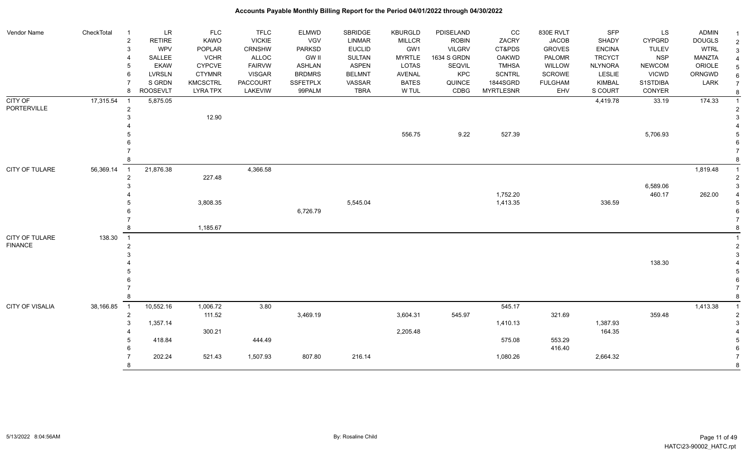# Accounts Payable Monthly Billing Report for the Period 04/01/2022 through 04/30/2022

| Vendor Name | CheckTotal | | | | | | | | | | | | | | |
|---|---|---|---|---|---|---|---|---|---|---|---|---|---|---|---|
| | | 1 | LR | FLC | TFLC | ELMWD | SBRIDGE | KBURGLD | PDISELAND | CC | 830E RVLT | SFP | LS | ADMIN | 1 |
| | | 2 | RETIRE | KAWO | VICKIE | VGV | LINMAR | MILLCR | ROBIN | ZACRY | JACOB | SHADY | CYPGRD | DOUGLS | 2 |
| | | 3 | WPV | POPLAR | CRNSHW | PARKSD | EUCLID | GW1 | VILGRV | CT&PDS | GROVES | ENCINA | TULEV | WTRL | 3 |
| | | 4 | SALLEE | VCHR | ALLOC | GW II | SULTAN | MYRTLE | 1634 S GRDN | OAKWD | PALOMR | TRCYCT | NSP | MANZTA | 4 |
| | | 5 | EKAW | CYPCVE | FAIRVW | ASHLAN | ASPEN | LOTAS | SEQVIL | TMHSA | WILLOW | NLYNORA | NEWCOM | ORIOLE | 5 |
| | | 6 | LVRSLN | CTYMNR | VISGAR | BRDMRS | BELMNT | AVENAL | KPC | SCNTRL | SCROWE | LESLIE | VICWD | ORNGWD | 6 |
| | | 7 | S GRDN | KMCSCTRL | PACCOURT | SSFETPLX | VASSAR | BATES | QUINCE | 1844SGRD | FULGHAM | KIMBAL | S1STDIBA | LARK | 7 |
| | | 8 | ROOSEVLT | LYRA TPX | LAKEVIEW | 99PALM | TBRA | W TUL | CDBG | MYRTLESNR | EHV | S COURT | CONYER | | 8 |
| CITY OF PORTERVILLE | 17,315.54 | 1 | 5,875.05 | | | | | | | | | 4,419.78 | 33.19 | 174.33 | 1 |
| | | 2 | | | | | | | | | | | | | 2 |
| | | 3 | | 12.90 | | | | | | | | | | | 3 |
| | | 4 | | | | | | | | | | | | | 4 |
| | | 5 | | | | | | 556.75 | 9.22 | 527.39 | | | 5,706.93 | | 5 |
| | | 6 | | | | | | | | | | | | | 6 |
| | | 7 | | | | | | | | | | | | | 7 |
| | | 8 | | | | | | | | | | | | | 8 |
| CITY OF TULARE | 56,369.14 | 1 | 21,876.38 | | 4,366.58 | | | | | | | | | 1,819.48 | 1 |
| | | 2 | | 227.48 | | | | | | | | | | | 2 |
| | | 3 | | | | | | | | | | | 6,589.06 | | 3 |
| | | 4 | | | | | | | | 1,752.20 | | | 460.17 | 262.00 | 4 |
| | | 5 | | 3,808.35 | | | 5,545.04 | | | 1,413.35 | | 336.59 | | | 5 |
| | | 6 | | | | 6,726.79 | | | | | | | | | 6 |
| | | 7 | | | | | | | | | | | | | 7 |
| | | 8 | | 1,185.67 | | | | | | | | | | | 8 |
| CITY OF TULARE FINANCE | 138.30 | 1 | | | | | | | | | | | | | 1 |
| | | 2 | | | | | | | | | | | | | 2 |
| | | 3 | | | | | | | | | | | | | 3 |
| | | 4 | | | | | | | | | | | 138.30 | | 4 |
| | | 5 | | | | | | | | | | | | | 5 |
| | | 6 | | | | | | | | | | | | | 6 |
| | | 7 | | | | | | | | | | | | | 7 |
| | | 8 | | | | | | | | | | | | | 8 |
| CITY OF VISALIA | 38,166.85 | 1 | 10,552.16 | 1,006.72 | 3.80 | | | | | 545.17 | | | | 1,413.38 | 1 |
| | | 2 | | 111.52 | | 3,469.19 | | 3,604.31 | 545.97 | | 321.69 | | 359.48 | | 2 |
| | | 3 | 1,357.14 | | | | | | | 1,410.13 | | 1,387.93 | | | 3 |
| | | 4 | | 300.21 | | | | 2,205.48 | | | | 164.35 | | | 4 |
| | | 5 | 418.84 | | 444.49 | | | | | 575.08 | 553.29 | | | | 5 |
| | | 6 | | | | | | | | | 416.40 | | | | 6 |
| | | 7 | 202.24 | 521.43 | 1,507.93 | 807.80 | 216.14 | | | 1,080.26 | | 2,664.32 | | | 7 |
| | | 8 | | | | | | | | | | | | | 8 |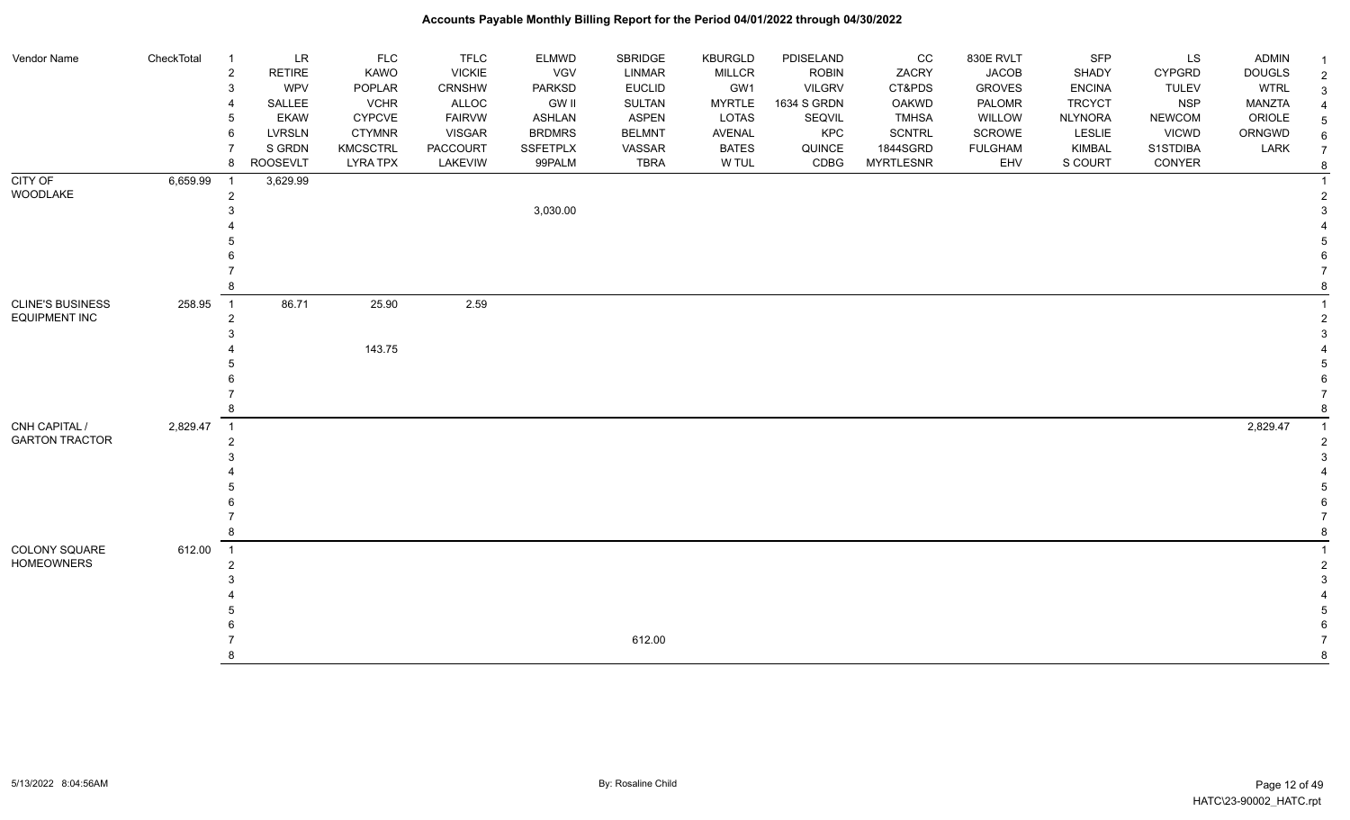# Accounts Payable Monthly Billing Report for the Period 04/01/2022 through 04/30/2022

| Vendor Name | CheckTotal | | | | | | | | | | | | | |
|---|---|---|---|---|---|---|---|---|---|---|---|---|---|---|
| | | 1 | LR | FLC | TFLC | ELMWD | SBRIDGE | KBURGLD | PDISELAND | CC | 830E RVLT | SFP | LS | ADMIN |
| | | 2 | RETIRE | KAWO | VICKIE | VGV | LINMAR | MILLCR | ROBIN | ZACRY | JACOB | SHADY | CYPGRD | DOUGLS |
| | | 3 | WPV | POPLAR | CRNSHW | PARKSD | EUCLID | GW1 | VILGRV | CT&PDS | GROVES | ENCINA | TULEV | WTRL |
| | | 4 | SALLEE | VCHR | ALLOC | GW II | SULTAN | MYRTLE | 1634 S GRDN | OAKWD | PALOMR | TRCYCT | NSP | MANZTA |
| | | 5 | EKAW | CYPCVE | FAIRVW | ASHLAN | ASPEN | LOTAS | SEQVIL | TMHSA | WILLOW | NLYNORA | NEWCOM | ORIOLE |
| | | 6 | LVRSLN | CTYMNR | VISGAR | BRDMRS | BELMNT | AVENAL | KPC | SCNTRL | SCROWE | LESLIE | VICWD | ORNGWD |
| | | 7 | S GRDN | KMCSCTRL | PACCOURT | SSFETPLX | VASSAR | BATES | QUINCE | 1844SGRD | FULGHAM | KIMBAL | S1STDIBA | LARK |
| | | 8 | ROOSEVLT | LYRA TPX | LAKEVIW | 99PALM | TBRA | W TUL | CDBG | MYRTLESNR | EHV | S COURT | CONYER | |
| CITY OF WOODLAKE | 6,659.99 | 1 | 3,629.99 | | | | | | | | | | | |
| | | 2 | | | | | | | | | | | | |
| | | 3 | | | | 3,030.00 | | | | | | | | |
| | | 4 | | | | | | | | | | | | |
| | | 5 | | | | | | | | | | | | |
| | | 6 | | | | | | | | | | | | |
| | | 7 | | | | | | | | | | | | |
| | | 8 | | | | | | | | | | | | |
| CLINE'S BUSINESS EQUIPMENT INC | 258.95 | 1 | 86.71 | 25.90 | 2.59 | | | | | | | | | |
| | | 2 | | | | | | | | | | | | |
| | | 3 | | | | | | | | | | | | |
| | | 4 | | 143.75 | | | | | | | | | | |
| | | 5 | | | | | | | | | | | | |
| | | 6 | | | | | | | | | | | | |
| | | 7 | | | | | | | | | | | | |
| | | 8 | | | | | | | | | | | | |
| CNH CAPITAL / GARTON TRACTOR | 2,829.47 | 1 | | | | | | | | | | | | 2,829.47 |
| | | 2 | | | | | | | | | | | | |
| | | 3 | | | | | | | | | | | | |
| | | 4 | | | | | | | | | | | | |
| | | 5 | | | | | | | | | | | | |
| | | 6 | | | | | | | | | | | | |
| | | 7 | | | | | | | | | | | | |
| | | 8 | | | | | | | | | | | | |
| COLONY SQUARE HOMEOWNERS | 612.00 | 1 | | | | | | | | | | | | |
| | | 2 | | | | | | | | | | | | |
| | | 3 | | | | | | | | | | | | |
| | | 4 | | | | | | | | | | | | |
| | | 5 | | | | | | | | | | | | |
| | | 6 | | | | | | | | | | | | |
| | | 7 | | | | | 612.00 | | | | | | | |
| | | 8 | | | | | | | | | | | | |

5/13/2022 8:04:56AM By: Rosaline Child HATC\23-90002_HATC.rpt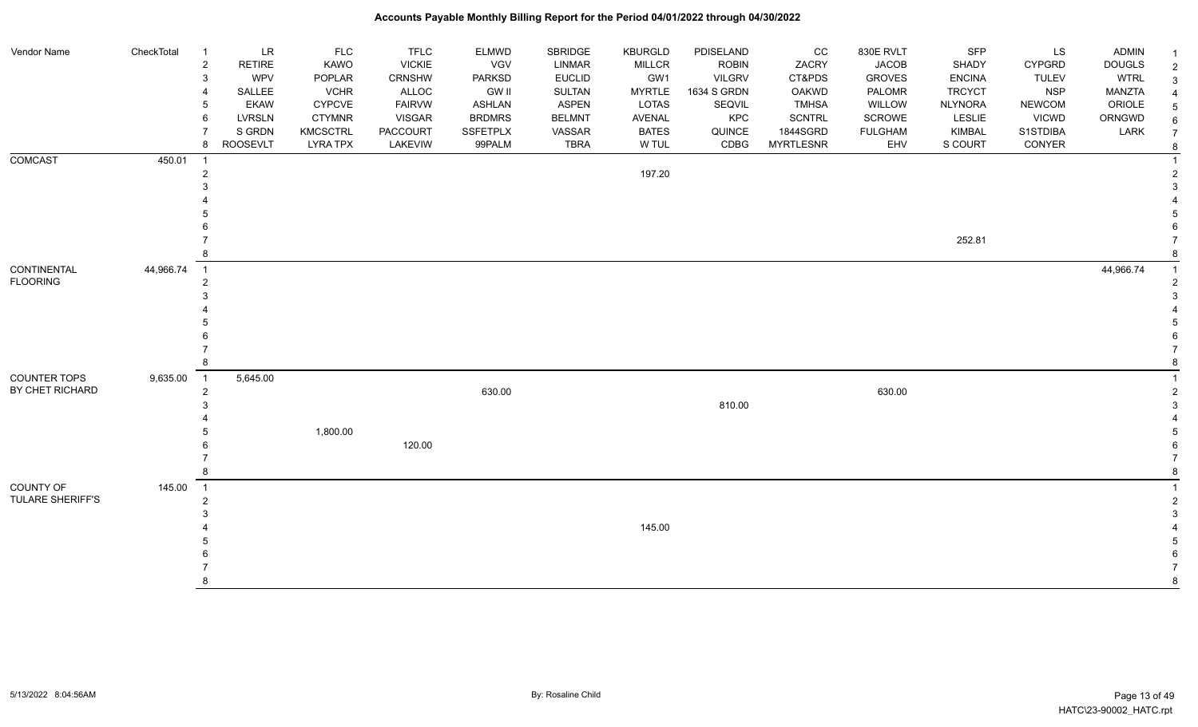# Accounts Payable Monthly Billing Report for the Period 04/01/2022 through 04/30/2022

| Vendor Name | CheckTotal | | | | | | | | | | | | | | |
|---|---|---|---|---|---|---|---|---|---|---|---|---|---|---|---|
| | | 1 | LR | FLC | TFLC | ELMWD | SBRIDGE | KBURGLD | PDISELAND | CC | 830E RVLT | SFP | LS | ADMIN | 1 |
| | | 2 | RETIRE | KAWO | VICKIE | VGV | LINMAR | MILLCR | ROBIN | ZACRY | JACOB | SHADY | CYPGRD | DOUGLS | 2 |
| | | 3 | WPV | POPLAR | CRNSHW | PARKSD | EUCLID | GW1 | VILGRV | CT&PDS | GROVES | ENCINA | TULEV | WTRL | 3 |
| | | 4 | SALLEE | VCHR | ALLOC | GW II | SULTAN | MYRTLE | 1634 S GRDN | OAKWD | PALOMR | TRCYCT | NSP | MANZTA | 4 |
| | | 5 | EKAW | CYPCVE | FAIRVW | ASHLAN | ASPEN | LOTAS | SEQVIL | TMHSA | WILLOW | NLYNORA | NEWCOM | ORIOLE | 5 |
| | | 6 | LVRSLN | CTYMNR | VISGAR | BRDMRS | BELMNT | AVENAL | KPC | SCNTRL | SCROWE | LESLIE | VICWD | ORNGWD | 6 |
| | | 7 | S GRDN | KMCSCTRL | PACCOURT | SSFETPLX | VASSAR | BATES | QUINCE | 1844SGRD | FULGHAM | KIMBAL | S1STDIBA | LARK | 7 |
| | | 8 | ROOSEVLT | LYRA TPX | LAKEVIW | 99PALM | TBRA | W TUL | CDBG | MYRTLESNR | EHV | S COURT | CONYER | | 8 |
| COMCAST | 450.01 | 1 | | | | | | | | | | | | | 1 |
| | | 2 | | | | | | 197.20 | | | | | | | 2 |
| | | 3 | | | | | | | | | | | | | 3 |
| | | 4 | | | | | | | | | | | | | 4 |
| | | 5 | | | | | | | | | | | | | 5 |
| | | 6 | | | | | | | | | | | | | 6 |
| | | 7 | | | | | | | | | | 252.81 | | | 7 |
| | | 8 | | | | | | | | | | | | | 8 |
| CONTINENTAL FLOORING | 44,966.74 | 1 | | | | | | | | | | | | 44,966.74 | 1 |
| | | 2 | | | | | | | | | | | | | 2 |
| | | 3 | | | | | | | | | | | | | 3 |
| | | 4 | | | | | | | | | | | | | 4 |
| | | 5 | | | | | | | | | | | | | 5 |
| | | 6 | | | | | | | | | | | | | 6 |
| | | 7 | | | | | | | | | | | | | 7 |
| | | 8 | | | | | | | | | | | | | 8 |
| COUNTER TOPS BY CHET RICHARD | 9,635.00 | 1 | 5,645.00 | | | | | | | | | | | | 1 |
| | | 2 | | | | 630.00 | | | | | 630.00 | | | | 2 |
| | | 3 | | | | | | | 810.00 | | | | | | 3 |
| | | 4 | | | | | | | | | | | | | 4 |
| | | 5 | | 1,800.00 | | | | | | | | | | | 5 |
| | | 6 | | | 120.00 | | | | | | | | | | 6 |
| | | 7 | | | | | | | | | | | | | 7 |
| | | 8 | | | | | | | | | | | | | 8 |
| COUNTY OF TULARE SHERIFF'S | 145.00 | 1 | | | | | | | | | | | | | 1 |
| | | 2 | | | | | | | | | | | | | 2 |
| | | 3 | | | | | | | | | | | | | 3 |
| | | 4 | | | | | | 145.00 | | | | | | | 4 |
| | | 5 | | | | | | | | | | | | | 5 |
| | | 6 | | | | | | | | | | | | | 6 |
| | | 7 | | | | | | | | | | | | | 7 |
| | | 8 | | | | | | | | | | | | | 8 |

5/13/2022 8:04:56AM — By: Rosaline Child — HATC\23-90002_HATC.rpt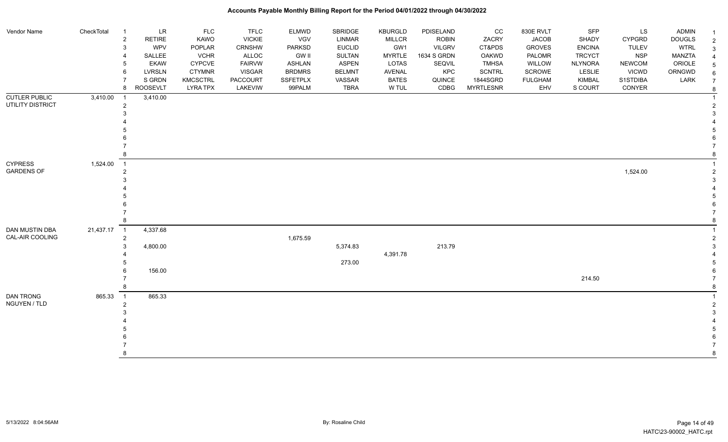# Accounts Payable Monthly Billing Report for the Period 04/01/2022 through 04/30/2022

| Vendor Name | CheckTotal | | | | | | | | | | | | | |
|---|---|---|---|---|---|---|---|---|---|---|---|---|---|---|
| | | 1 | LR | FLC | TFLC | ELMWD | SBRIDGE | KBURGLD | PDISELAND | CC | 830E RVLT | SFP | LS | ADMIN |
| | | 2 | RETIRE | KAWO | VICKIE | VGV | LINMAR | MILLCR | ROBIN | ZACRY | JACOB | SHADY | CYPGRD | DOUGLS |
| | | 3 | WPV | POPLAR | CRNSHW | PARKSD | EUCLID | GW1 | VILGRV | CT&PDS | GROVES | ENCINA | TULEV | WTRL |
| | | 4 | SALLEE | VCHR | ALLOC | GW II | SULTAN | MYRTLE | 1634 S GRDN | OAKWD | PALOMR | TRCYCT | NSP | MANZTA |
| | | 5 | EKAW | CYPCVE | FAIRVW | ASHLAN | ASPEN | LOTAS | SEQVIL | TMHSA | WILLOW | NLYNORA | NEWCOM | ORIOLE |
| | | 6 | LVRSLN | CTYMNR | VISGAR | BRDMRS | BELMNT | AVENAL | KPC | SCNTRL | SCROWE | LESLIE | VICWD | ORNGWD |
| | | 7 | S GRDN | KMCSCTRL | PACCOURT | SSFETPLX | VASSAR | BATES | QUINCE | 1844SGRD | FULGHAM | KIMBAL | S1STDIBA | LARK |
| | | 8 | ROOSEVLT | LYRA TPX | LAKEVIW | 99PALM | TBRA | W TUL | CDBG | MYRTLESNR | EHV | S COURT | CONYER | |
| CUTLER PUBLIC UTILITY DISTRICT | 3,410.00 | 1 | 3,410.00 | | | | | | | | | | | |
| | | 2 | | | | | | | | | | | | |
| | | 3 | | | | | | | | | | | | |
| | | 4 | | | | | | | | | | | | |
| | | 5 | | | | | | | | | | | | |
| | | 6 | | | | | | | | | | | | |
| | | 7 | | | | | | | | | | | | |
| | | 8 | | | | | | | | | | | | |
| CYPRESS GARDENS OF | 1,524.00 | 1 | | | | | | | | | | | | |
| | | 2 | | | | | | | | | | | 1,524.00 | |
| | | 3 | | | | | | | | | | | | |
| | | 4 | | | | | | | | | | | | |
| | | 5 | | | | | | | | | | | | |
| | | 6 | | | | | | | | | | | | |
| | | 7 | | | | | | | | | | | | |
| | | 8 | | | | | | | | | | | | |
| DAN MUSTIN DBA CAL-AIR COOLING | 21,437.17 | 1 | 4,337.68 | | | | | | | | | | | |
| | | 2 | | | | 1,675.59 | | | | | | | | |
| | | 3 | 4,800.00 | | | | 5,374.83 | | 213.79 | | | | | |
| | | 4 | | | | | | 4,391.78 | | | | | | |
| | | 5 | | | | | 273.00 | | | | | | | |
| | | 6 | 156.00 | | | | | | | | | | | |
| | | 7 | | | | | | | | | | 214.50 | | |
| | | 8 | | | | | | | | | | | | |
| DAN TRONG NGUYEN / TLD | 865.33 | 1 | 865.33 | | | | | | | | | | | |
| | | 2 | | | | | | | | | | | | |
| | | 3 | | | | | | | | | | | | |
| | | 4 | | | | | | | | | | | | |
| | | 5 | | | | | | | | | | | | |
| | | 6 | | | | | | | | | | | | |
| | | 7 | | | | | | | | | | | | |
| | | 8 | | | | | | | | | | | | |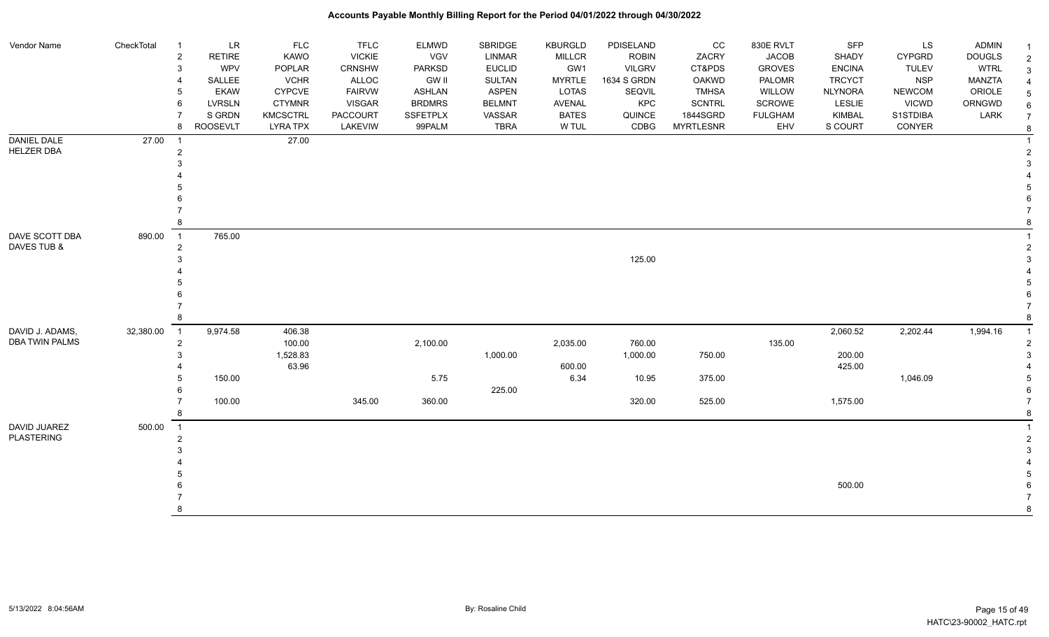# Accounts Payable Monthly Billing Report for the Period 04/01/2022 through 04/30/2022

| Vendor Name | CheckTotal | # | LR | FLC | TFLC | ELMWD | SBRIDGE | KBURGLD | PDISELAND | CC | 830E RVLT | SFP | LS | ADMIN |
|---|---|---|---|---|---|---|---|---|---|---|---|---|---|---|
| | | 2 | RETIRE | KAWO | VICKIE | VGV | LINMAR | MILLCR | ROBIN | ZACRY | JACOB | SHADY | CYPGRD | DOUGLS |
| | | 3 | WPV | POPLAR | CRNSHW | PARKSD | EUCLID | GW1 | VILGRV | CT&PDS | GROVES | ENCINA | TULEV | WTRL |
| | | 4 | SALLEE | VCHR | ALLOC | GW II | SULTAN | MYRTLE | 1634 S GRDN | OAKWD | PALOMR | TRCYCT | NSP | MANZTA |
| | | 5 | EKAW | CYPCVE | FAIRVW | ASHLAN | ASPEN | LOTAS | SEQVIL | TMHSA | WILLOW | NLYNORA | NEWCOM | ORIOLE |
| | | 6 | LVRSLN | CTYMNR | VISGAR | BRDMRS | BELMNT | AVENAL | KPC | SCNTRL | SCROWE | LESLIE | VICWD | ORNGWD |
| | | 7 | S GRDN | KMCSCTRL | PACCOURT | SSFETPLX | VASSAR | BATES | QUINCE | 1844SGRD | FULGHAM | KIMBAL | S1STDIBA | LARK |
| | | 8 | ROOSEVLT | LYRA TPX | LAKEVIW | 99PALM | TBRA | W TUL | CDBG | MYRTLESNR | EHV | S COURT | CONYER | |
| DANIEL DALE HELZER DBA | 27.00 | 1 | | 27.00 | | | | | | | | | | |
| | | 2 | | | | | | | | | | | | |
| | | 3 | | | | | | | | | | | | |
| | | 4 | | | | | | | | | | | | |
| | | 5 | | | | | | | | | | | | |
| | | 6 | | | | | | | | | | | | |
| | | 7 | | | | | | | | | | | | |
| | | 8 | | | | | | | | | | | | |
| DAVE SCOTT DBA DAVES TUB & | 890.00 | 1 | 765.00 | | | | | | | | | | | |
| | | 2 | | | | | | | | | | | | |
| | | 3 | | | | | | | 125.00 | | | | | |
| | | 4 | | | | | | | | | | | | |
| | | 5 | | | | | | | | | | | | |
| | | 6 | | | | | | | | | | | | |
| | | 7 | | | | | | | | | | | | |
| | | 8 | | | | | | | | | | | | |
| DAVID J. ADAMS, DBA TWIN PALMS | 32,380.00 | 1 | 9,974.58 | 406.38 | | | | | | | | 2,060.52 | 2,202.44 | 1,994.16 |
| | | 2 | | 100.00 | | 2,100.00 | | 2,035.00 | 760.00 | | 135.00 | | | |
| | | 3 | | 1,528.83 | | | 1,000.00 | | 1,000.00 | 750.00 | | 200.00 | | |
| | | 4 | | 63.96 | | | | 600.00 | | | | 425.00 | | |
| | | 5 | 150.00 | | | 5.75 | | 6.34 | 10.95 | 375.00 | | | 1,046.09 | |
| | | 6 | | | | | 225.00 | | | | | | | |
| | | 7 | 100.00 | | 345.00 | 360.00 | | | 320.00 | 525.00 | | 1,575.00 | | |
| | | 8 | | | | | | | | | | | | |
| DAVID JUAREZ PLASTERING | 500.00 | 1 | | | | | | | | | | | | |
| | | 2 | | | | | | | | | | | | |
| | | 3 | | | | | | | | | | | | |
| | | 4 | | | | | | | | | | | | |
| | | 5 | | | | | | | | | | | | |
| | | 6 | | | | | | | | | | 500.00 | | |
| | | 7 | | | | | | | | | | | | |
| | | 8 | | | | | | | | | | | | |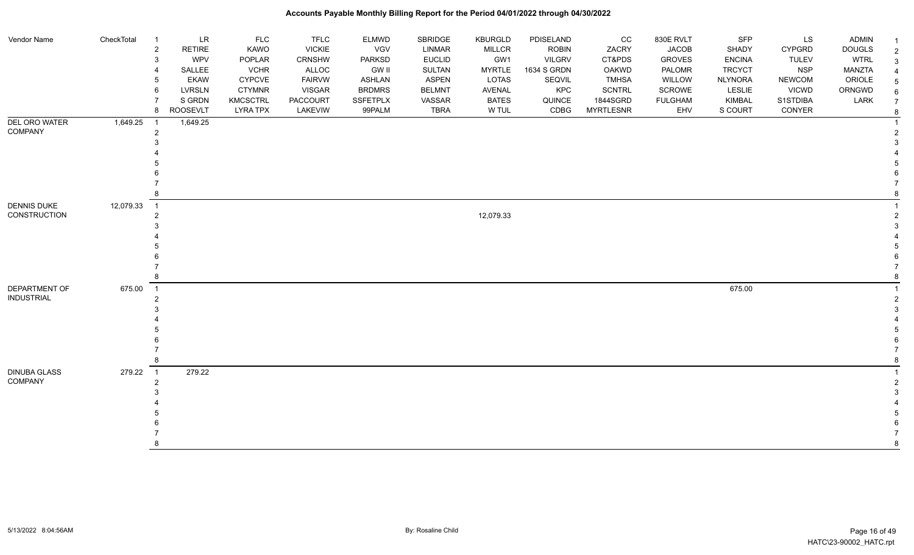| Vendor Name | CheckTotal | | | | | | | | | | | | | | |
|---|---|---|---|---|---|---|---|---|---|---|---|---|---|---|---|
| | | 1 | LR | FLC | TFLC | ELMWD | SBRIDGE | KBURGLD | PDISELAND | CC | 830E RVLT | SFP | LS | ADMIN | 1 |
| | | 2 | RETIRE | KAWO | VICKIE | VGV | LINMAR | MILLCR | ROBIN | ZACRY | JACOB | SHADY | CYPGRD | DOUGLS | 2 |
| | | 3 | WPV | POPLAR | CRNSHW | PARKSD | EUCLID | GW1 | VILGRV | CT&PDS | GROVES | ENCINA | TULEV | WTRL | 3 |
| | | 4 | SALLEE | VCHR | ALLOC | GW II | SULTAN | MYRTLE | 1634 S GRDN | OAKWD | PALOMR | TRCYCT | NSP | MANZTA | 4 |
| | | 5 | EKAW | CYPCVE | FAIRVW | ASHLAN | ASPEN | LOTAS | SEQVIL | TMHSA | WILLOW | NLYNORA | NEWCOM | ORIOLE | 5 |
| | | 6 | LVRSLN | CTYMNR | VISGAR | BRDMRS | BELMNT | AVENAL | KPC | SCNTRL | SCROWE | LESLIE | VICWD | ORNGWD | 6 |
| | | 7 | S GRDN | KMCSCTRL | PACCOURT | SSFETPLX | VASSAR | BATES | QUINCE | 1844SGRD | FULGHAM | KIMBAL | S1STDIBA | LARK | 7 |
| | | 8 | ROOSEVLT | LYRA TPX | LAKEVIW | 99PALM | TBRA | W TUL | CDBG | MYRTLESNR | EHV | S COURT | CONYER | | 8 |
| DEL ORO WATER COMPANY | 1,649.25 | 1 | 1,649.25 | | | | | | | | | | | | 1 |
| | | 2 | | | | | | | | | | | | | 2 |
| | | 3 | | | | | | | | | | | | | 3 |
| | | 4 | | | | | | | | | | | | | 4 |
| | | 5 | | | | | | | | | | | | | 5 |
| | | 6 | | | | | | | | | | | | | 6 |
| | | 7 | | | | | | | | | | | | | 7 |
| | | 8 | | | | | | | | | | | | | 8 |
| DENNIS DUKE CONSTRUCTION | 12,079.33 | 1 | | | | | | | | | | | | | 1 |
| | | 2 | | | | | | 12,079.33 | | | | | | | 2 |
| | | 3 | | | | | | | | | | | | | 3 |
| | | 4 | | | | | | | | | | | | | 4 |
| | | 5 | | | | | | | | | | | | | 5 |
| | | 6 | | | | | | | | | | | | | 6 |
| | | 7 | | | | | | | | | | | | | 7 |
| | | 8 | | | | | | | | | | | | | 8 |
| DEPARTMENT OF INDUSTRIAL | 675.00 | 1 | | | | | | | | | | 675.00 | | | 1 |
| | | 2 | | | | | | | | | | | | | 2 |
| | | 3 | | | | | | | | | | | | | 3 |
| | | 4 | | | | | | | | | | | | | 4 |
| | | 5 | | | | | | | | | | | | | 5 |
| | | 6 | | | | | | | | | | | | | 6 |
| | | 7 | | | | | | | | | | | | | 7 |
| | | 8 | | | | | | | | | | | | | 8 |
| DINUBA GLASS COMPANY | 279.22 | 1 | 279.22 | | | | | | | | | | | | 1 |
| | | 2 | | | | | | | | | | | | | 2 |
| | | 3 | | | | | | | | | | | | | 3 |
| | | 4 | | | | | | | | | | | | | 4 |
| | | 5 | | | | | | | | | | | | | 5 |
| | | 6 | | | | | | | | | | | | | 6 |
| | | 7 | | | | | | | | | | | | | 7 |
| | | 8 | | | | | | | | | | | | | 8 |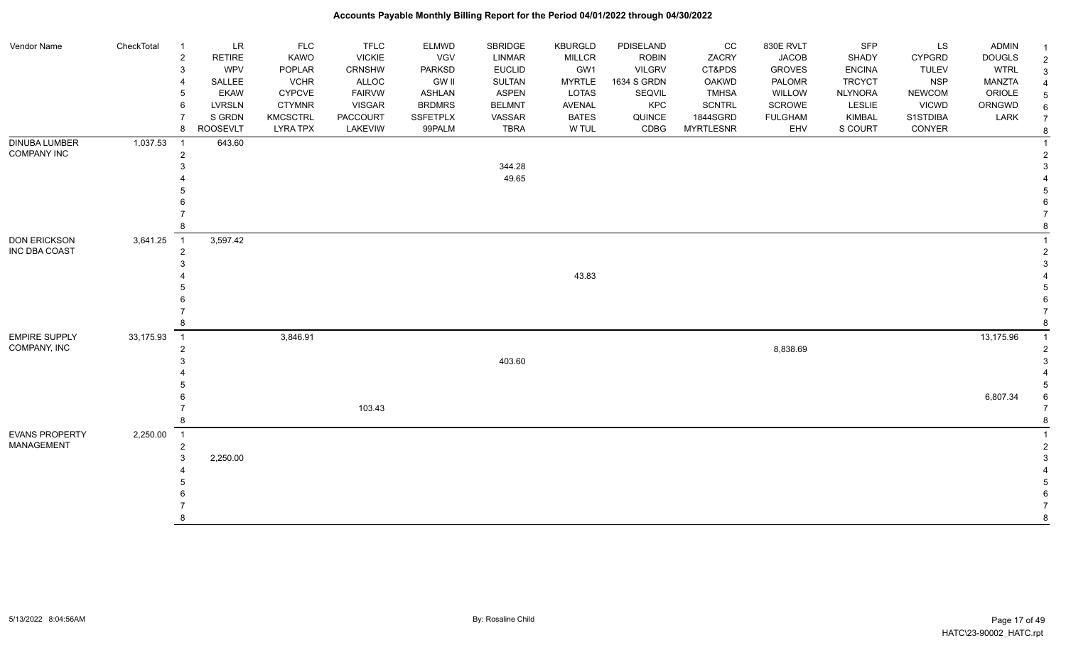# Accounts Payable Monthly Billing Report for the Period 04/01/2022 through 04/30/2022

| Vendor Name | CheckTotal | | | | | | | | | | | | | | | |
|---|---|---|---|---|---|---|---|---|---|---|---|---|---|---|---|---|
| | | 1 | LR | FLC | TFLC | ELMWD | SBRIDGE | KBURGLD | PDISELAND | CC | 830E RVLT | SFP | LS | ADMIN | 1 |
| | | 2 | RETIRE | KAWO | VICKIE | VGV | LINMAR | MILLCR | ROBIN | ZACRY | JACOB | SHADY | CYPGRD | DOUGLS | 2 |
| | | 3 | WPV | POPLAR | CRNSHW | PARKSD | EUCLID | GW1 | VILGRV | CT&PDS | GROVES | ENCINA | TULEV | WTRL | 3 |
| | | 4 | SALLEE | VCHR | ALLOC | GW II | SULTAN | MYRTLE | 1634 S GRDN | OAKWD | PALOMR | TRCYCT | NSP | MANZTA | 4 |
| | | 5 | EKAW | CYPCVE | FAIRVW | ASHLAN | ASPEN | LOTAS | SEQVIL | TMHSA | WILLOW | NLYNORA | NEWCOM | ORIOLE | 5 |
| | | 6 | LVRSLN | CTYMNR | VISGAR | BRDMRS | BELMNT | AVENAL | KPC | SCNTRL | SCROWE | LESLIE | VICWD | ORNGWD | 6 |
| | | 7 | S GRDN | KMCSCTRL | PACCOURT | SSFETPLX | VASSAR | BATES | QUINCE | 1844SGRD | FULGHAM | KIMBAL | S1STDIBA | LARK | 7 |
| | | 8 | ROOSEVLT | LYRA TPX | LAKEVIW | 99PALM | TBRA | W TUL | CDBG | MYRTLESNR | EHV | S COURT | CONYER | | 8 |
| DINUBA LUMBER COMPANY INC | 1,037.53 | 1 | 643.60 | | | | | | | | | | | | 1 |
| | | 2 | | | | | | | | | | | | | 2 |
| | | 3 | | | | | 344.28 | | | | | | | | 3 |
| | | 4 | | | | | 49.65 | | | | | | | | 4 |
| | | 5 | | | | | | | | | | | | | 5 |
| | | 6 | | | | | | | | | | | | | 6 |
| | | 7 | | | | | | | | | | | | | 7 |
| | | 8 | | | | | | | | | | | | | 8 |
| DON ERICKSON INC DBA COAST | 3,641.25 | 1 | 3,597.42 | | | | | | | | | | | | 1 |
| | | 2 | | | | | | | | | | | | | 2 |
| | | 3 | | | | | | | | | | | | | 3 |
| | | 4 | | | | | | 43.83 | | | | | | | 4 |
| | | 5 | | | | | | | | | | | | | 5 |
| | | 6 | | | | | | | | | | | | | 6 |
| | | 7 | | | | | | | | | | | | | 7 |
| | | 8 | | | | | | | | | | | | | 8 |
| EMPIRE SUPPLY COMPANY, INC | 33,175.93 | 1 | | 3,846.91 | | | | | | | | | | 13,175.96 | 1 |
| | | 2 | | | | | | | | | 8,838.69 | | | | 2 |
| | | 3 | | | | | 403.60 | | | | | | | | 3 |
| | | 4 | | | | | | | | | | | | | 4 |
| | | 5 | | | | | | | | | | | | | 5 |
| | | 6 | | | | | | | | | | | | 6,807.34 | 6 |
| | | 7 | | | 103.43 | | | | | | | | | | 7 |
| | | 8 | | | | | | | | | | | | | 8 |
| EVANS PROPERTY MANAGEMENT | 2,250.00 | 1 | | | | | | | | | | | | | 1 |
| | | 2 | | | | | | | | | | | | | 2 |
| | | 3 | 2,250.00 | | | | | | | | | | | | 3 |
| | | 4 | | | | | | | | | | | | | 4 |
| | | 5 | | | | | | | | | | | | | 5 |
| | | 6 | | | | | | | | | | | | | 6 |
| | | 7 | | | | | | | | | | | | | 7 |
| | | 8 | | | | | | | | | | | | | 8 |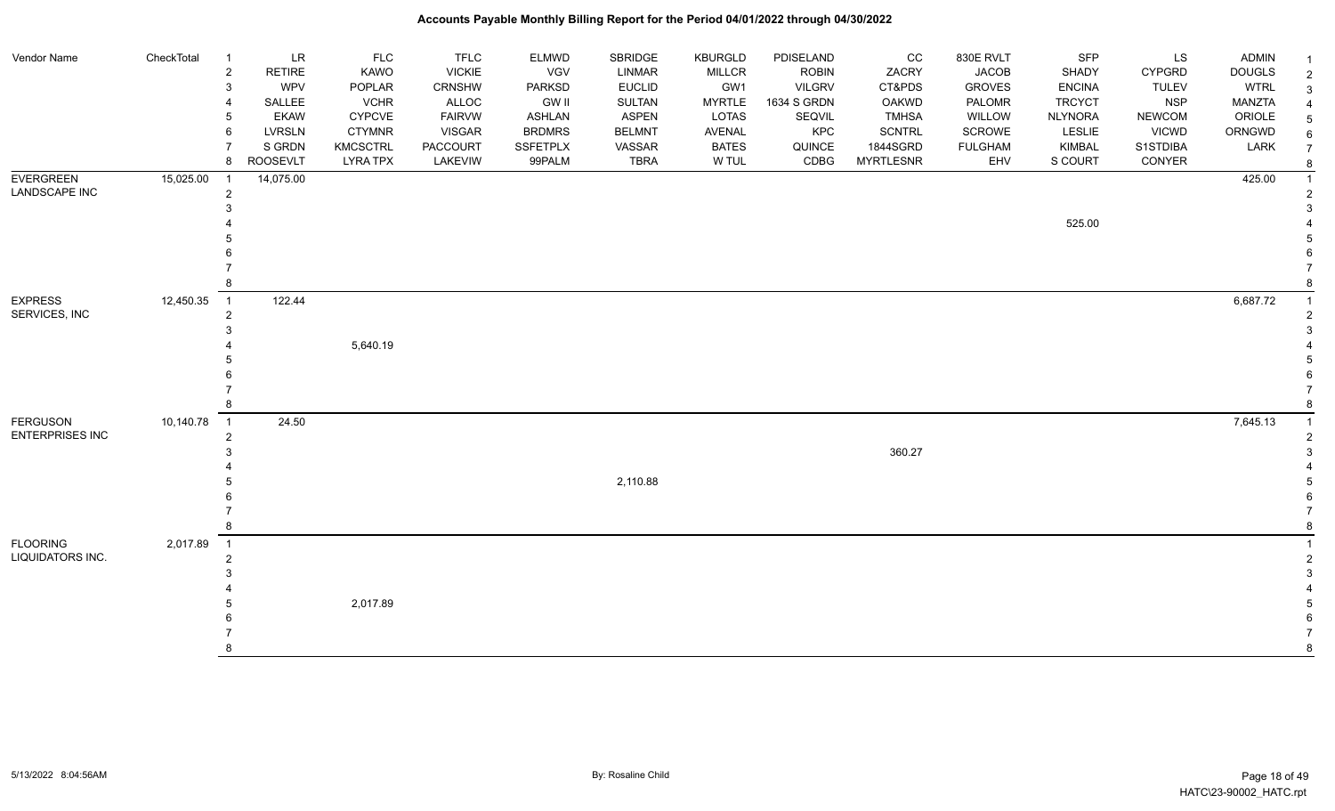# Accounts Payable Monthly Billing Report for the Period 04/01/2022 through 04/30/2022

| Vendor Name | CheckTotal | | LR | FLC | TFLC | ELMWD | SBRIDGE | KBURGLD | PDISELAND | CC | 830E RVLT | SFP | LS | ADMIN | |
|---|---|---|---|---|---|---|---|---|---|---|---|---|---|---|---|
| | | 2 | RETIRE | KAWO | VICKIE | VGV | LINMAR | MILLCR | ROBIN | ZACRY | JACOB | SHADY | CYPGRD | DOUGLS | 2 |
| | | 3 | WPV | POPLAR | CRNSHW | PARKSD | EUCLID | GW1 | VILGRV | CT&PDS | GROVES | ENCINA | TULEV | WTRL | 3 |
| | | 4 | SALLEE | VCHR | ALLOC | GW II | SULTAN | MYRTLE | 1634 S GRDN | OAKWD | PALOMR | TRCYCT | NSP | MANZTA | 4 |
| | | 5 | EKAW | CYPCVE | FAIRVW | ASHLAN | ASPEN | LOTAS | SEQVIL | TMHSA | WILLOW | NLYNORA | NEWCOM | ORIOLE | 5 |
| | | 6 | LVRSLN | CTYMNR | VISGAR | BRDMRS | BELMNT | AVENAL | KPC | SCNTRL | SCROWE | LESLIE | VICWD | ORNGWD | 6 |
| | | 7 | S GRDN | KMCSCTRL | PACCOURT | SSFETPLX | VASSAR | BATES | QUINCE | 1844SGRD | FULGHAM | KIMBAL | S1STDIBA | LARK | 7 |
| | | 8 | ROOSEVLT | LYRA TPX | LAKEVIW | 99PALM | TBRA | W TUL | CDBG | MYRTLESNR | EHV | S COURT | CONYER | | 8 |
| EVERGREEN LANDSCAPE INC | 15,025.00 | 1 | 14,075.00 | | | | | | | | | | | 425.00 | 1 |
| | | 2 | | | | | | | | | | | | | 2 |
| | | 3 | | | | | | | | | | | | | 3 |
| | | 4 | | | | | | | | | | 525.00 | | | 4 |
| | | 5 | | | | | | | | | | | | | 5 |
| | | 6 | | | | | | | | | | | | | 6 |
| | | 7 | | | | | | | | | | | | | 7 |
| | | 8 | | | | | | | | | | | | | 8 |
| EXPRESS SERVICES, INC | 12,450.35 | 1 | 122.44 | | | | | | | | | | | 6,687.72 | 1 |
| | | 2 | | | | | | | | | | | | | 2 |
| | | 3 | | | | | | | | | | | | | 3 |
| | | 4 | | 5,640.19 | | | | | | | | | | | 4 |
| | | 5 | | | | | | | | | | | | | 5 |
| | | 6 | | | | | | | | | | | | | 6 |
| | | 7 | | | | | | | | | | | | | 7 |
| | | 8 | | | | | | | | | | | | | 8 |
| FERGUSON ENTERPRISES INC | 10,140.78 | 1 | 24.50 | | | | | | | | | | | 7,645.13 | 1 |
| | | 2 | | | | | | | | | | | | | 2 |
| | | 3 | | | | | | | | 360.27 | | | | | 3 |
| | | 4 | | | | | | | | | | | | | 4 |
| | | 5 | | | | | 2,110.88 | | | | | | | | 5 |
| | | 6 | | | | | | | | | | | | | 6 |
| | | 7 | | | | | | | | | | | | | 7 |
| | | 8 | | | | | | | | | | | | | 8 |
| FLOORING LIQUIDATORS INC. | 2,017.89 | 1 | | | | | | | | | | | | | 1 |
| | | 2 | | | | | | | | | | | | | 2 |
| | | 3 | | | | | | | | | | | | | 3 |
| | | 4 | | | | | | | | | | | | | 4 |
| | | 5 | | 2,017.89 | | | | | | | | | | | 5 |
| | | 6 | | | | | | | | | | | | | 6 |
| | | 7 | | | | | | | | | | | | | 7 |
| | | 8 | | | | | | | | | | | | | 8 |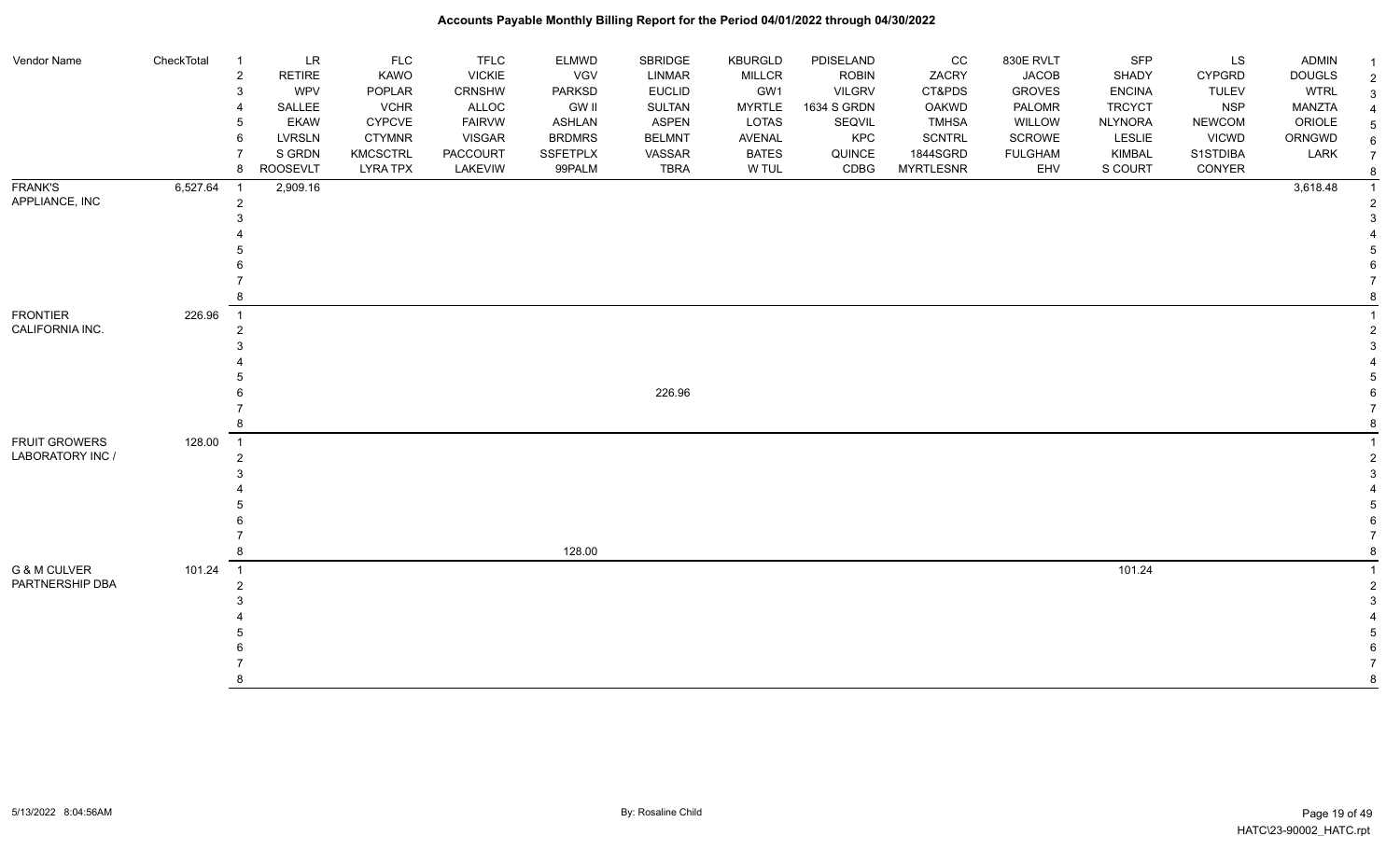| Vendor Name | CheckTotal | | | | | | | | | | | | | | |
|---|---|---|---|---|---|---|---|---|---|---|---|---|---|---|---|
| | | 1 | LR | FLC | TFLC | ELMWD | SBRIDGE | KBURGLD | PDISELAND | CC | 830E RVLT | SFP | LS | ADMIN | 1 |
| | | 2 | RETIRE | KAWO | VICKIE | VGV | LINMAR | MILLCR | ROBIN | ZACRY | JACOB | SHADY | CYPGRD | DOUGLS | 2 |
| | | 3 | WPV | POPLAR | CRNSHW | PARKSD | EUCLID | GW1 | VILGRV | CT&PDS | GROVES | ENCINA | TULEV | WTRL | 3 |
| | | 4 | SALLEE | VCHR | ALLOC | GW II | SULTAN | MYRTLE | 1634 S GRDN | OAKWD | PALOMR | TRCYCT | NSP | MANZTA | 4 |
| | | 5 | EKAW | CYPCVE | FAIRVW | ASHLAN | ASPEN | LOTAS | SEQVIL | TMHSA | WILLOW | NLYNORA | NEWCOM | ORIOLE | 5 |
| | | 6 | LVRSLN | CTYMNR | VISGAR | BRDMRS | BELMNT | AVENAL | KPC | SCNTRL | SCROWE | LESLIE | VICWD | ORNGWD | 6 |
| | | 7 | S GRDN | KMCSCTRL | PACCOURT | SSFETPLX | VASSAR | BATES | QUINCE | 1844SGRD | FULGHAM | KIMBAL | S1STDIBA | LARK | 7 |
| | | 8 | ROOSEVLT | LYRA TPX | LAKEVIW | 99PALM | TBRA | W TUL | CDBG | MYRTLESNR | EHV | S COURT | CONYER | | 8 |
| FRANK'S APPLIANCE, INC | 6,527.64 | 1 | 2,909.16 | | | | | | | | | | | 3,618.48 | 1 |
| | | 2 | | | | | | | | | | | | | 2 |
| | | 3 | | | | | | | | | | | | | 3 |
| | | 4 | | | | | | | | | | | | | 4 |
| | | 5 | | | | | | | | | | | | | 5 |
| | | 6 | | | | | | | | | | | | | 6 |
| | | 7 | | | | | | | | | | | | | 7 |
| | | 8 | | | | | | | | | | | | | 8 |
| FRONTIER CALIFORNIA INC. | 226.96 | 1 | | | | | | | | | | | | | 1 |
| | | 2 | | | | | | | | | | | | | 2 |
| | | 3 | | | | | | | | | | | | | 3 |
| | | 4 | | | | | | | | | | | | | 4 |
| | | 5 | | | | | | | | | | | | | 5 |
| | | 6 | | | | | 226.96 | | | | | | | | 6 |
| | | 7 | | | | | | | | | | | | | 7 |
| | | 8 | | | | | | | | | | | | | 8 |
| FRUIT GROWERS LABORATORY INC / | 128.00 | 1 | | | | | | | | | | | | | 1 |
| | | 2 | | | | | | | | | | | | | 2 |
| | | 3 | | | | | | | | | | | | | 3 |
| | | 4 | | | | | | | | | | | | | 4 |
| | | 5 | | | | | | | | | | | | | 5 |
| | | 6 | | | | | | | | | | | | | 6 |
| | | 7 | | | | | | | | | | | | | 7 |
| | | 8 | | | | 128.00 | | | | | | | | | 8 |
| G & M CULVER PARTNERSHIP DBA | 101.24 | 1 | | | | | | | | | | 101.24 | | | 1 |
| | | 2 | | | | | | | | | | | | | 2 |
| | | 3 | | | | | | | | | | | | | 3 |
| | | 4 | | | | | | | | | | | | | 4 |
| | | 5 | | | | | | | | | | | | | 5 |
| | | 6 | | | | | | | | | | | | | 6 |
| | | 7 | | | | | | | | | | | | | 7 |
| | | 8 | | | | | | | | | | | | | 8 |

5/13/2022 8:04:56AM    By: Rosaline Child    HATC\23-90002_HATC.rpt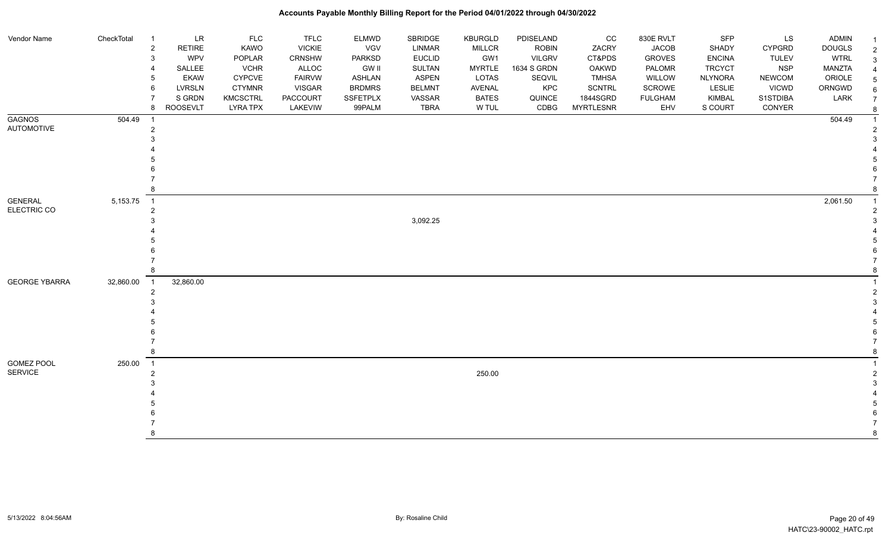# Accounts Payable Monthly Billing Report for the Period 04/01/2022 through 04/30/2022

| Vendor Name | CheckTotal | | LR | FLC | TFLC | ELMWD | SBRIDGE | KBURGLD | PDISELAND | CC | 830E RVLT | SFP | LS | ADMIN | |
|---|---|---|---|---|---|---|---|---|---|---|---|---|---|---|---|
| | | 1 | LR | FLC | TFLC | ELMWD | SBRIDGE | KBURGLD | PDISELAND | CC | 830E RVLT | SFP | LS | ADMIN | 1 |
| | | 2 | RETIRE | KAWO | VICKIE | VGV | LINMAR | MILLCR | ROBIN | ZACRY | JACOB | SHADY | CYPGRD | DOUGLS | 2 |
| | | 3 | WPV | POPLAR | CRNSHW | PARKSD | EUCLID | GW1 | VILGRV | CT&PDS | GROVES | ENCINA | TULEV | WTRL | 3 |
| | | 4 | SALLEE | VCHR | ALLOC | GW II | SULTAN | MYRTLE | 1634 S GRDN | OAKWD | PALOMR | TRCYCT | NSP | MANZTA | 4 |
| | | 5 | EKAW | CYPCVE | FAIRVW | ASHLAN | ASPEN | LOTAS | SEQVIL | TMHSA | WILLOW | NLYNORA | NEWCOM | ORIOLE | 5 |
| | | 6 | LVRSLN | CTYMNR | VISGAR | BRDMRS | BELMNT | AVENAL | KPC | SCNTRL | SCROWE | LESLIE | VICWD | ORNGWD | 6 |
| | | 7 | S GRDN | KMCSCTRL | PACCOURT | SSFETPLX | VASSAR | BATES | QUINCE | 1844SGRD | FULGHAM | KIMBAL | S1STDIBA | LARK | 7 |
| | | 8 | ROOSEVLT | LYRA TPX | LAKEVIW | 99PALM | TBRA | W TUL | CDBG | MYRTLESNR | EHV | S COURT | CONYER | | 8 |
| GAGNOS AUTOMOTIVE | 504.49 | 1 | | | | | | | | | | | | 504.49 | 1 |
| | | 2 | | | | | | | | | | | | | 2 |
| | | 3 | | | | | | | | | | | | | 3 |
| | | 4 | | | | | | | | | | | | | 4 |
| | | 5 | | | | | | | | | | | | | 5 |
| | | 6 | | | | | | | | | | | | | 6 |
| | | 7 | | | | | | | | | | | | | 7 |
| | | 8 | | | | | | | | | | | | | 8 |
| GENERAL ELECTRIC CO | 5,153.75 | 1 | | | | | | | | | | | | 2,061.50 | 1 |
| | | 2 | | | | | | | | | | | | | 2 |
| | | 3 | | | | | 3,092.25 | | | | | | | | 3 |
| | | 4 | | | | | | | | | | | | | 4 |
| | | 5 | | | | | | | | | | | | | 5 |
| | | 6 | | | | | | | | | | | | | 6 |
| | | 7 | | | | | | | | | | | | | 7 |
| | | 8 | | | | | | | | | | | | | 8 |
| GEORGE YBARRA | 32,860.00 | 1 | 32,860.00 | | | | | | | | | | | | 1 |
| | | 2 | | | | | | | | | | | | | 2 |
| | | 3 | | | | | | | | | | | | | 3 |
| | | 4 | | | | | | | | | | | | | 4 |
| | | 5 | | | | | | | | | | | | | 5 |
| | | 6 | | | | | | | | | | | | | 6 |
| | | 7 | | | | | | | | | | | | | 7 |
| | | 8 | | | | | | | | | | | | | 8 |
| GOMEZ POOL SERVICE | 250.00 | 1 | | | | | | | | | | | | | 1 |
| | | 2 | | | | | | 250.00 | | | | | | | 2 |
| | | 3 | | | | | | | | | | | | | 3 |
| | | 4 | | | | | | | | | | | | | 4 |
| | | 5 | | | | | | | | | | | | | 5 |
| | | 6 | | | | | | | | | | | | | 6 |
| | | 7 | | | | | | | | | | | | | 7 |
| | | 8 | | | | | | | | | | | | | 8 |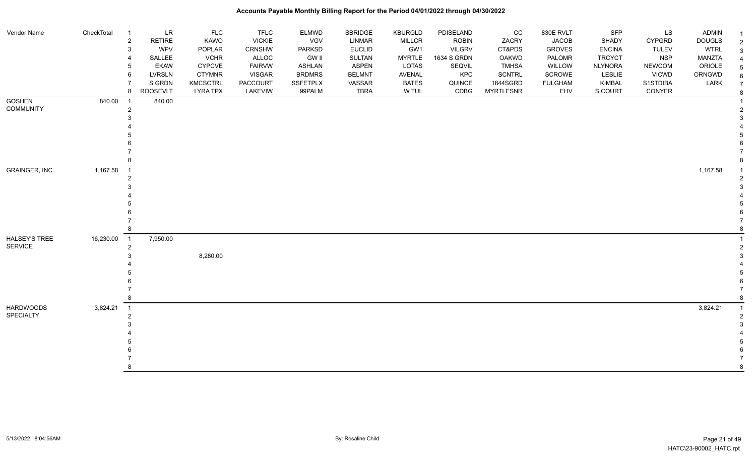# Accounts Payable Monthly Billing Report for the Period 04/01/2022 through 04/30/2022

| Vendor Name | CheckTotal | | | | | | | | | | | | | | | |
|---|---|---|---|---|---|---|---|---|---|---|---|---|---|---|---|---|
| | | 1 | LR | FLC | TFLC | ELMWD | SBRIDGE | KBURGLD | PDISELAND | CC | 830E RVLT | SFP | LS | ADMIN | 1 |
| | | 2 | RETIRE | KAWO | VICKIE | VGV | LINMAR | MILLCR | ROBIN | ZACRY | JACOB | SHADY | CYPGRD | DOUGLS | 2 |
| | | 3 | WPV | POPLAR | CRNSHW | PARKSD | EUCLID | GW1 | VILGRV | CT&PDS | GROVES | ENCINA | TULEV | WTRL | 3 |
| | | 4 | SALLEE | VCHR | ALLOC | GW II | SULTAN | MYRTLE | 1634 S GRDN | OAKWD | PALOMR | TRCYCT | NSP | MANZTA | 4 |
| | | 5 | EKAW | CYPCVE | FAIRVW | ASHLAN | ASPEN | LOTAS | SEQVIL | TMHSA | WILLOW | NLYNORA | NEWCOM | ORIOLE | 5 |
| | | 6 | LVRSLN | CTYMNR | VISGAR | BRDMRS | BELMNT | AVENAL | KPC | SCNTRL | SCROWE | LESLIE | VICWD | ORNGWD | 6 |
| | | 7 | S GRDN | KMCSCTRL | PACCOURT | SSFETPLX | VASSAR | BATES | QUINCE | 1844SGRD | FULGHAM | KIMBAL | S1STDIBA | LARK | 7 |
| | | 8 | ROOSEVLT | LYRA TPX | LAKEVIW | 99PALM | TBRA | W TUL | CDBG | MYRTLESNR | EHV | S COURT | CONYER | | 8 |
| GOSHEN COMMUNITY | 840.00 | 1 | 840.00 | | | | | | | | | | | | 1 |
| | | 2 | | | | | | | | | | | | | 2 |
| | | 3 | | | | | | | | | | | | | 3 |
| | | 4 | | | | | | | | | | | | | 4 |
| | | 5 | | | | | | | | | | | | | 5 |
| | | 6 | | | | | | | | | | | | | 6 |
| | | 7 | | | | | | | | | | | | | 7 |
| | | 8 | | | | | | | | | | | | | 8 |
| GRAINGER, INC | 1,167.58 | 1 | | | | | | | | | | | | 1,167.58 | 1 |
| | | 2 | | | | | | | | | | | | | 2 |
| | | 3 | | | | | | | | | | | | | 3 |
| | | 4 | | | | | | | | | | | | | 4 |
| | | 5 | | | | | | | | | | | | | 5 |
| | | 6 | | | | | | | | | | | | | 6 |
| | | 7 | | | | | | | | | | | | | 7 |
| | | 8 | | | | | | | | | | | | | 8 |
| HALSEY'S TREE SERVICE | 16,230.00 | 1 | 7,950.00 | | | | | | | | | | | | 1 |
| | | 2 | | | | | | | | | | | | | 2 |
| | | 3 | | 8,280.00 | | | | | | | | | | | 3 |
| | | 4 | | | | | | | | | | | | | 4 |
| | | 5 | | | | | | | | | | | | | 5 |
| | | 6 | | | | | | | | | | | | | 6 |
| | | 7 | | | | | | | | | | | | | 7 |
| | | 8 | | | | | | | | | | | | | 8 |
| HARDWOODS SPECIALTY | 3,824.21 | 1 | | | | | | | | | | | | 3,824.21 | 1 |
| | | 2 | | | | | | | | | | | | | 2 |
| | | 3 | | | | | | | | | | | | | 3 |
| | | 4 | | | | | | | | | | | | | 4 |
| | | 5 | | | | | | | | | | | | | 5 |
| | | 6 | | | | | | | | | | | | | 6 |
| | | 7 | | | | | | | | | | | | | 7 |
| | | 8 | | | | | | | | | | | | | 8 |

5/13/2022 8:04:56AM By: Rosaline Child HATC\23-90002_HATC.rpt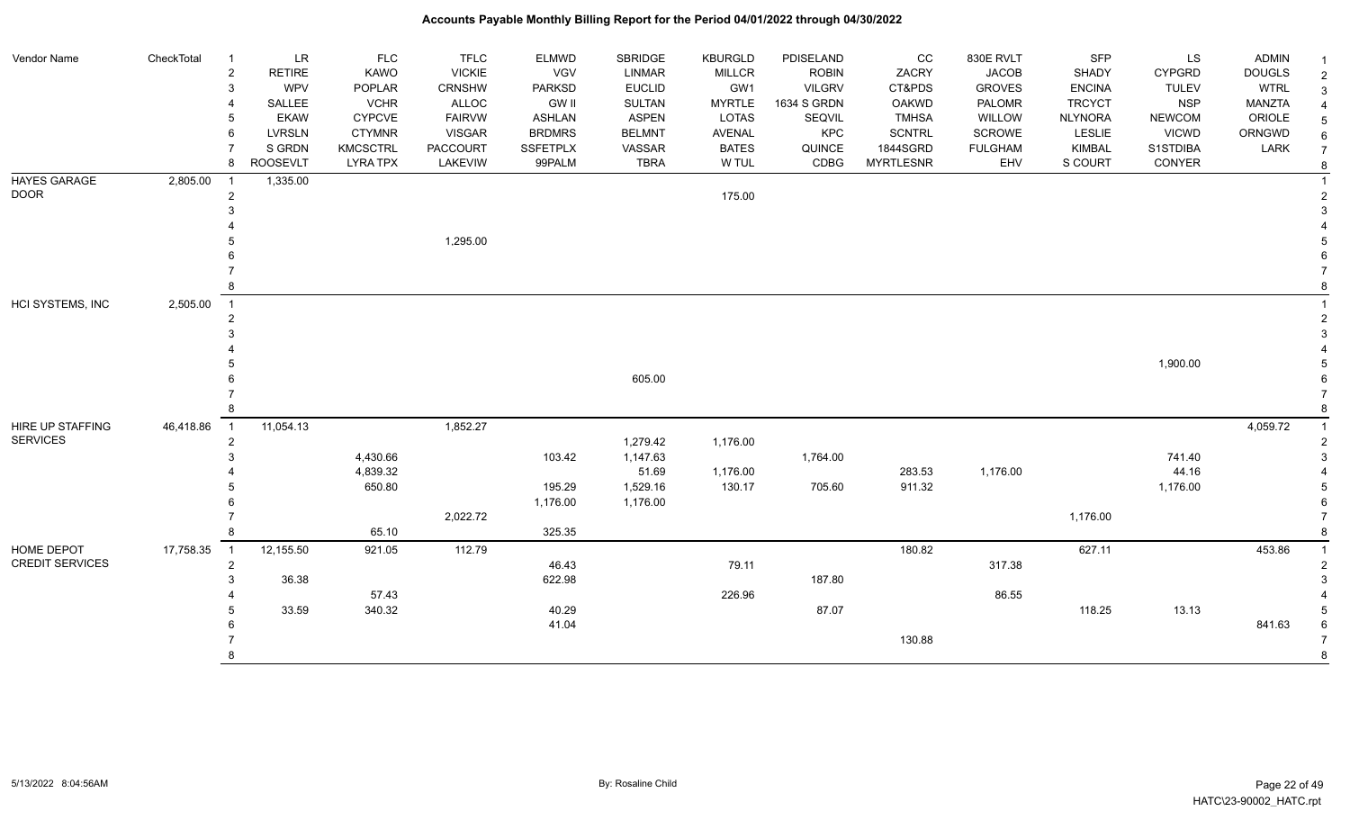# Accounts Payable Monthly Billing Report for the Period 04/01/2022 through 04/30/2022

| Vendor Name | CheckTotal | | | | | | | | | | | | | | |
|---|---|---|---|---|---|---|---|---|---|---|---|---|---|---|---|
| | | 1 | LR | FLC | TFLC | ELMWD | SBRIDGE | KBURGLD | PDISELAND | CC | 830E RVLT | SFP | LS | ADMIN | 1 |
| | | 2 | RETIRE | KAWO | VICKIE | VGV | LINMAR | MILLCR | ROBIN | ZACRY | JACOB | SHADY | CYPGRD | DOUGLS | 2 |
| | | 3 | WPV | POPLAR | CRNSHW | PARKSD | EUCLID | GW1 | VILGRV | CT&PDS | GROVES | ENCINA | TULEV | WTRL | 3 |
| | | 4 | SALLEE | VCHR | ALLOC | GW II | SULTAN | MYRTLE | 1634 S GRDN | OAKWD | PALOMR | TRCYCT | NSP | MANZTA | 4 |
| | | 5 | EKAW | CYPCVE | FAIRVW | ASHLAN | ASPEN | LOTAS | SEQVIL | TMHSA | WILLOW | NLYNORA | NEWCOM | ORIOLE | 5 |
| | | 6 | LVRSLN | CTYMNR | VISGAR | BRDMRS | BELMNT | AVENAL | KPC | SCNTRL | SCROWE | LESLIE | VICWD | ORNGWD | 6 |
| | | 7 | S GRDN | KMCSCTRL | PACCOURT | SSFETPLX | VASSAR | BATES | QUINCE | 1844SGRD | FULGHAM | KIMBAL | S1STDIBA | LARK | 7 |
| | | 8 | ROOSEVLT | LYRA TPX | LAKEVIEW | 99PALM | TBRA | W TUL | CDBG | MYRTLESNR | EHV | S COURT | CONYER | | 8 |
| HAYES GARAGE DOOR | 2,805.00 | 1 | 1,335.00 | | | | | | | | | | | | 1 |
| | | 2 | | | | | | 175.00 | | | | | | | 2 |
| | | 3 | | | | | | | | | | | | | 3 |
| | | 4 | | | | | | | | | | | | | 4 |
| | | 5 | | | 1,295.00 | | | | | | | | | | 5 |
| | | 6 | | | | | | | | | | | | | 6 |
| | | 7 | | | | | | | | | | | | | 7 |
| | | 8 | | | | | | | | | | | | | 8 |
| HCI SYSTEMS, INC | 2,505.00 | 1 | | | | | | | | | | | | | 1 |
| | | 2 | | | | | | | | | | | | | 2 |
| | | 3 | | | | | | | | | | | | | 3 |
| | | 4 | | | | | | | | | | | | | 4 |
| | | 5 | | | | | | | | | | | 1,900.00 | | 5 |
| | | 6 | | | | | 605.00 | | | | | | | | 6 |
| | | 7 | | | | | | | | | | | | | 7 |
| | | 8 | | | | | | | | | | | | | 8 |
| HIRE UP STAFFING SERVICES | 46,418.86 | 1 | 11,054.13 | | 1,852.27 | | | | | | | | | 4,059.72 | 1 |
| | | 2 | | | | | 1,279.42 | 1,176.00 | | | | | | | 2 |
| | | 3 | | 4,430.66 | | 103.42 | 1,147.63 | | 1,764.00 | | | | 741.40 | | 3 |
| | | 4 | | 4,839.32 | | | 51.69 | 1,176.00 | | 283.53 | 1,176.00 | | 44.16 | | 4 |
| | | 5 | | 650.80 | | 195.29 | 1,529.16 | 130.17 | 705.60 | 911.32 | | | 1,176.00 | | 5 |
| | | 6 | | | | 1,176.00 | 1,176.00 | | | | | | | | 6 |
| | | 7 | | | 2,022.72 | | | | | | | 1,176.00 | | | 7 |
| | | 8 | | 65.10 | | 325.35 | | | | | | | | | 8 |
| HOME DEPOT CREDIT SERVICES | 17,758.35 | 1 | 12,155.50 | 921.05 | 112.79 | | | | | 180.82 | | 627.11 | | 453.86 | 1 |
| | | 2 | | | | 46.43 | | 79.11 | | | 317.38 | | | | 2 |
| | | 3 | 36.38 | | | 622.98 | | | 187.80 | | | | | | 3 |
| | | 4 | | 57.43 | | | | 226.96 | | | 86.55 | | | | 4 |
| | | 5 | 33.59 | 340.32 | | 40.29 | | | 87.07 | | | 118.25 | 13.13 | | 5 |
| | | 6 | | | | 41.04 | | | | | | | | 841.63 | 6 |
| | | 7 | | | | | | | | 130.88 | | | | | 7 |
| | | 8 | | | | | | | | | | | | | 8 |

5/13/2022 8:04:56AM By: Rosaline Child HATC\23-90002_HATC.rpt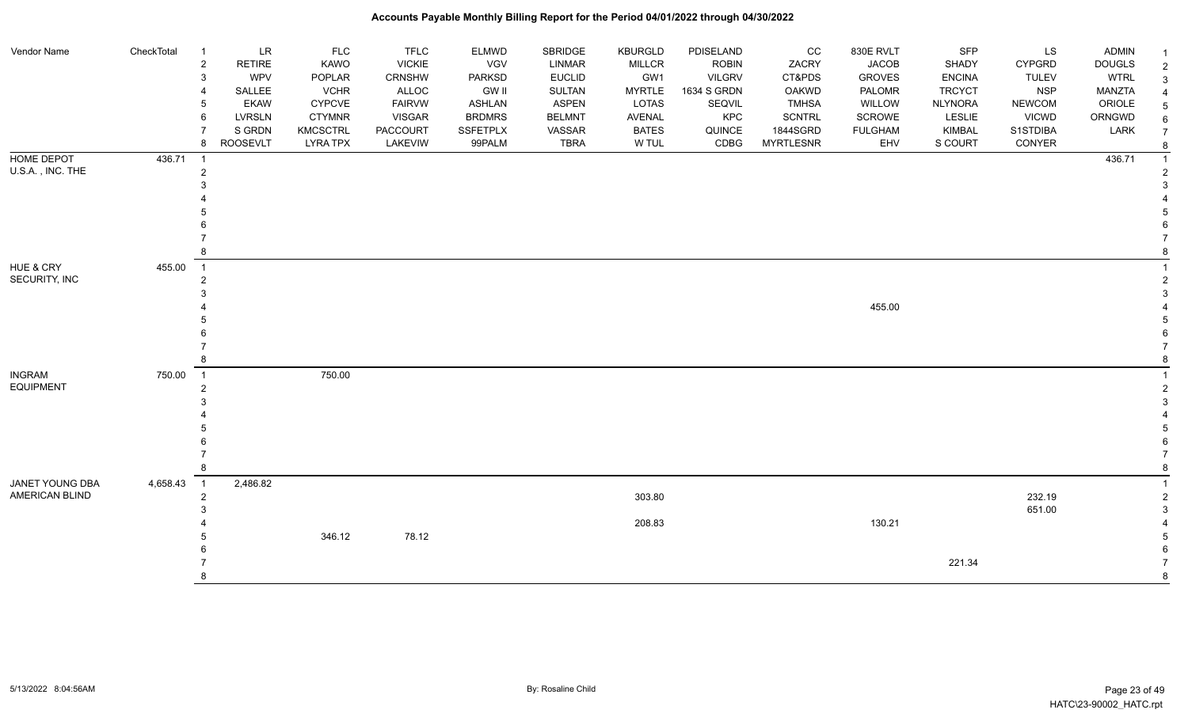| Vendor Name | CheckTotal | # | LR | FLC | TFLC | ELMWD | SBRIDGE | KBURGLD | PDISELAND | CC | 830E RVLT | SFP | LS | ADMIN | # |
|---|---|---|---|---|---|---|---|---|---|---|---|---|---|---|---|
| | | 2 | RETIRE | KAWO | VICKIE | VGV | LINMAR | MILLCR | ROBIN | ZACRY | JACOB | SHADY | CYPGRD | DOUGLS | 2 |
| | | 3 | WPV | POPLAR | CRNSHW | PARKSD | EUCLID | GW1 | VILGRV | CT&PDS | GROVES | ENCINA | TULEV | WTRL | 3 |
| | | 4 | SALLEE | VCHR | ALLOC | GW II | SULTAN | MYRTLE | 1634 S GRDN | OAKWD | PALOMR | TRCYCT | NSP | MANZTA | 4 |
| | | 5 | EKAW | CYPCVE | FAIRVW | ASHLAN | ASPEN | LOTAS | SEQVIL | TMHSA | WILLOW | NLYNORA | NEWCOM | ORIOLE | 5 |
| | | 6 | LVRSLN | CTYMNR | VISGAR | BRDMRS | BELMNT | AVENAL | KPC | SCNTRL | SCROWE | LESLIE | VICWD | ORNGWD | 6 |
| | | 7 | S GRDN | KMCSCTRL | PACCOURT | SSFETPLX | VASSAR | BATES | QUINCE | 1844SGRD | FULGHAM | KIMBAL | S1STDIBA | LARK | 7 |
| | | 8 | ROOSEVLT | LYRA TPX | LAKEVIW | 99PALM | TBRA | W TUL | CDBG | MYRTLESNR | EHV | S COURT | CONYER | | 8 |
| HOME DEPOT | 436.71 | 1 | | | | | | | | | | | | 436.71 | 1 |
| U.S.A. , INC. THE | | 2 | | | | | | | | | | | | | 2 |
| | | 3 | | | | | | | | | | | | | 3 |
| | | 4 | | | | | | | | | | | | | 4 |
| | | 5 | | | | | | | | | | | | | 5 |
| | | 6 | | | | | | | | | | | | | 6 |
| | | 7 | | | | | | | | | | | | | 7 |
| | | 8 | | | | | | | | | | | | | 8 |
| HUE & CRY | 455.00 | 1 | | | | | | | | | | | | | 1 |
| SECURITY, INC | | 2 | | | | | | | | | | | | | 2 |
| | | 3 | | | | | | | | | | | | | 3 |
| | | 4 | | | | | | | | | 455.00 | | | | 4 |
| | | 5 | | | | | | | | | | | | | 5 |
| | | 6 | | | | | | | | | | | | | 6 |
| | | 7 | | | | | | | | | | | | | 7 |
| | | 8 | | | | | | | | | | | | | 8 |
| INGRAM | 750.00 | 1 | | 750.00 | | | | | | | | | | | 1 |
| EQUIPMENT | | 2 | | | | | | | | | | | | | 2 |
| | | 3 | | | | | | | | | | | | | 3 |
| | | 4 | | | | | | | | | | | | | 4 |
| | | 5 | | | | | | | | | | | | | 5 |
| | | 6 | | | | | | | | | | | | | 6 |
| | | 7 | | | | | | | | | | | | | 7 |
| | | 8 | | | | | | | | | | | | | 8 |
| JANET YOUNG DBA | 4,658.43 | 1 | 2,486.82 | | | | | | | | | | | | 1 |
| AMERICAN BLIND | | 2 | | | | | | 303.80 | | | | | 232.19 | | 2 |
| | | 3 | | | | | | | | | | | 651.00 | | 3 |
| | | 4 | | | | | | 208.83 | | | 130.21 | | | | 4 |
| | | 5 | | 346.12 | 78.12 | | | | | | | | | | 5 |
| | | 6 | | | | | | | | | | | | | 6 |
| | | 7 | | | | | | | | | | 221.34 | | | 7 |
| | | 8 | | | | | | | | | | | | | 8 |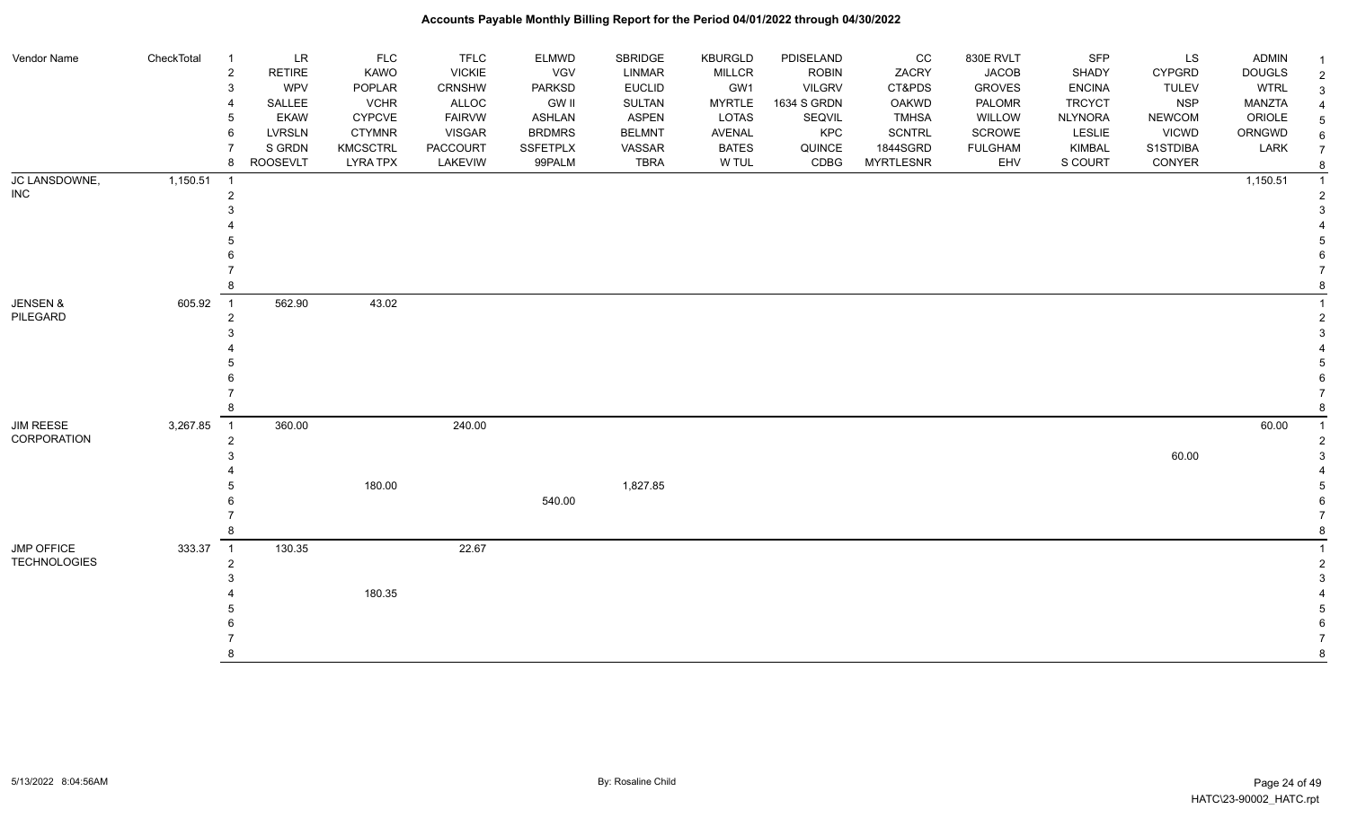# Accounts Payable Monthly Billing Report for the Period 04/01/2022 through 04/30/2022

| Vendor Name | CheckTotal | | | | | | | | | | | | | | |
|---|---|---|---|---|---|---|---|---|---|---|---|---|---|---|---|
| | | 1 | LR | FLC | TFLC | ELMWD | SBRIDGE | KBURGLD | PDISELAND | CC | 830E RVLT | SFP | LS | ADMIN | 1 |
| | | 2 | RETIRE | KAWO | VICKIE | VGV | LINMAR | MILLCR | ROBIN | ZACRY | JACOB | SHADY | CYPGRD | DOUGLS | 2 |
| | | 3 | WPV | POPLAR | CRNSHW | PARKSD | EUCLID | GW1 | VILGRV | CT&PDS | GROVES | ENCINA | TULEV | WTRL | 3 |
| | | 4 | SALLEE | VCHR | ALLOC | GW II | SULTAN | MYRTLE | 1634 S GRDN | OAKWD | PALOMR | TRCYCT | NSP | MANZTA | 4 |
| | | 5 | EKAW | CYPCVE | FAIRVW | ASHLAN | ASPEN | LOTAS | SEQVIL | TMHSA | WILLOW | NLYNORA | NEWCOM | ORIOLE | 5 |
| | | 6 | LVRSLN | CTYMNR | VISGAR | BRDMRS | BELMNT | AVENAL | KPC | SCNTRL | SCROWE | LESLIE | VICWD | ORNGWD | 6 |
| | | 7 | S GRDN | KMCSCTRL | PACCOURT | SSFETPLX | VASSAR | BATES | QUINCE | 1844SGRD | FULGHAM | KIMBAL | S1STDIBA | LARK | 7 |
| | | 8 | ROOSEVLT | LYRA TPX | LAKEVIW | 99PALM | TBRA | W TUL | CDBG | MYRTLESNR | EHV | S COURT | CONYER | | 8 |
| JC LANSDOWNE, INC | 1,150.51 | 1 | | | | | | | | | | | | 1,150.51 | 1 |
| | | 2 | | | | | | | | | | | | | 2 |
| | | 3 | | | | | | | | | | | | | 3 |
| | | 4 | | | | | | | | | | | | | 4 |
| | | 5 | | | | | | | | | | | | | 5 |
| | | 6 | | | | | | | | | | | | | 6 |
| | | 7 | | | | | | | | | | | | | 7 |
| | | 8 | | | | | | | | | | | | | 8 |
| JENSEN & PILEGARD | 605.92 | 1 | 562.90 | 43.02 | | | | | | | | | | | 1 |
| | | 2 | | | | | | | | | | | | | 2 |
| | | 3 | | | | | | | | | | | | | 3 |
| | | 4 | | | | | | | | | | | | | 4 |
| | | 5 | | | | | | | | | | | | | 5 |
| | | 6 | | | | | | | | | | | | | 6 |
| | | 7 | | | | | | | | | | | | | 7 |
| | | 8 | | | | | | | | | | | | | 8 |
| JIM REESE CORPORATION | 3,267.85 | 1 | 360.00 | | 240.00 | | | | | | | | | 60.00 | 1 |
| | | 2 | | | | | | | | | | | | | 2 |
| | | 3 | | | | | | | | | | | 60.00 | | 3 |
| | | 4 | | | | | | | | | | | | | 4 |
| | | 5 | | 180.00 | | | 1,827.85 | | | | | | | | 5 |
| | | 6 | | | | 540.00 | | | | | | | | | 6 |
| | | 7 | | | | | | | | | | | | | 7 |
| | | 8 | | | | | | | | | | | | | 8 |
| JMP OFFICE TECHNOLOGIES | 333.37 | 1 | 130.35 | | 22.67 | | | | | | | | | | 1 |
| | | 2 | | | | | | | | | | | | | 2 |
| | | 3 | | | | | | | | | | | | | 3 |
| | | 4 | | 180.35 | | | | | | | | | | | 4 |
| | | 5 | | | | | | | | | | | | | 5 |
| | | 6 | | | | | | | | | | | | | 6 |
| | | 7 | | | | | | | | | | | | | 7 |
| | | 8 | | | | | | | | | | | | | 8 |

5/13/2022 8:04:56AM By: Rosaline Child HATC\23-90002_HATC.rpt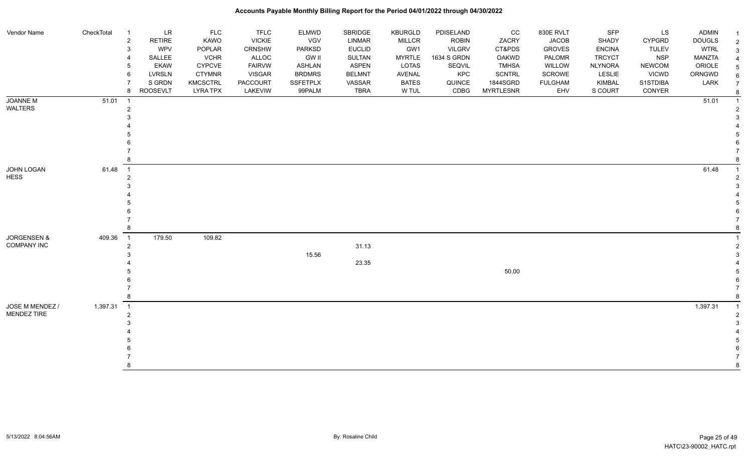# Accounts Payable Monthly Billing Report for the Period 04/01/2022 through 04/30/2022

| Vendor Name | CheckTotal | | | | | | | | | | | | | | |
|---|---|---|---|---|---|---|---|---|---|---|---|---|---|---|---|
| | | 1 | LR | FLC | TFLC | ELMWD | SBRIDGE | KBURGLD | PDISELAND | CC | 830E RVLT | SFP | LS | ADMIN | 1 |
| | | 2 | RETIRE | KAWO | VICKIE | VGV | LINMAR | MILLCR | ROBIN | ZACRY | JACOB | SHADY | CYPGRD | DOUGLS | 2 |
| | | 3 | WPV | POPLAR | CRNSHW | PARKSD | EUCLID | GW1 | VILGRV | CT&PDS | GROVES | ENCINA | TULEV | WTRL | 3 |
| | | 4 | SALLEE | VCHR | ALLOC | GW II | SULTAN | MYRTLE | 1634 S GRDN | OAKWD | PALOMR | TRCYCT | NSP | MANZTA | 4 |
| | | 5 | EKAW | CYPCVE | FAIRVW | ASHLAN | ASPEN | LOTAS | SEQVIL | TMHSA | WILLOW | NLYNORA | NEWCOM | ORIOLE | 5 |
| | | 6 | LVRSLN | CTYMNR | VISGAR | BRDMRS | BELMNT | AVENAL | KPC | SCNTRL | SCROWE | LESLIE | VICWD | ORNGWD | 6 |
| | | 7 | S GRDN | KMCSCTRL | PACCOURT | SSFETPLX | VASSAR | BATES | QUINCE | 1844SGRD | FULGHAM | KIMBAL | S1STDIBA | LARK | 7 |
| | | 8 | ROOSEVLT | LYRA TPX | LAKEVIW | 99PALM | TBRA | W TUL | CDBG | MYRTLESNR | EHV | S COURT | CONYER | | 8 |
| JOANNE M WALTERS | 51.01 | 1 | | | | | | | | | | | | 51.01 | 1 |
| | | 2 | | | | | | | | | | | | | 2 |
| | | 3 | | | | | | | | | | | | | 3 |
| | | 4 | | | | | | | | | | | | | 4 |
| | | 5 | | | | | | | | | | | | | 5 |
| | | 6 | | | | | | | | | | | | | 6 |
| | | 7 | | | | | | | | | | | | | 7 |
| | | 8 | | | | | | | | | | | | | 8 |
| JOHN LOGAN HESS | 61.48 | 1 | | | | | | | | | | | | 61.48 | 1 |
| | | 2 | | | | | | | | | | | | | 2 |
| | | 3 | | | | | | | | | | | | | 3 |
| | | 4 | | | | | | | | | | | | | 4 |
| | | 5 | | | | | | | | | | | | | 5 |
| | | 6 | | | | | | | | | | | | | 6 |
| | | 7 | | | | | | | | | | | | | 7 |
| | | 8 | | | | | | | | | | | | | 8 |
| JORGENSEN & COMPANY INC | 409.36 | 1 | 179.50 | 109.82 | | | | | | | | | | | 1 |
| | | 2 | | | | | 31.13 | | | | | | | | 2 |
| | | 3 | | | | 15.56 | | | | | | | | | 3 |
| | | 4 | | | | | 23.35 | | | | | | | | 4 |
| | | 5 | | | | | | | | 50.00 | | | | | 5 |
| | | 6 | | | | | | | | | | | | | 6 |
| | | 7 | | | | | | | | | | | | | 7 |
| | | 8 | | | | | | | | | | | | | 8 |
| JOSE M MENDEZ / MENDEZ TIRE | 1,397.31 | 1 | | | | | | | | | | | | 1,397.31 | 1 |
| | | 2 | | | | | | | | | | | | | 2 |
| | | 3 | | | | | | | | | | | | | 3 |
| | | 4 | | | | | | | | | | | | | 4 |
| | | 5 | | | | | | | | | | | | | 5 |
| | | 6 | | | | | | | | | | | | | 6 |
| | | 7 | | | | | | | | | | | | | 7 |
| | | 8 | | | | | | | | | | | | | 8 |

5/13/2022 8:04:56AM — By: Rosaline Child — HATC\23-90002_HATC.rpt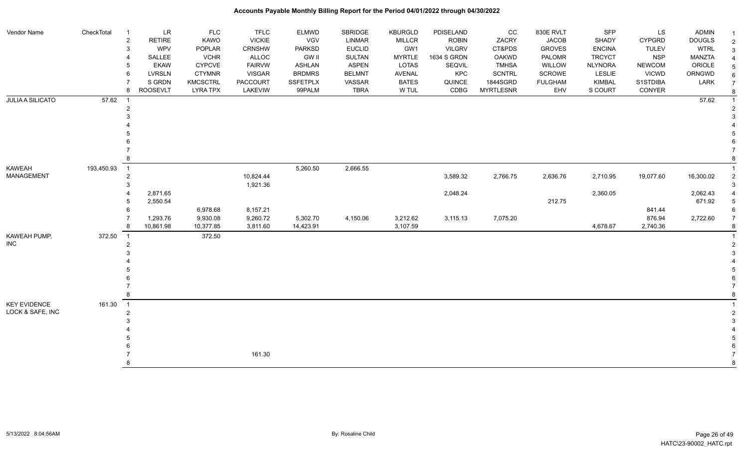# Accounts Payable Monthly Billing Report for the Period 04/01/2022 through 04/30/2022

| Vendor Name | CheckTotal | | | | | | | | | | | | | |
|---|---|---|---|---|---|---|---|---|---|---|---|---|---|---|
| | | 1 | LR | FLC | TFLC | ELMWD | SBRIDGE | KBURGLD | PDISELAND | CC | 830E RVLT | SFP | LS | ADMIN |
| | | 2 | RETIRE | KAWO | VICKIE | VGV | LINMAR | MILLCR | ROBIN | ZACRY | JACOB | SHADY | CYPGRD | DOUGLS |
| | | 3 | WPV | POPLAR | CRNSHW | PARKSD | EUCLID | GW1 | VILGRV | CT&PDS | GROVES | ENCINA | TULEV | WTRL |
| | | 4 | SALLEE | VCHR | ALLOC | GW II | SULTAN | MYRTLE | 1634 S GRDN | OAKWD | PALOMR | TRCYCT | NSP | MANZTA |
| | | 5 | EKAW | CYPCVE | FAIRVW | ASHLAN | ASPEN | LOTAS | SEQVIL | TMHSA | WILLOW | NLYNORA | NEWCOM | ORIOLE |
| | | 6 | LVRSLN | CTYMNR | VISGAR | BRDMRS | BELMNT | AVENAL | KPC | SCNTRL | SCROWE | LESLIE | VICWD | ORNGWD |
| | | 7 | S GRDN | KMCSCTRL | PACCOURT | SSFETPLX | VASSAR | BATES | QUINCE | 1844SGRD | FULGHAM | KIMBAL | S1STDIBA | LARK |
| | | 8 | ROOSEVLT | LYRA TPX | LAKEVIW | 99PALM | TBRA | W TUL | CDBG | MYRTLESNR | EHV | S COURT | CONYER | |
| JULIA A SILICATO | 57.62 | 1 | | | | | | | | | | | | 57.62 |
| | | 2 | | | | | | | | | | | | |
| | | 3 | | | | | | | | | | | | |
| | | 4 | | | | | | | | | | | | |
| | | 5 | | | | | | | | | | | | |
| | | 6 | | | | | | | | | | | | |
| | | 7 | | | | | | | | | | | | |
| | | 8 | | | | | | | | | | | | |
| KAWEAH MANAGEMENT | 193,450.93 | 1 | | | | 5,260.50 | 2,666.55 | | | | | | | |
| | | 2 | | | 10,824.44 | | | | 3,589.32 | 2,766.75 | 2,636.76 | 2,710.95 | 19,077.60 | 16,300.02 |
| | | 3 | | | 1,921.36 | | | | | | | | | |
| | | 4 | 2,871.65 | | | | | | 2,048.24 | | | 2,360.05 | | 2,062.43 |
| | | 5 | 2,550.54 | | | | | | | | 212.75 | | | 671.92 |
| | | 6 | | 6,978.68 | 8,157.21 | | | | | | | | 841.44 | |
| | | 7 | 1,293.76 | 9,930.08 | 9,260.72 | 5,302.70 | 4,150.06 | 3,212.62 | 3,115.13 | 7,075.20 | | | 876.94 | 2,722.60 |
| | | 8 | 10,861.98 | 10,377.85 | 3,811.60 | 14,423.91 | | 3,107.59 | | | | 4,678.67 | 2,740.36 | |
| KAWEAH PUMP, INC | 372.50 | 1 | | 372.50 | | | | | | | | | | |
| | | 2 | | | | | | | | | | | | |
| | | 3 | | | | | | | | | | | | |
| | | 4 | | | | | | | | | | | | |
| | | 5 | | | | | | | | | | | | |
| | | 6 | | | | | | | | | | | | |
| | | 7 | | | | | | | | | | | | |
| | | 8 | | | | | | | | | | | | |
| KEY EVIDENCE LOCK & SAFE, INC | 161.30 | 1 | | | | | | | | | | | | |
| | | 2 | | | | | | | | | | | | |
| | | 3 | | | | | | | | | | | | |
| | | 4 | | | | | | | | | | | | |
| | | 5 | | | | | | | | | | | | |
| | | 6 | | | | | | | | | | | | |
| | | 7 | | | 161.30 | | | | | | | | | |
| | | 8 | | | | | | | | | | | | |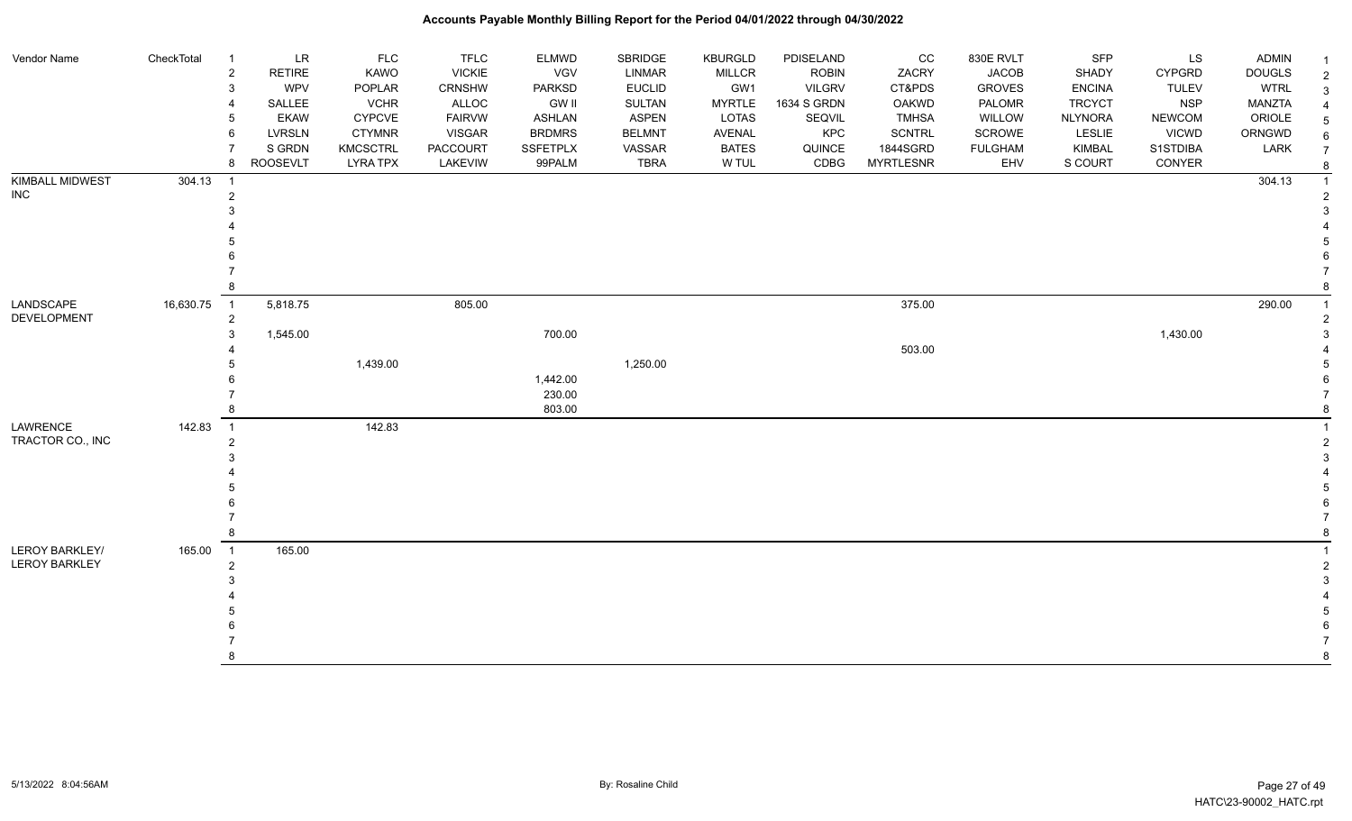# Accounts Payable Monthly Billing Report for the Period 04/01/2022 through 04/30/2022

| Vendor Name | CheckTotal | | | | | | | | | | | | | | |
|---|---|---|---|---|---|---|---|---|---|---|---|---|---|---|---|
| | | 1 | LR | FLC | TFLC | ELMWD | SBRIDGE | KBURGLD | PDISELAND | CC | 830E RVLT | SFP | LS | ADMIN | 1 |
| | | 2 | RETIRE | KAWO | VICKIE | VGV | LINMAR | MILLCR | ROBIN | ZACRY | JACOB | SHADY | CYPGRD | DOUGLS | 2 |
| | | 3 | WPV | POPLAR | CRNSHW | PARKSD | EUCLID | GW1 | VILGRV | CT&PDS | GROVES | ENCINA | TULEV | WTRL | 3 |
| | | 4 | SALLEE | VCHR | ALLOC | GW II | SULTAN | MYRTLE | 1634 S GRDN | OAKWD | PALOMR | TRCYCT | NSP | MANZTA | 4 |
| | | 5 | EKAW | CYPCVE | FAIRVW | ASHLAN | ASPEN | LOTAS | SEQVIL | TMHSA | WILLOW | NLYNORA | NEWCOM | ORIOLE | 5 |
| | | 6 | LVRSLN | CTYMNR | VISGAR | BRDMRS | BELMNT | AVENAL | KPC | SCNTRL | SCROWE | LESLIE | VICWD | ORNGWD | 6 |
| | | 7 | S GRDN | KMCSCTRL | PACCOURT | SSFETPLX | VASSAR | BATES | QUINCE | 1844SGRDN | FULGHAM | KIMBAL | S1STDIBA | LARK | 7 |
| | | 8 | ROOSEVLT | LYRA TPX | LAKEVIW | 99PALM | TBRA | W TUL | CDBG | MYRTLESNR | EHV | S COURT | CONYER | | 8 |
| KIMBALL MIDWEST INC | 304.13 | 1 | | | | | | | | | | | | 304.13 | 1 |
| | | 2 | | | | | | | | | | | | | 2 |
| | | 3 | | | | | | | | | | | | | 3 |
| | | 4 | | | | | | | | | | | | | 4 |
| | | 5 | | | | | | | | | | | | | 5 |
| | | 6 | | | | | | | | | | | | | 6 |
| | | 7 | | | | | | | | | | | | | 7 |
| | | 8 | | | | | | | | | | | | | 8 |
| LANDSCAPE DEVELOPMENT | 16,630.75 | 1 | 5,818.75 | | 805.00 | | | | | 375.00 | | | | 290.00 | 1 |
| | | 2 | | | | | | | | | | | | | 2 |
| | | 3 | 1,545.00 | | | 700.00 | | | | | | | 1,430.00 | | 3 |
| | | 4 | | | | | | | | 503.00 | | | | | 4 |
| | | 5 | | 1,439.00 | | | 1,250.00 | | | | | | | | 5 |
| | | 6 | | | | 1,442.00 | | | | | | | | | 6 |
| | | 7 | | | | 230.00 | | | | | | | | | 7 |
| | | 8 | | | | 803.00 | | | | | | | | | 8 |
| LAWRENCE TRACTOR CO., INC | 142.83 | 1 | | 142.83 | | | | | | | | | | | 1 |
| | | 2 | | | | | | | | | | | | | 2 |
| | | 3 | | | | | | | | | | | | | 3 |
| | | 4 | | | | | | | | | | | | | 4 |
| | | 5 | | | | | | | | | | | | | 5 |
| | | 6 | | | | | | | | | | | | | 6 |
| | | 7 | | | | | | | | | | | | | 7 |
| | | 8 | | | | | | | | | | | | | 8 |
| LEROY BARKLEY/ LEROY BARKLEY | 165.00 | 1 | 165.00 | | | | | | | | | | | | 1 |
| | | 2 | | | | | | | | | | | | | 2 |
| | | 3 | | | | | | | | | | | | | 3 |
| | | 4 | | | | | | | | | | | | | 4 |
| | | 5 | | | | | | | | | | | | | 5 |
| | | 6 | | | | | | | | | | | | | 6 |
| | | 7 | | | | | | | | | | | | | 7 |
| | | 8 | | | | | | | | | | | | | 8 |

5/13/2022 8:04:56AM By: Rosaline Child HATC\23-90002_HATC.rpt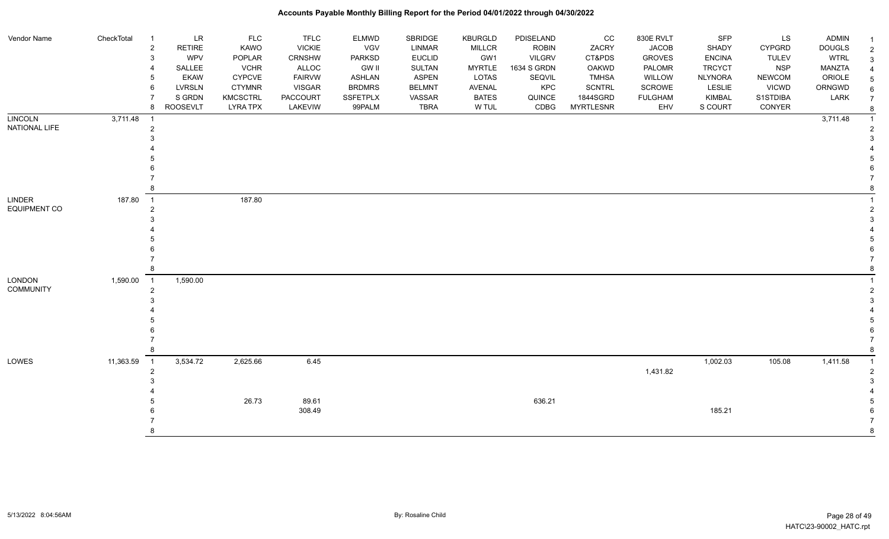# Accounts Payable Monthly Billing Report for the Period 04/01/2022 through 04/30/2022

| Vendor Name | CheckTotal | | | | | | | | | | | | | | |
|---|---|---|---|---|---|---|---|---|---|---|---|---|---|---|---|
| | | 1 | LR | FLC | TFLC | ELMWD | SBRIDGE | KBURGLD | PDISELAND | CC | 830E RVLT | SFP | LS | ADMIN | 1 |
| | | 2 | RETIRE | KAWO | VICKIE | VGV | LINMAR | MILLCR | ROBIN | ZACRY | JACOB | SHADY | CYPGRD | DOUGLS | 2 |
| | | 3 | WPV | POPLAR | CRNSHW | PARKSD | EUCLID | GW1 | VILGRV | CT&PDS | GROVES | ENCINA | TULEV | WTRL | 3 |
| | | 4 | SALLEE | VCHR | ALLOC | GW II | SULTAN | MYRTLE | 1634 S GRDN | OAKWD | PALOMR | TRCYCT | NSP | MANZTA | 4 |
| | | 5 | EKAW | CYPCVE | FAIRVW | ASHLAN | ASPEN | LOTAS | SEQVIL | TMHSA | WILLOW | NLYNORA | NEWCOM | ORIOLE | 5 |
| | | 6 | LVRSLN | CTYMNR | VISGAR | BRDMRS | BELMNT | AVENAL | KPC | SCNTRL | SCROWE | LESLIE | VICWD | ORNGWD | 6 |
| | | 7 | S GRDN | KMCSCTRL | PACCOURT | SSFETPLX | VASSAR | BATES | QUINCE | 1844SGRD | FULGHAM | KIMBAL | S1STDIBA | LARK | 7 |
| | | 8 | ROOSEVLT | LYRA TPX | LAKEVIEW | 99PALM | TBRA | W TUL | CDBG | MYRTLESNR | EHV | S COURT | CONYER | | 8 |
| LINCOLN | 3,711.48 | 1 | | | | | | | | | | | | 3,711.48 | 1 |
| NATIONAL LIFE | | 2 | | | | | | | | | | | | | 2 |
| | | 3 | | | | | | | | | | | | | 3 |
| | | 4 | | | | | | | | | | | | | 4 |
| | | 5 | | | | | | | | | | | | | 5 |
| | | 6 | | | | | | | | | | | | | 6 |
| | | 7 | | | | | | | | | | | | | 7 |
| | | 8 | | | | | | | | | | | | | 8 |
| LINDER | 187.80 | 1 | | 187.80 | | | | | | | | | | | 1 |
| EQUIPMENT CO | | 2 | | | | | | | | | | | | | 2 |
| | | 3 | | | | | | | | | | | | | 3 |
| | | 4 | | | | | | | | | | | | | 4 |
| | | 5 | | | | | | | | | | | | | 5 |
| | | 6 | | | | | | | | | | | | | 6 |
| | | 7 | | | | | | | | | | | | | 7 |
| | | 8 | | | | | | | | | | | | | 8 |
| LONDON | 1,590.00 | 1 | 1,590.00 | | | | | | | | | | | | 1 |
| COMMUNITY | | 2 | | | | | | | | | | | | | 2 |
| | | 3 | | | | | | | | | | | | | 3 |
| | | 4 | | | | | | | | | | | | | 4 |
| | | 5 | | | | | | | | | | | | | 5 |
| | | 6 | | | | | | | | | | | | | 6 |
| | | 7 | | | | | | | | | | | | | 7 |
| | | 8 | | | | | | | | | | | | | 8 |
| LOWES | 11,363.59 | 1 | 3,534.72 | 2,625.66 | 6.45 | | | | | | | 1,002.03 | 105.08 | 1,411.58 | 1 |
| | | 2 | | | | | | | | | 1,431.82 | | | | 2 |
| | | 3 | | | | | | | | | | | | | 3 |
| | | 4 | | | | | | | | | | | | | 4 |
| | | 5 | | 26.73 | 89.61 | | | | 636.21 | | | | | | 5 |
| | | 6 | | | 308.49 | | | | | | | 185.21 | | | 6 |
| | | 7 | | | | | | | | | | | | | 7 |
| | | 8 | | | | | | | | | | | | | 8 |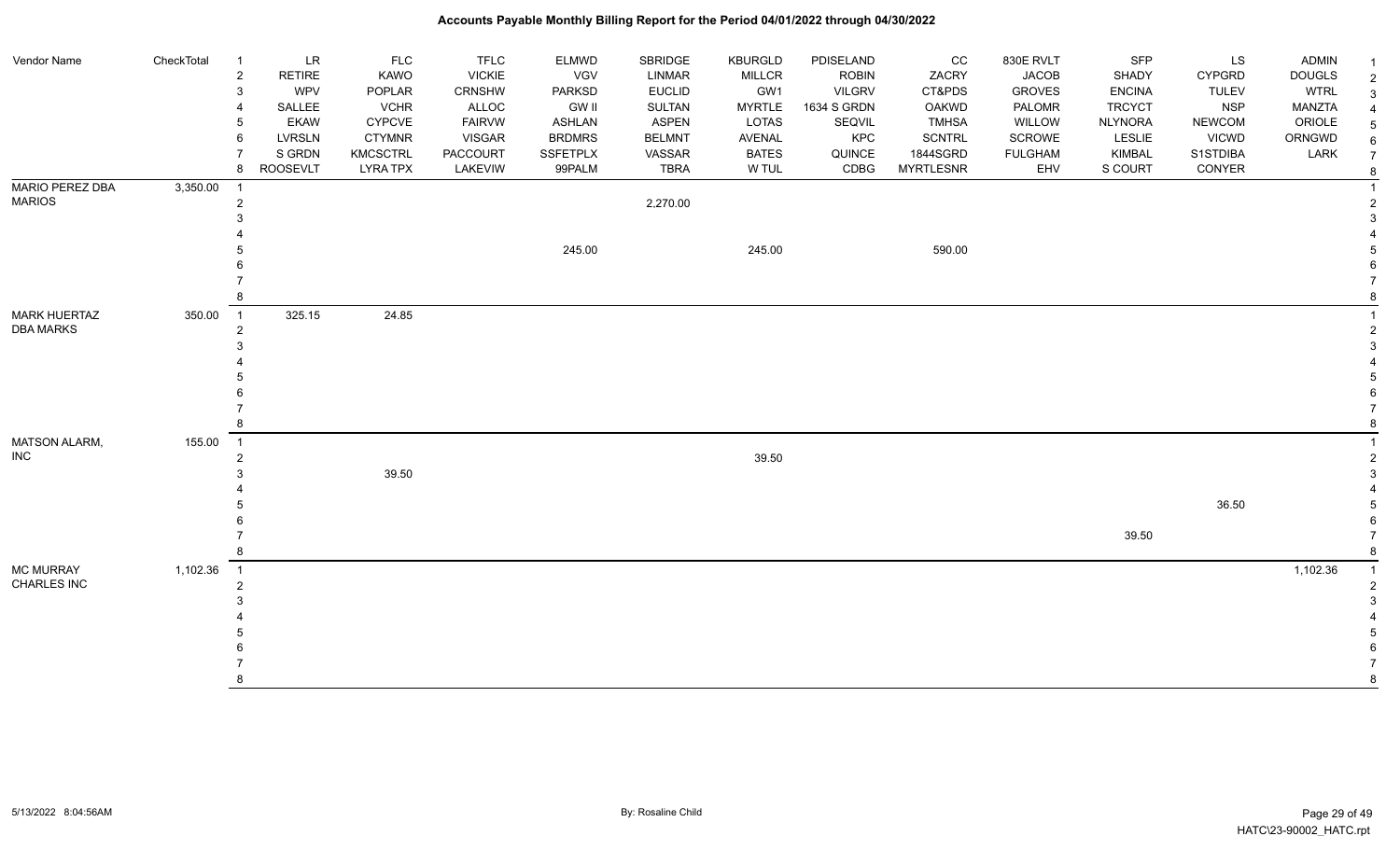# Accounts Payable Monthly Billing Report for the Period 04/01/2022 through 04/30/2022

| Vendor Name | CheckTotal | | | | | | | | | | | | | | |
|---|---|---|---|---|---|---|---|---|---|---|---|---|---|---|---|
| | | 1 | LR | FLC | TFLC | ELMWD | SBRIDGE | KBURGLD | PDISELAND | CC | 830E RVLT | SFP | LS | ADMIN | 1 |
| | | 2 | RETIRE | KAWO | VICKIE | VGV | LINMAR | MILLCR | ROBIN | ZACRY | JACOB | SHADY | CYPGRD | DOUGLS | 2 |
| | | 3 | WPV | POPLAR | CRNSHW | PARKSD | EUCLID | GW1 | VILGRV | CT&PDS | GROVES | ENCINA | TULEV | WTRL | 3 |
| | | 4 | SALLEE | VCHR | ALLOC | GW II | SULTAN | MYRTLE | 1634 S GRDN | OAKWD | PALOMR | TRCYCT | NSP | MANZTA | 4 |
| | | 5 | EKAW | CYPCVE | FAIRVW | ASHLAN | ASPEN | LOTAS | SEQVIL | TMHSA | WILLOW | NLYNORA | NEWCOM | ORIOLE | 5 |
| | | 6 | LVRSLN | CTYMNR | VISGAR | BRDMRS | BELMNT | AVENAL | KPC | SCNTRL | SCROWE | LESLIE | VICWD | ORNGWD | 6 |
| | | 7 | S GRDN | KMCSCTRL | PACCOURT | SSFETPLX | VASSAR | BATES | QUINCE | 1844SGRD | FULGHAM | KIMBAL | S1STDIBA | LARK | 7 |
| | | 8 | ROOSEVLT | LYRA TPX | LAKEVIW | 99PALM | TBRA | W TUL | CDBG | MYRTLESNR | EHV | S COURT | CONYER | | 8 |
| MARIO PEREZ DBA MARIOS | 3,350.00 | 1 | | | | | | | | | | | | | 1 |
| | | 2 | | | | | 2,270.00 | | | | | | | | 2 |
| | | 3 | | | | | | | | | | | | | 3 |
| | | 4 | | | | | | | | | | | | | 4 |
| | | 5 | | | | 245.00 | | 245.00 | | 590.00 | | | | | 5 |
| | | 6 | | | | | | | | | | | | | 6 |
| | | 7 | | | | | | | | | | | | | 7 |
| | | 8 | | | | | | | | | | | | | 8 |
| MARK HUERTAZ DBA MARKS | 350.00 | 1 | 325.15 | 24.85 | | | | | | | | | | | 1 |
| | | 2 | | | | | | | | | | | | | 2 |
| | | 3 | | | | | | | | | | | | | 3 |
| | | 4 | | | | | | | | | | | | | 4 |
| | | 5 | | | | | | | | | | | | | 5 |
| | | 6 | | | | | | | | | | | | | 6 |
| | | 7 | | | | | | | | | | | | | 7 |
| | | 8 | | | | | | | | | | | | | 8 |
| MATSON ALARM, INC | 155.00 | 1 | | | | | | | | | | | | | 1 |
| | | 2 | | | | | | 39.50 | | | | | | | 2 |
| | | 3 | | 39.50 | | | | | | | | | | | 3 |
| | | 4 | | | | | | | | | | | | | 4 |
| | | 5 | | | | | | | | | | | 36.50 | | 5 |
| | | 6 | | | | | | | | | | | | | 6 |
| | | 7 | | | | | | | | | | 39.50 | | | 7 |
| | | 8 | | | | | | | | | | | | | 8 |
| MC MURRAY CHARLES INC | 1,102.36 | 1 | | | | | | | | | | | | 1,102.36 | 1 |
| | | 2 | | | | | | | | | | | | | 2 |
| | | 3 | | | | | | | | | | | | | 3 |
| | | 4 | | | | | | | | | | | | | 4 |
| | | 5 | | | | | | | | | | | | | 5 |
| | | 6 | | | | | | | | | | | | | 6 |
| | | 7 | | | | | | | | | | | | | 7 |
| | | 8 | | | | | | | | | | | | | 8 |

5/13/2022 8:04:56AM By: Rosaline Child HATC\23-90002_HATC.rpt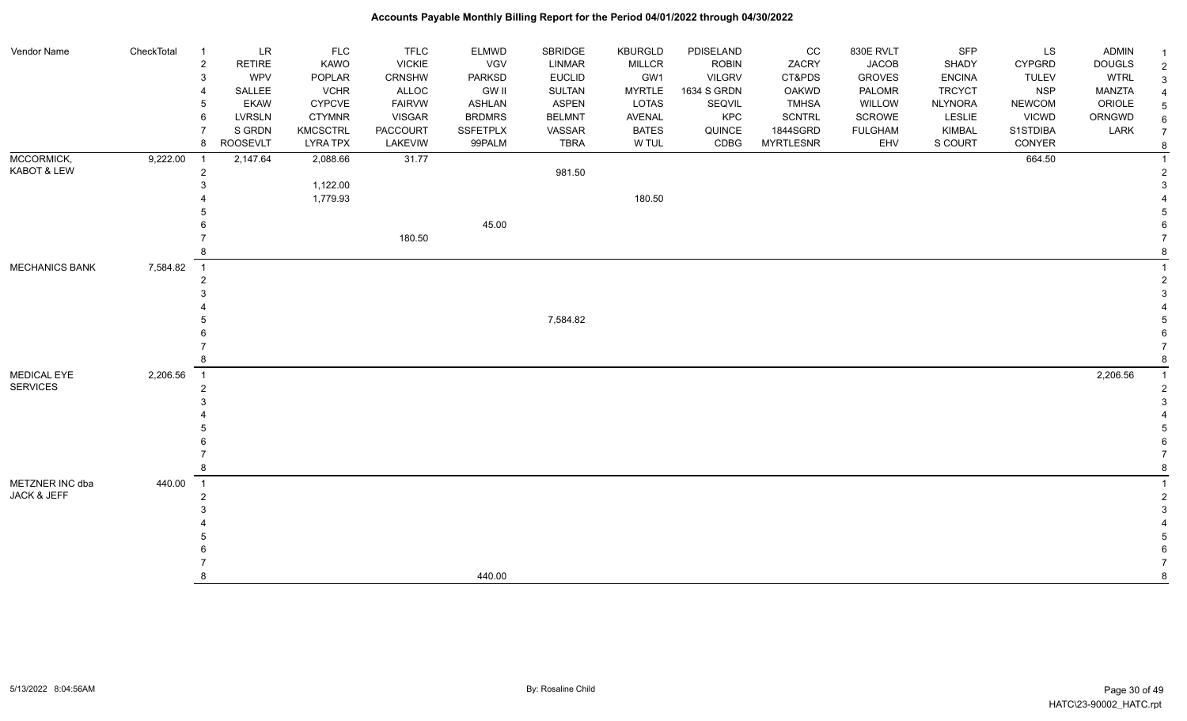# Accounts Payable Monthly Billing Report for the Period 04/01/2022 through 04/30/2022

| Vendor Name | CheckTotal | # | LR | FLC | TFLC | ELMWD | SBRIDGE | KBURGLD | PDISELAND | CC | 830E RVLT | SFP | LS | ADMIN | # |
|---|---|---|---|---|---|---|---|---|---|---|---|---|---|---|---|
| | | 2 | RETIRE | KAWO | VICKIE | VGV | LINMAR | MILLCR | ROBIN | ZACRY | JACOB | SHADY | CYPGRD | DOUGLS | 2 |
| | | 3 | WPV | POPLAR | CRNSHW | PARKSD | EUCLID | GW1 | VILGRV | CT&PDS | GROVES | ENCINA | TULEV | WTRL | 3 |
| | | 4 | SALLEE | VCHR | ALLOC | GW II | SULTAN | MYRTLE | 1634 S GRDN | OAKWD | PALOMR | TRCYCT | NSP | MANZTA | 4 |
| | | 5 | EKAW | CYPCVE | FAIRVW | ASHLAN | ASPEN | LOTAS | SEQVIL | TMHSA | WILLOW | NLYNORA | NEWCOM | ORIOLE | 5 |
| | | 6 | LVRSLN | CTYMNR | VISGAR | BRDMRS | BELMNT | AVENAL | KPC | SCNTRL | SCROWE | LESLIE | VICWD | ORNGWD | 6 |
| | | 7 | S GRDN | KMCSCTRL | PACCOURT | SSFETPLX | VASSAR | BATES | QUINCE | 1844SGRD | FULGHAM | KIMBAL | S1STDIBA | LARK | 7 |
| | | 8 | ROOSEVLT | LYRA TPX | LAKEVIEW | 99PALM | TBRA | W TUL | CDBG | MYRTLESNR | EHV | S COURT | CONYER | | 8 |
| MCCORMICK, KABOT & LEW | 9,222.00 | 1 | 2,147.64 | 2,088.66 | 31.77 | | | | | | | | 664.50 | | 1 |
| | | 2 | | | | | 981.50 | | | | | | | | 2 |
| | | 3 | | 1,122.00 | | | | | | | | | | | 3 |
| | | 4 | | 1,779.93 | | | | 180.50 | | | | | | | 4 |
| | | 5 | | | | | | | | | | | | | 5 |
| | | 6 | | | | 45.00 | | | | | | | | | 6 |
| | | 7 | | | 180.50 | | | | | | | | | | 7 |
| | | 8 | | | | | | | | | | | | | 8 |
| MECHANICS BANK | 7,584.82 | 1 | | | | | | | | | | | | | 1 |
| | | 2 | | | | | | | | | | | | | 2 |
| | | 3 | | | | | | | | | | | | | 3 |
| | | 4 | | | | | | | | | | | | | 4 |
| | | 5 | | | | | 7,584.82 | | | | | | | | 5 |
| | | 6 | | | | | | | | | | | | | 6 |
| | | 7 | | | | | | | | | | | | | 7 |
| | | 8 | | | | | | | | | | | | | 8 |
| MEDICAL EYE SERVICES | 2,206.56 | 1 | | | | | | | | | | | | 2,206.56 | 1 |
| | | 2 | | | | | | | | | | | | | 2 |
| | | 3 | | | | | | | | | | | | | 3 |
| | | 4 | | | | | | | | | | | | | 4 |
| | | 5 | | | | | | | | | | | | | 5 |
| | | 6 | | | | | | | | | | | | | 6 |
| | | 7 | | | | | | | | | | | | | 7 |
| | | 8 | | | | | | | | | | | | | 8 |
| METZNER INC dba JACK & JEFF | 440.00 | 1 | | | | | | | | | | | | | 1 |
| | | 2 | | | | | | | | | | | | | 2 |
| | | 3 | | | | | | | | | | | | | 3 |
| | | 4 | | | | | | | | | | | | | 4 |
| | | 5 | | | | | | | | | | | | | 5 |
| | | 6 | | | | | | | | | | | | | 6 |
| | | 7 | | | | | | | | | | | | | 7 |
| | | 8 | | | | 440.00 | | | | | | | | | 8 |

5/13/2022 8:04:56AM — By: Rosaline Child — HATC\23-90002_HATC.rpt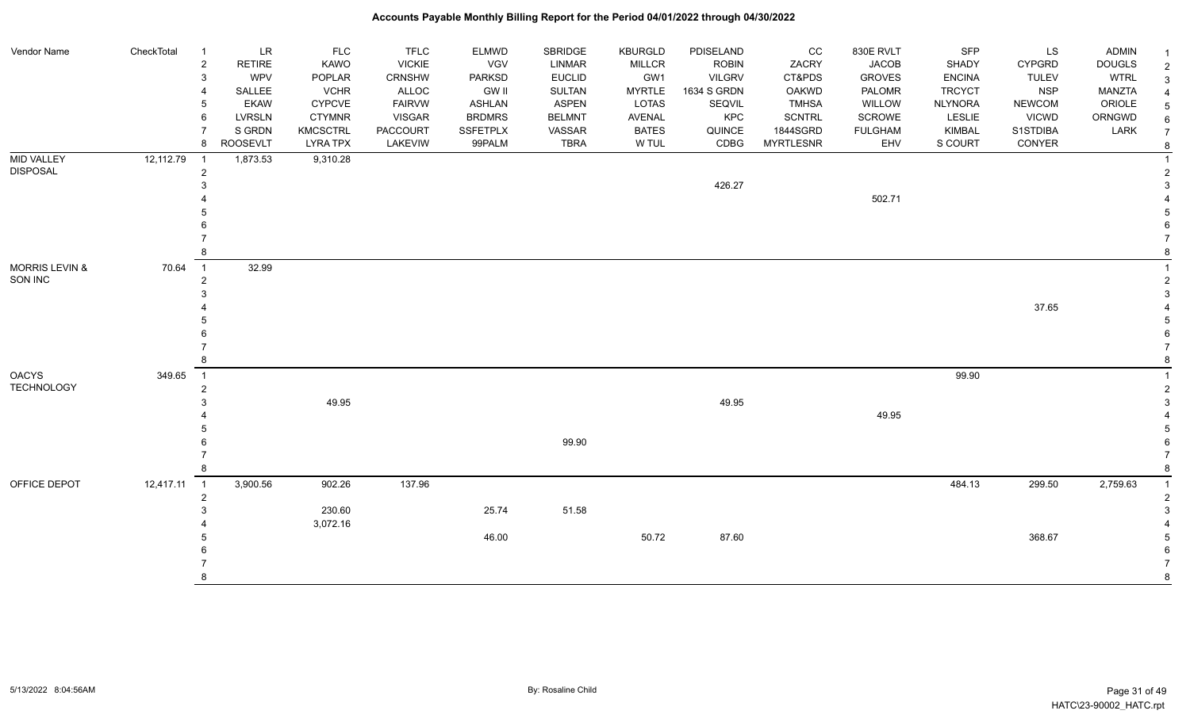# Accounts Payable Monthly Billing Report for the Period 04/01/2022 through 04/30/2022

| Vendor Name | CheckTotal | | | | | | | | | | | | | | |
|---|---|---|---|---|---|---|---|---|---|---|---|---|---|---|---|
| | | 1 | LR | FLC | TFLC | ELMWD | SBRIDGE | KBURGLD | PDISELAND | CC | 830E RVLT | SFP | LS | ADMIN | 1 |
| | | 2 | RETIRE | KAWO | VICKIE | VGV | LINMAR | MILLCR | ROBIN | ZACRY | JACOB | SHADY | CYPGRD | DOUGLS | 2 |
| | | 3 | WPV | POPLAR | CRNSHW | PARKSD | EUCLID | GW1 | VILGRV | CT&PDS | GROVES | ENCINA | TULEV | WTRL | 3 |
| | | 4 | SALLEE | VCHR | ALLOC | GW II | SULTAN | MYRTLE | 1634 S GRDN | OAKWD | PALOMR | TRCYCT | NSP | MANZTA | 4 |
| | | 5 | EKAW | CYPCVE | FAIRVW | ASHLAN | ASPEN | LOTAS | SEQVIL | TMHSA | WILLOW | NLYNORA | NEWCOM | ORIOLE | 5 |
| | | 6 | LVRSLN | CTYMNR | VISGAR | BRDMRS | BELMNT | AVENAL | KPC | SCNTRL | SCROWE | LESLIE | VICWD | ORNGWD | 6 |
| | | 7 | S GRDN | KMCSCTRL | PACCOURT | SSFETPLX | VASSAR | BATES | QUINCE | 1844SGRD | FULGHAM | KIMBAL | S1STDIBA | LARK | 7 |
| | | 8 | ROOSEVLT | LYRA TPX | LAKEVIEW | 99PALM | TBRA | W TUL | CDBG | MYRTLESNR | EHV | S COURT | CONYER | | 8 |
| MID VALLEY DISPOSAL | 12,112.79 | 1 | 1,873.53 | 9,310.28 | | | | | | | | | | | 1 |
| | | 2 | | | | | | | | | | | | | 2 |
| | | 3 | | | | | | | 426.27 | | | | | | 3 |
| | | 4 | | | | | | | | | 502.71 | | | | 4 |
| | | 5 | | | | | | | | | | | | | 5 |
| | | 6 | | | | | | | | | | | | | 6 |
| | | 7 | | | | | | | | | | | | | 7 |
| | | 8 | | | | | | | | | | | | | 8 |
| MORRIS LEVIN & SON INC | 70.64 | 1 | 32.99 | | | | | | | | | | | | 1 |
| | | 2 | | | | | | | | | | | | | 2 |
| | | 3 | | | | | | | | | | | | | 3 |
| | | 4 | | | | | | | | | | | 37.65 | | 4 |
| | | 5 | | | | | | | | | | | | | 5 |
| | | 6 | | | | | | | | | | | | | 6 |
| | | 7 | | | | | | | | | | | | | 7 |
| | | 8 | | | | | | | | | | | | | 8 |
| OACYS TECHNOLOGY | 349.65 | 1 | | | | | | | | | | 99.90 | | | 1 |
| | | 2 | | | | | | | | | | | | | 2 |
| | | 3 | | 49.95 | | | | | 49.95 | | | | | | 3 |
| | | 4 | | | | | | | | | 49.95 | | | | 4 |
| | | 5 | | | | | | | | | | | | | 5 |
| | | 6 | | | | | 99.90 | | | | | | | | 6 |
| | | 7 | | | | | | | | | | | | | 7 |
| | | 8 | | | | | | | | | | | | | 8 |
| OFFICE DEPOT | 12,417.11 | 1 | 3,900.56 | 902.26 | 137.96 | | | | | | | 484.13 | 299.50 | 2,759.63 | 1 |
| | | 2 | | | | | | | | | | | | | 2 |
| | | 3 | | 230.60 | | 25.74 | 51.58 | | | | | | | | 3 |
| | | 4 | | 3,072.16 | | | | | | | | | | | 4 |
| | | 5 | | | | 46.00 | | 50.72 | 87.60 | | | | 368.67 | | 5 |
| | | 6 | | | | | | | | | | | | | 6 |
| | | 7 | | | | | | | | | | | | | 7 |
| | | 8 | | | | | | | | | | | | | 8 |

5/13/2022 8:04:56AM — By: Rosaline Child — HATC\23-90002_HATC.rpt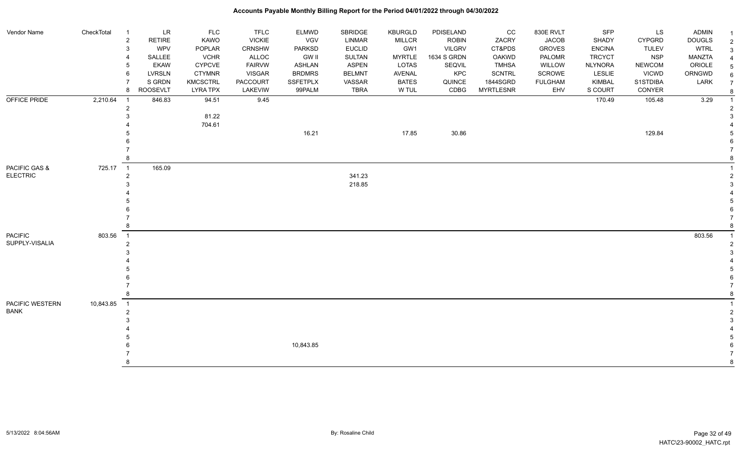# Accounts Payable Monthly Billing Report for the Period 04/01/2022 through 04/30/2022

| Vendor Name | CheckTotal | | | | | | | | | | | | | | |
|---|---|---|---|---|---|---|---|---|---|---|---|---|---|---|---|
| | | 1 | LR | FLC | TFLC | ELMWD | SBRIDGE | KBURGLD | PDISELAND | CC | 830E RVLT | SFP | LS | ADMIN | 1 |
| | | 2 | RETIRE | KAWO | VICKIE | VGV | LINMAR | MILLCR | ROBIN | ZACRY | JACOB | SHADY | CYPGRD | DOUGLS | 2 |
| | | 3 | WPV | POPLAR | CRNSHW | PARKSD | EUCLID | GW1 | VILGRV | CT&PDS | GROVES | ENCINA | TULEV | WTRL | 3 |
| | | 4 | SALLEE | VCHR | ALLOC | GW II | SULTAN | MYRTLE | 1634 S GRDN | OAKWD | PALOMR | TRCYCT | NSP | MANZTA | 4 |
| | | 5 | EKAW | CYPCVE | FAIRVW | ASHLAN | ASPEN | LOTAS | SEQVIL | TMHSA | WILLOW | NLYNORA | NEWCOM | ORIOLE | 5 |
| | | 6 | LVRSLN | CTYMNR | VISGAR | BRDMRS | BELMNT | AVENAL | KPC | SCNTRL | SCROWE | LESLIE | VICWD | ORNGWD | 6 |
| | | 7 | S GRDN | KMCSCTRL | PACCOURT | SSFETPLX | VASSAR | BATES | QUINCE | 1844SGRD | FULGHAM | KIMBAL | S1STDIBA | LARK | 7 |
| | | 8 | ROOSEVLT | LYRA TPX | LAKEVIW | 99PALM | TBRA | W TUL | CDBG | MYRTLESNR | EHV | S COURT | CONYER | | 8 |
| OFFICE PRIDE | 2,210.64 | 1 | 846.83 | 94.51 | 9.45 | | | | | | | 170.49 | 105.48 | 3.29 | 1 |
| | | 2 | | | | | | | | | | | | | 2 |
| | | 3 | | 81.22 | | | | | | | | | | | 3 |
| | | 4 | | 704.61 | | | | | | | | | | | 4 |
| | | 5 | | | | 16.21 | | 17.85 | 30.86 | | | | 129.84 | | 5 |
| | | 6 | | | | | | | | | | | | | 6 |
| | | 7 | | | | | | | | | | | | | 7 |
| | | 8 | | | | | | | | | | | | | 8 |
| PACIFIC GAS & ELECTRIC | 725.17 | 1 | 165.09 | | | | | | | | | | | | 1 |
| | | 2 | | | | | 341.23 | | | | | | | | 2 |
| | | 3 | | | | | 218.85 | | | | | | | | 3 |
| | | 4 | | | | | | | | | | | | | 4 |
| | | 5 | | | | | | | | | | | | | 5 |
| | | 6 | | | | | | | | | | | | | 6 |
| | | 7 | | | | | | | | | | | | | 7 |
| | | 8 | | | | | | | | | | | | | 8 |
| PACIFIC SUPPLY-VISALIA | 803.56 | 1 | | | | | | | | | | | | 803.56 | 1 |
| | | 2 | | | | | | | | | | | | | 2 |
| | | 3 | | | | | | | | | | | | | 3 |
| | | 4 | | | | | | | | | | | | | 4 |
| | | 5 | | | | | | | | | | | | | 5 |
| | | 6 | | | | | | | | | | | | | 6 |
| | | 7 | | | | | | | | | | | | | 7 |
| | | 8 | | | | | | | | | | | | | 8 |
| PACIFIC WESTERN BANK | 10,843.85 | 1 | | | | | | | | | | | | | 1 |
| | | 2 | | | | | | | | | | | | | 2 |
| | | 3 | | | | | | | | | | | | | 3 |
| | | 4 | | | | | | | | | | | | | 4 |
| | | 5 | | | | | | | | | | | | | 5 |
| | | 6 | | | | 10,843.85 | | | | | | | | | 6 |
| | | 7 | | | | | | | | | | | | | 7 |
| | | 8 | | | | | | | | | | | | | 8 |

5/13/2022 8:04:56AM    By: Rosaline Child    HATC\23-90002_HATC.rpt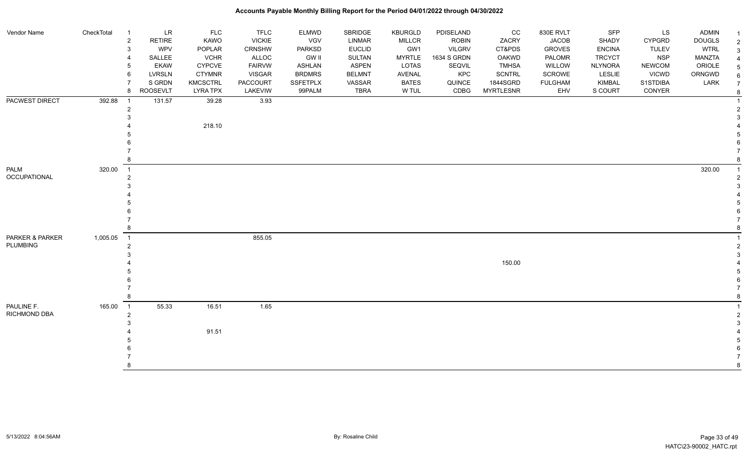# Accounts Payable Monthly Billing Report for the Period 04/01/2022 through 04/30/2022

| Vendor Name | CheckTotal | | | | | | | | | | | | | | |
|---|---|---|---|---|---|---|---|---|---|---|---|---|---|---|---|
| | | 1 | LR | FLC | TFLC | ELMWD | SBRIDGE | KBURGLD | PDISELAND | CC | 830E RVLT | SFP | LS | ADMIN | 1 |
| | | 2 | RETIRE | KAWO | VICKIE | VGV | LINMAR | MILLCR | ROBIN | ZACRY | JACOB | SHADY | CYPGRD | DOUGLS | 2 |
| | | 3 | WPV | POPLAR | CRNSHW | PARKSD | EUCLID | GW1 | VILGRV | CT&PDS | GROVES | ENCINA | TULEV | WTRL | 3 |
| | | 4 | SALLEE | VCHR | ALLOC | GW II | SULTAN | MYRTLE | 1634 S GRDN | OAKWD | PALOMR | TRCYCT | NSP | MANZTA | 4 |
| | | 5 | EKAW | CYPCVE | FAIRVW | ASHLAN | ASPEN | LOTAS | SEQVIL | TMHSA | WILLOW | NLYNORA | NEWCOM | ORIOLE | 5 |
| | | 6 | LVRSLN | CTYMNR | VISGAR | BRDMRS | BELMNT | AVENAL | KPC | SCNTRL | SCROWE | LESLIE | VICWD | ORNGWD | 6 |
| | | 7 | S GRDN | KMCSCTRL | PACCOURT | SSFETPLX | VASSAR | BATES | QUINCE | 1844SGRD | FULGHAM | KIMBAL | S1STDIBA | LARK | 7 |
| | | 8 | ROOSEVLT | LYRA TPX | LAKEVIW | 99PALM | TBRA | W TUL | CDBG | MYRTLESNR | EHV | S COURT | CONYER | | 8 |
| PACWEST DIRECT | 392.88 | 1 | 131.57 | 39.28 | 3.93 | | | | | | | | | | 1 |
| | | 2 | | | | | | | | | | | | | 2 |
| | | 3 | | | | | | | | | | | | | 3 |
| | | 4 | | 218.10 | | | | | | | | | | | 4 |
| | | 5 | | | | | | | | | | | | | 5 |
| | | 6 | | | | | | | | | | | | | 6 |
| | | 7 | | | | | | | | | | | | | 7 |
| | | 8 | | | | | | | | | | | | | 8 |
| PALM OCCUPATIONAL | 320.00 | 1 | | | | | | | | | | | | 320.00 | 1 |
| | | 2 | | | | | | | | | | | | | 2 |
| | | 3 | | | | | | | | | | | | | 3 |
| | | 4 | | | | | | | | | | | | | 4 |
| | | 5 | | | | | | | | | | | | | 5 |
| | | 6 | | | | | | | | | | | | | 6 |
| | | 7 | | | | | | | | | | | | | 7 |
| | | 8 | | | | | | | | | | | | | 8 |
| PARKER & PARKER PLUMBING | 1,005.05 | 1 | | | 855.05 | | | | | | | | | | 1 |
| | | 2 | | | | | | | | | | | | | 2 |
| | | 3 | | | | | | | | | | | | | 3 |
| | | 4 | | | | | | | | 150.00 | | | | | 4 |
| | | 5 | | | | | | | | | | | | | 5 |
| | | 6 | | | | | | | | | | | | | 6 |
| | | 7 | | | | | | | | | | | | | 7 |
| | | 8 | | | | | | | | | | | | | 8 |
| PAULINE F. RICHMOND DBA | 165.00 | 1 | 55.33 | 16.51 | 1.65 | | | | | | | | | | 1 |
| | | 2 | | | | | | | | | | | | | 2 |
| | | 3 | | | | | | | | | | | | | 3 |
| | | 4 | | 91.51 | | | | | | | | | | | 4 |
| | | 5 | | | | | | | | | | | | | 5 |
| | | 6 | | | | | | | | | | | | | 6 |
| | | 7 | | | | | | | | | | | | | 7 |
| | | 8 | | | | | | | | | | | | | 8 |

5/13/2022 8:04:56AM | By: Rosaline Child | HATC\23-90002_HATC.rpt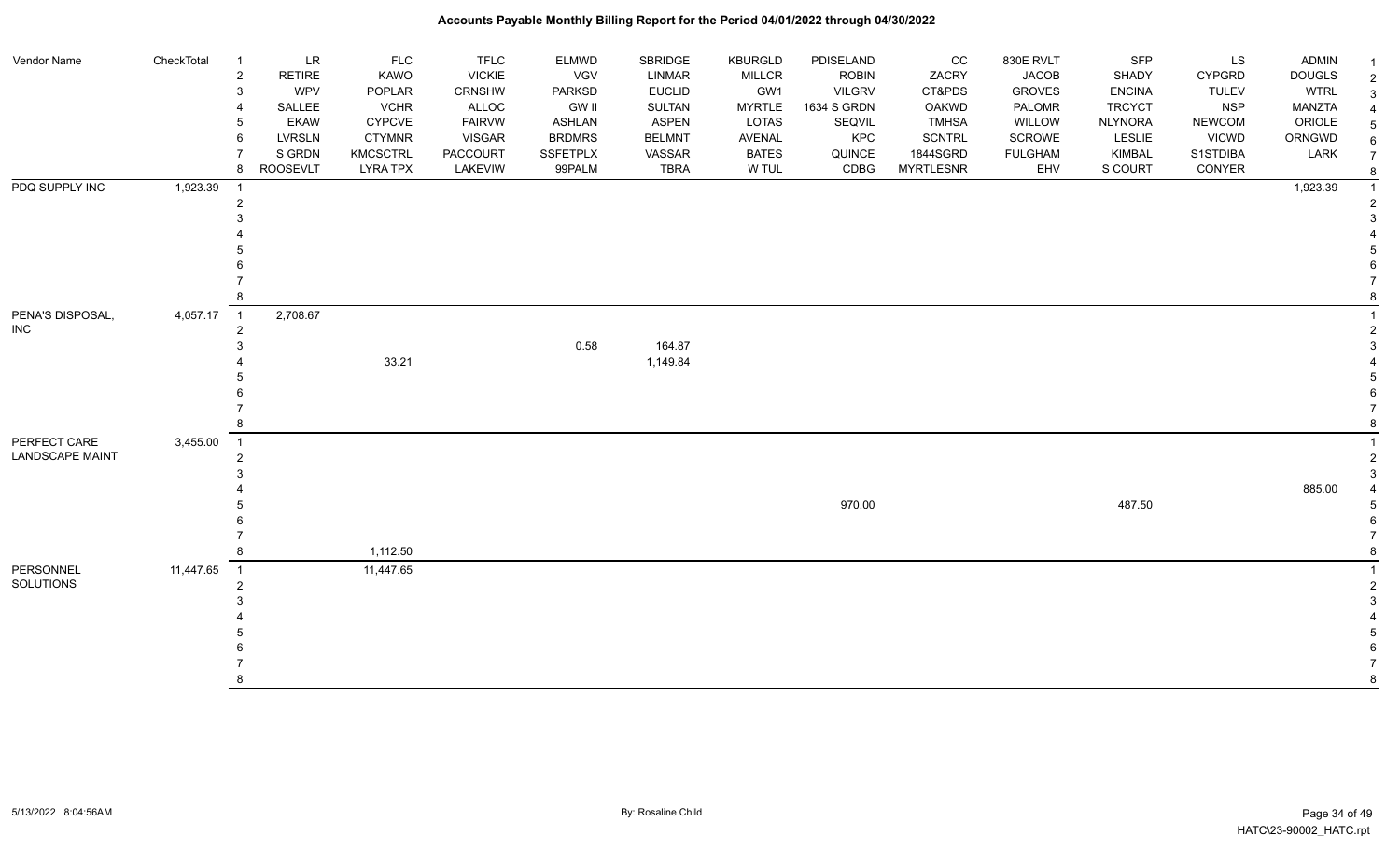| Vendor Name | CheckTotal | # | LR | FLC | TFLC | ELMWD | SBRIDGE | KBURGLD | PDISELAND | CC | 830E RVLT | SFP | LS | ADMIN | # |
|---|---|---|---|---|---|---|---|---|---|---|---|---|---|---|---|
| | | 2 | RETIRE | KAWO | VICKIE | VGV | LINMAR | MILLCR | ROBIN | ZACRY | JACOB | SHADY | CYPGRD | DOUGLS | 2 |
| | | 3 | WPV | POPLAR | CRNSHW | PARKSD | EUCLID | GW1 | VILGRV | CT&PDS | GROVES | ENCINA | TULEV | WTRL | 3 |
| | | 4 | SALLEE | VCHR | ALLOC | GW II | SULTAN | MYRTLE | 1634 S GRDN | OAKWD | PALOMR | TRCYCT | NSP | MANZTA | 4 |
| | | 5 | EKAW | CYPCVE | FAIRVW | ASHLAN | ASPEN | LOTAS | SEQVIL | TMHSA | WILLOW | NLYNORA | NEWCOM | ORIOLE | 5 |
| | | 6 | LVRSLN | CTYMNR | VISGAR | BRDMRS | BELMNT | AVENAL | KPC | SCNTRL | SCROWE | LESLIE | VICWD | ORNGWD | 6 |
| | | 7 | S GRDN | KMCSCTRL | PACCOURT | SSFETPLX | VASSAR | BATES | QUINCE | 1844SGRD | FULGHAM | KIMBAL | S1STDIBA | LARK | 7 |
| | | 8 | ROOSEVLT | LYRA TPX | LAKEVIW | 99PALM | TBRA | W TUL | CDBG | MYRTLESNR | EHV | S COURT | CONYER | | 8 |
| PDQ SUPPLY INC | 1,923.39 | 1 | | | | | | | | | | | | 1,923.39 | 1 |
| | | 2 | | | | | | | | | | | | | 2 |
| | | 3 | | | | | | | | | | | | | 3 |
| | | 4 | | | | | | | | | | | | | 4 |
| | | 5 | | | | | | | | | | | | | 5 |
| | | 6 | | | | | | | | | | | | | 6 |
| | | 7 | | | | | | | | | | | | | 7 |
| | | 8 | | | | | | | | | | | | | 8 |
| PENA'S DISPOSAL, INC | 4,057.17 | 1 | 2,708.67 | | | | | | | | | | | | 1 |
| | | 2 | | | | | | | | | | | | | 2 |
| | | 3 | | | | 0.58 | 164.87 | | | | | | | | 3 |
| | | 4 | | 33.21 | | | 1,149.84 | | | | | | | | 4 |
| | | 5 | | | | | | | | | | | | | 5 |
| | | 6 | | | | | | | | | | | | | 6 |
| | | 7 | | | | | | | | | | | | | 7 |
| | | 8 | | | | | | | | | | | | | 8 |
| PERFECT CARE LANDSCAPE MAINT | 3,455.00 | 1 | | | | | | | | | | | | | 1 |
| | | 2 | | | | | | | | | | | | | 2 |
| | | 3 | | | | | | | | | | | | | 3 |
| | | 4 | | | | | | | | | | | | 885.00 | 4 |
| | | 5 | | | | | | | 970.00 | | | 487.50 | | | 5 |
| | | 6 | | | | | | | | | | | | | 6 |
| | | 7 | | | | | | | | | | | | | 7 |
| | | 8 | | 1,112.50 | | | | | | | | | | | 8 |
| PERSONNEL SOLUTIONS | 11,447.65 | 1 | | 11,447.65 | | | | | | | | | | | 1 |
| | | 2 | | | | | | | | | | | | | 2 |
| | | 3 | | | | | | | | | | | | | 3 |
| | | 4 | | | | | | | | | | | | | 4 |
| | | 5 | | | | | | | | | | | | | 5 |
| | | 6 | | | | | | | | | | | | | 6 |
| | | 7 | | | | | | | | | | | | | 7 |
| | | 8 | | | | | | | | | | | | | 8 |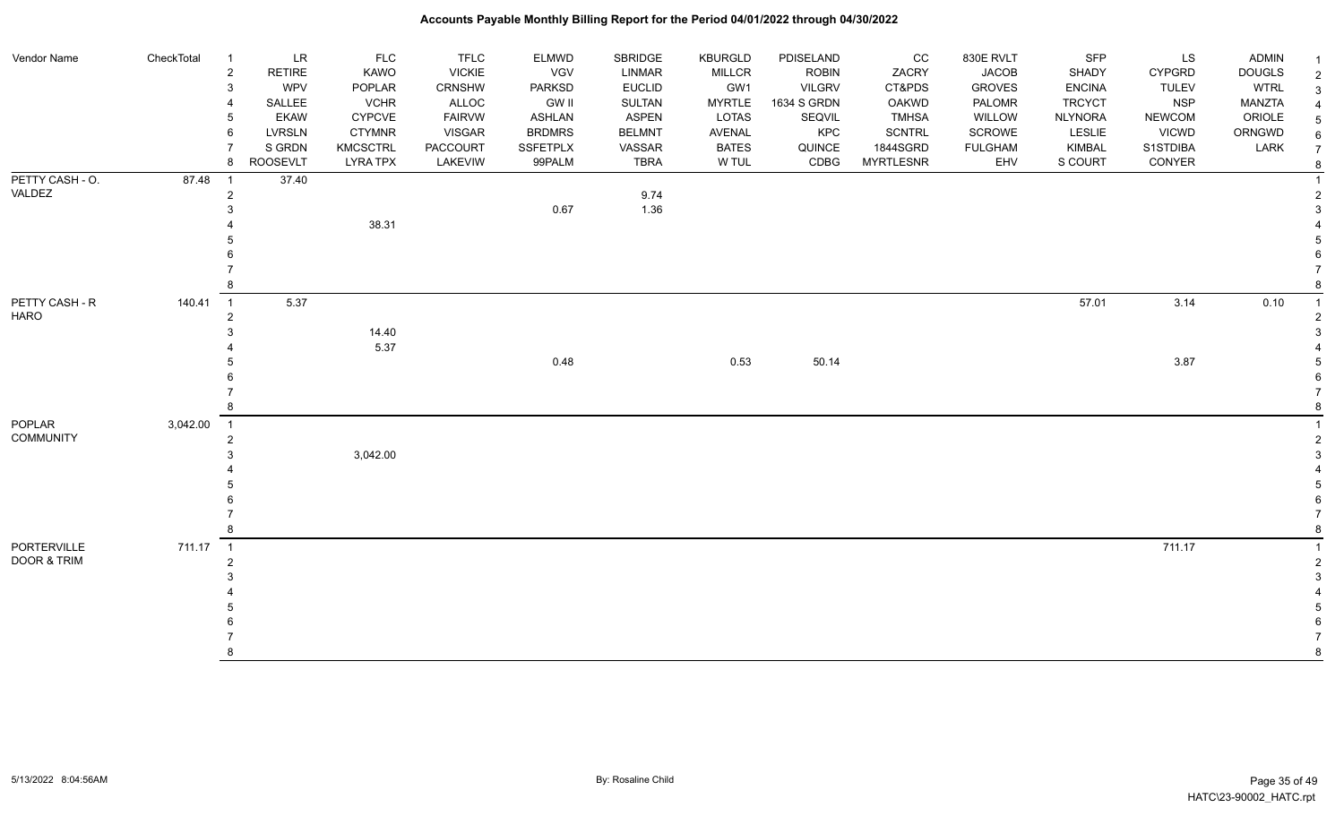# Accounts Payable Monthly Billing Report for the Period 04/01/2022 through 04/30/2022

| Vendor Name | CheckTotal | | | | | | | | | | | | | | |
|---|---|---|---|---|---|---|---|---|---|---|---|---|---|---|---|
| | | 1 | LR | FLC | TFLC | ELMWD | SBRIDGE | KBURGLD | PDISELAND | CC | 830E RVLT | SFP | LS | ADMIN | 1 |
| | | 2 | RETIRE | KAWO | VICKIE | VGV | LINMAR | MILLCR | ROBIN | ZACRY | JACOB | SHADY | CYPGRD | DOUGLS | 2 |
| | | 3 | WPV | POPLAR | CRNSHW | PARKSD | EUCLID | GW1 | VILGRV | CT&PDS | GROVES | ENCINA | TULEV | WTRL | 3 |
| | | 4 | SALLEE | VCHR | ALLOC | GW II | SULTAN | MYRTLE | 1634 S GRDN | OAKWD | PALOMR | TRCYCT | NSP | MANZTA | 4 |
| | | 5 | EKAW | CYPCVE | FAIRVW | ASHLAN | ASPEN | LOTAS | SEQVIL | TMHSA | WILLOW | NLYNORA | NEWCOM | ORIOLE | 5 |
| | | 6 | LVRSLN | CTYMNR | VISGAR | BRDMRS | BELMNT | AVENAL | KPC | SCNTRL | SCROWE | LESLIE | VICWD | ORNGWD | 6 |
| | | 7 | S GRDN | KMCSCTRL | PACCOURT | SSFETPLX | VASSAR | BATES | QUINCE | 1844SGRD | FULGHAM | KIMBAL | S1STDIBA | LARK | 7 |
| | | 8 | ROOSEVLT | LYRA TPX | LAKEVIW | 99PALM | TBRA | W TUL | CDBG | MYRTLESNR | EHV | S COURT | CONYER | | 8 |
| PETTY CASH - O. VALDEZ | 87.48 | 1 | 37.40 | | | | | | | | | | | | 1 |
| | | 2 | | | | | 9.74 | | | | | | | | 2 |
| | | 3 | | | | 0.67 | 1.36 | | | | | | | | 3 |
| | | 4 | | 38.31 | | | | | | | | | | | 4 |
| | | 5 | | | | | | | | | | | | | 5 |
| | | 6 | | | | | | | | | | | | | 6 |
| | | 7 | | | | | | | | | | | | | 7 |
| | | 8 | | | | | | | | | | | | | 8 |
| PETTY CASH - R HARO | 140.41 | 1 | 5.37 | | | | | | | | | 57.01 | 3.14 | 0.10 | 1 |
| | | 2 | | | | | | | | | | | | | 2 |
| | | 3 | | 14.40 | | | | | | | | | | | 3 |
| | | 4 | | 5.37 | | | | | | | | | | | 4 |
| | | 5 | | | | 0.48 | | 0.53 | 50.14 | | | | 3.87 | | 5 |
| | | 6 | | | | | | | | | | | | | 6 |
| | | 7 | | | | | | | | | | | | | 7 |
| | | 8 | | | | | | | | | | | | | 8 |
| POPLAR COMMUNITY | 3,042.00 | 1 | | | | | | | | | | | | | 1 |
| | | 2 | | | | | | | | | | | | | 2 |
| | | 3 | | 3,042.00 | | | | | | | | | | | 3 |
| | | 4 | | | | | | | | | | | | | 4 |
| | | 5 | | | | | | | | | | | | | 5 |
| | | 6 | | | | | | | | | | | | | 6 |
| | | 7 | | | | | | | | | | | | | 7 |
| | | 8 | | | | | | | | | | | | | 8 |
| PORTERVILLE DOOR & TRIM | 711.17 | 1 | | | | | | | | | | | 711.17 | | 1 |
| | | 2 | | | | | | | | | | | | | 2 |
| | | 3 | | | | | | | | | | | | | 3 |
| | | 4 | | | | | | | | | | | | | 4 |
| | | 5 | | | | | | | | | | | | | 5 |
| | | 6 | | | | | | | | | | | | | 6 |
| | | 7 | | | | | | | | | | | | | 7 |
| | | 8 | | | | | | | | | | | | | 8 |

5/13/2022 8:04:56AM — By: Rosaline Child — HATC\23-90002_HATC.rpt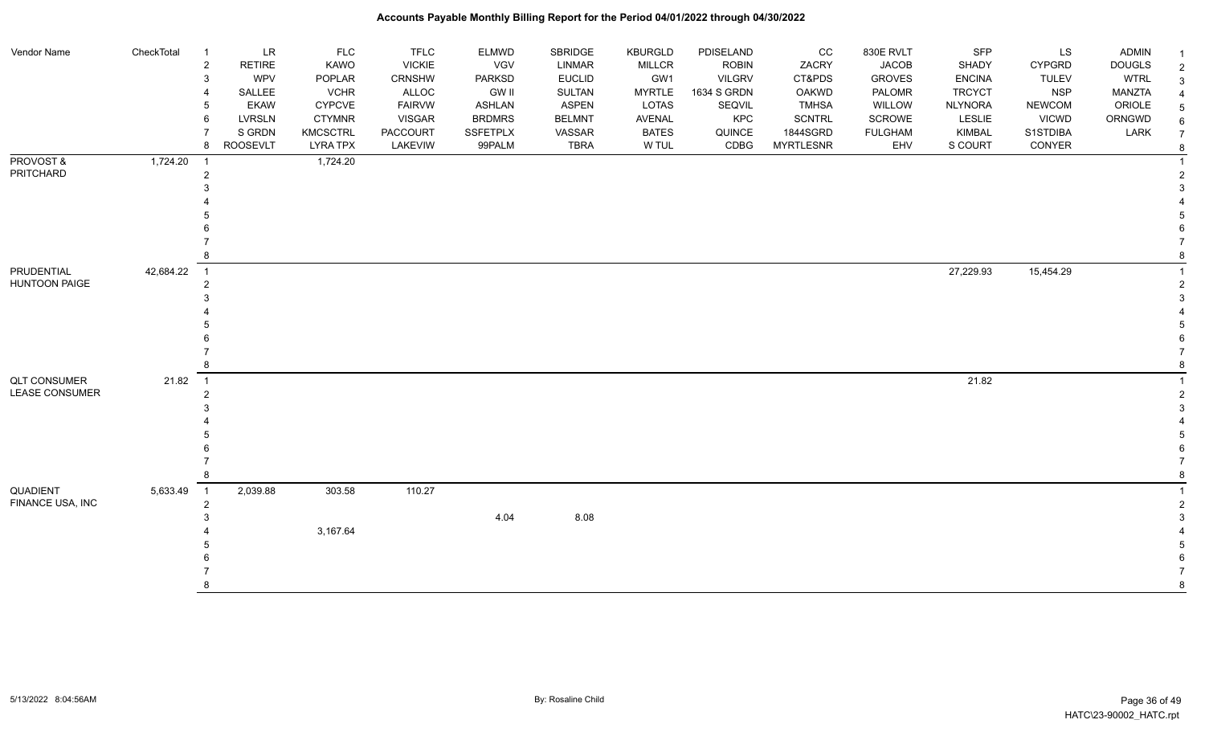# Accounts Payable Monthly Billing Report for the Period 04/01/2022 through 04/30/2022

| Vendor Name | CheckTotal | | | | | | | | | | | | | | |
|---|---|---|---|---|---|---|---|---|---|---|---|---|---|---|---|
| | | 1 | LR | FLC | TFLC | ELMWD | SBRIDGE | KBURGLD | PDISELAND | CC | 830E RVLT | SFP | LS | ADMIN | 1 |
| | | 2 | RETIRE | KAWO | VICKIE | VGV | LINMAR | MILLCR | ROBIN | ZACRY | JACOB | SHADY | CYPGRD | DOUGLS | 2 |
| | | 3 | WPV | POPLAR | CRNSHW | PARKSD | EUCLID | GW1 | VILGRV | CT&PDS | GROVES | ENCINA | TULEV | WTRL | 3 |
| | | 4 | SALLEE | VCHR | ALLOC | GW II | SULTAN | MYRTLE | 1634 S GRDN | OAKWD | PALOMR | TRCYCT | NSP | MANZTA | 4 |
| | | 5 | EKAW | CYPCVE | FAIRVW | ASHLAN | ASPEN | LOTAS | KPC | TMHSA | WILLOW | NLYNORA | NEWCOM | ORIOLE | 5 |
| | | 6 | LVRSLN | CTYMNR | VISGAR | BRDMRS | BELMNT | AVENAL | SEQVIL | SCNTRL | SCROWE | LESLIE | VICWD | ORNGWD | 6 |
| | | 7 | S GRDN | KMCSCTRL | PACCOURT | SSFETPLX | VASSAR | BATES | QUINCE | 1844SGRD | FULGHAM | KIMBAL | S1STDIBA | LARK | 7 |
| | | 8 | ROOSEVLT | LYRA TPX | LAKEVIW | 99PALM | TBRA | W TUL | CDBG | MYRTLESNR | EHV | S COURT | CONYER | | 8 |
| PROVOST & PRITCHARD | 1,724.20 | 1 | | 1,724.20 | | | | | | | | | | | 1 |
| | | 2 | | | | | | | | | | | | | 2 |
| | | 3 | | | | | | | | | | | | | 3 |
| | | 4 | | | | | | | | | | | | | 4 |
| | | 5 | | | | | | | | | | | | | 5 |
| | | 6 | | | | | | | | | | | | | 6 |
| | | 7 | | | | | | | | | | | | | 7 |
| | | 8 | | | | | | | | | | | | | 8 |
| PRUDENTIAL HUNTOON PAIGE | 42,684.22 | 1 | | | | | | | | | | 27,229.93 | 15,454.29 | | 1 |
| | | 2 | | | | | | | | | | | | | 2 |
| | | 3 | | | | | | | | | | | | | 3 |
| | | 4 | | | | | | | | | | | | | 4 |
| | | 5 | | | | | | | | | | | | | 5 |
| | | 6 | | | | | | | | | | | | | 6 |
| | | 7 | | | | | | | | | | | | | 7 |
| | | 8 | | | | | | | | | | | | | 8 |
| QLT CONSUMER LEASE CONSUMER | 21.82 | 1 | | | | | | | | | | 21.82 | | | 1 |
| | | 2 | | | | | | | | | | | | | 2 |
| | | 3 | | | | | | | | | | | | | 3 |
| | | 4 | | | | | | | | | | | | | 4 |
| | | 5 | | | | | | | | | | | | | 5 |
| | | 6 | | | | | | | | | | | | | 6 |
| | | 7 | | | | | | | | | | | | | 7 |
| | | 8 | | | | | | | | | | | | | 8 |
| QUADIENT FINANCE USA, INC | 5,633.49 | 1 | 2,039.88 | 303.58 | 110.27 | | | | | | | | | | 1 |
| | | 2 | | | | | | | | | | | | | 2 |
| | | 3 | | | | 4.04 | 8.08 | | | | | | | | 3 |
| | | 4 | | 3,167.64 | | | | | | | | | | | 4 |
| | | 5 | | | | | | | | | | | | | 5 |
| | | 6 | | | | | | | | | | | | | 6 |
| | | 7 | | | | | | | | | | | | | 7 |
| | | 8 | | | | | | | | | | | | | 8 |

5/13/2022 8:04:56AM — By: Rosaline Child — HATC\23-90002_HATC.rpt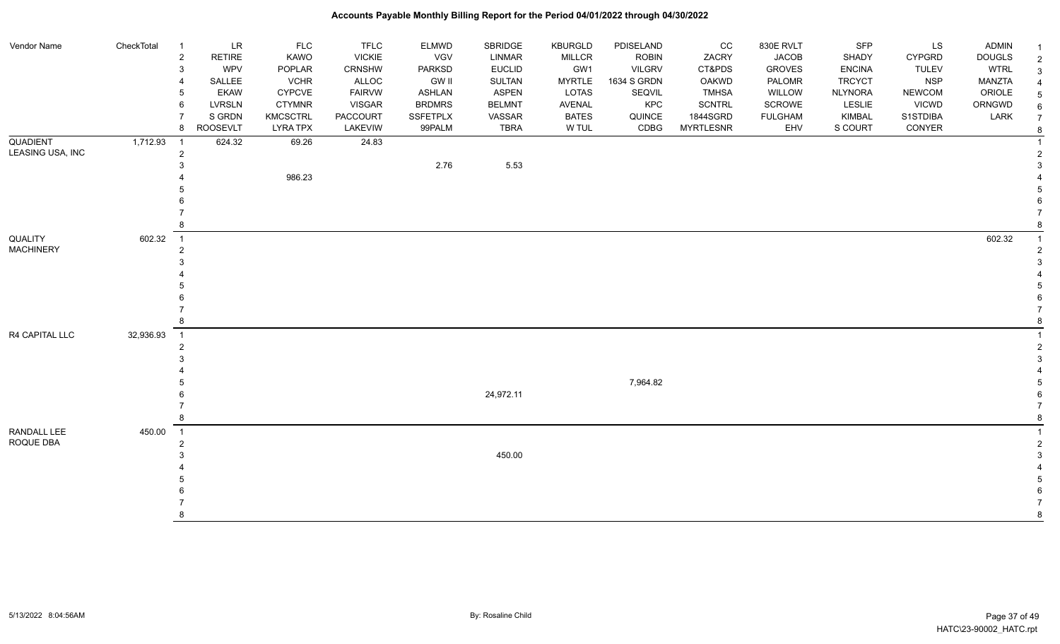# Accounts Payable Monthly Billing Report for the Period 04/01/2022 through 04/30/2022

| Vendor Name | CheckTotal | | | | | | | | | | | | | | |
|---|---|---|---|---|---|---|---|---|---|---|---|---|---|---|---|
| | | 1 | LR | FLC | TFLC | ELMWD | SBRIDGE | KBURGLD | PDISELAND | CC | 830E RVLT | SFP | LS | ADMIN | 1 |
| | | 2 | RETIRE | KAWO | VICKIE | VGV | LINMAR | MILLCR | ROBIN | ZACRY | JACOB | SHADY | CYPGRD | DOUGLS | 2 |
| | | 3 | WPV | POPLAR | CRNSHW | PARKSD | EUCLID | GW1 | VILGRV | CT&PDS | GROVES | ENCINA | TULEV | WTRL | 3 |
| | | 4 | SALLEE | VCHR | ALLOC | GW II | SULTAN | MYRTLE | 1634 S GRDN | OAKWD | PALOMR | TRCYCT | NSP | MANZTA | 4 |
| | | 5 | EKAW | CYPCVE | FAIRVW | ASHLAN | ASPEN | LOTAS | SEQVIL | TMHSA | WILLOW | NLYNORA | NEWCOM | ORIOLE | 5 |
| | | 6 | LVRSLN | CTYMNR | VISGAR | BRDMRS | BELMNT | AVENAL | KPC | SCNTRL | SCROWE | LESLIE | VICWD | ORNGWD | 6 |
| | | 7 | S GRDN | KMCSCTRL | PACCOURT | SSFETPLX | VASSAR | BATES | QUINCE | 1844SGRD | FULGHAM | KIMBAL | S1STDIBA | LARK | 7 |
| | | 8 | ROOSEVLT | LYRA TPX | LAKEVIEW | 99PALM | TBRA | W TUL | CDBG | MYRTLESNR | EHV | S COURT | CONYER | | 8 |
| QUADIENT LEASING USA, INC | 1,712.93 | 1 | 624.32 | 69.26 | 24.83 | | | | | | | | | | 1 |
| | | 2 | | | | | | | | | | | | | 2 |
| | | 3 | | | | 2.76 | 5.53 | | | | | | | | 3 |
| | | 4 | | 986.23 | | | | | | | | | | | 4 |
| | | 5 | | | | | | | | | | | | | 5 |
| | | 6 | | | | | | | | | | | | | 6 |
| | | 7 | | | | | | | | | | | | | 7 |
| | | 8 | | | | | | | | | | | | | 8 |
| QUALITY MACHINERY | 602.32 | 1 | | | | | | | | | | | | 602.32 | 1 |
| | | 2 | | | | | | | | | | | | | 2 |
| | | 3 | | | | | | | | | | | | | 3 |
| | | 4 | | | | | | | | | | | | | 4 |
| | | 5 | | | | | | | | | | | | | 5 |
| | | 6 | | | | | | | | | | | | | 6 |
| | | 7 | | | | | | | | | | | | | 7 |
| | | 8 | | | | | | | | | | | | | 8 |
| R4 CAPITAL LLC | 32,936.93 | 1 | | | | | | | | | | | | | 1 |
| | | 2 | | | | | | | | | | | | | 2 |
| | | 3 | | | | | | | | | | | | | 3 |
| | | 4 | | | | | | | | | | | | | 4 |
| | | 5 | | | | | | | 7,964.82 | | | | | | 5 |
| | | 6 | | | | | 24,972.11 | | | | | | | | 6 |
| | | 7 | | | | | | | | | | | | | 7 |
| | | 8 | | | | | | | | | | | | | 8 |
| RANDALL LEE ROQUE DBA | 450.00 | 1 | | | | | | | | | | | | | 1 |
| | | 2 | | | | | | | | | | | | | 2 |
| | | 3 | | | | | 450.00 | | | | | | | | 3 |
| | | 4 | | | | | | | | | | | | | 4 |
| | | 5 | | | | | | | | | | | | | 5 |
| | | 6 | | | | | | | | | | | | | 6 |
| | | 7 | | | | | | | | | | | | | 7 |
| | | 8 | | | | | | | | | | | | | 8 |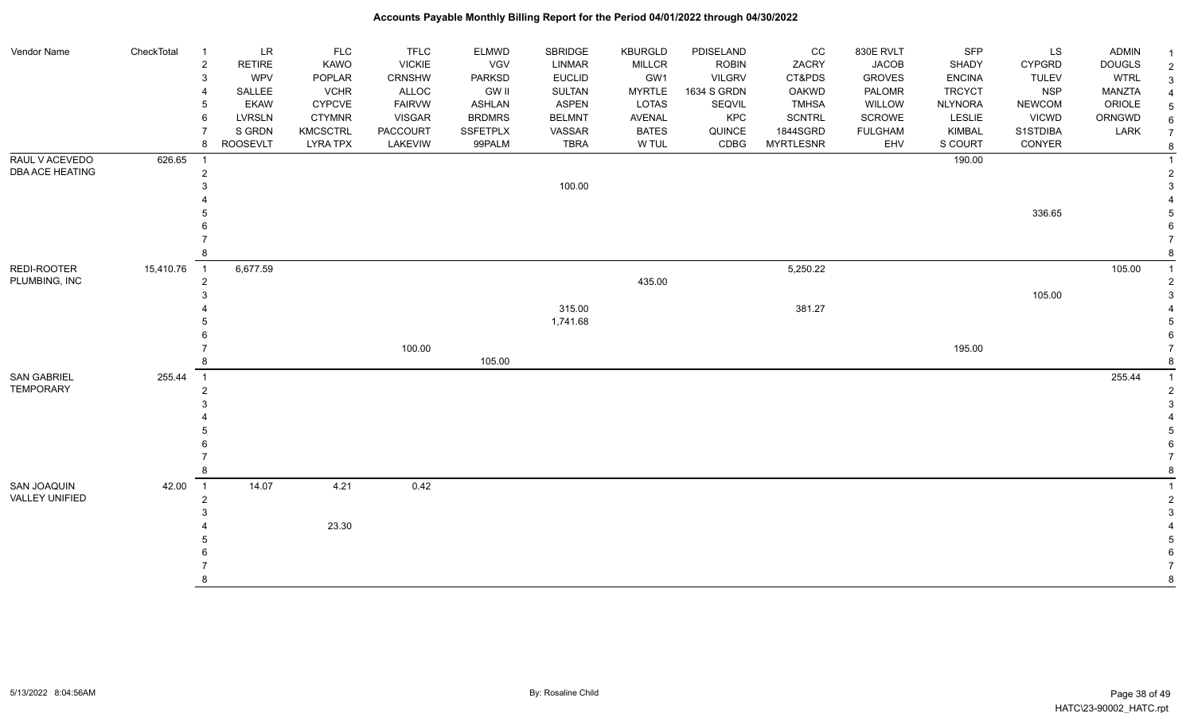# Accounts Payable Monthly Billing Report for the Period 04/01/2022 through 04/30/2022

| Vendor Name | CheckTotal | | | | | | | | | | | | | |
|---|---|---|---|---|---|---|---|---|---|---|---|---|---|---|
| | | 1 | LR | FLC | TFLC | ELMWD | SBRIDGE | KBURGLD | PDISELAND | CC | 830E RVLT | SFP | LS | ADMIN |
| | | 2 | RETIRE | KAWO | VICKIE | VGV | LINMAR | MILLCR | ROBIN | ZACRY | JACOB | SHADY | CYPGRD | DOUGLS |
| | | 3 | WPV | POPLAR | CRNSHW | PARKSD | EUCLID | GW1 | VILGRV | CT&PDS | GROVES | ENCINA | TULEV | WTRL |
| | | 4 | SALLEE | VCHR | ALLOC | GW II | SULTAN | MYRTLE | 1634 S GRDN | OAKWD | PALOMR | TRCYCT | NSP | MANZTA |
| | | 5 | EKAW | CYPCVE | FAIRVW | ASHLAN | ASPEN | LOTAS | SEQVIL | TMHSA | WILLOW | NLYNORA | NEWCOM | ORIOLE |
| | | 6 | LVRSLN | CTYMNR | VISGAR | BRDMRS | BELMNT | AVENAL | KPC | SCNTRL | SCROWE | LESLIE | VICWD | ORNGWD |
| | | 7 | S GRDN | KMCSTCTRL | PACCOURT | SSFETPLX | VASSAR | BATES | QUINCE | 1844SGRD | FULGHAM | KIMBAL | S1STDIBA | LARK |
| | | 8 | ROOSEVLT | LYRA TPX | LAKEVIW | 99PALM | TBRA | W TUL | CDBG | MYRTLESNR | EHV | S COURT | CONYER | |
| RAUL V ACEVEDO DBA ACE HEATING | 626.65 | 1 | | | | | | | | | | 190.00 | | |
| | | 2 | | | | | | | | | | | | |
| | | 3 | | | | | 100.00 | | | | | | | |
| | | 4 | | | | | | | | | | | | |
| | | 5 | | | | | | | | | | | 336.65 | |
| | | 6 | | | | | | | | | | | | |
| | | 7 | | | | | | | | | | | | |
| | | 8 | | | | | | | | | | | | |
| REDI-ROOTER PLUMBING, INC | 15,410.76 | 1 | 6,677.59 | | | | | | | 5,250.22 | | | | 105.00 |
| | | 2 | | | | | | 435.00 | | | | | | |
| | | 3 | | | | | | | | | | | 105.00 | |
| | | 4 | | | | | 315.00 | | | 381.27 | | | | |
| | | 5 | | | | | 1,741.68 | | | | | | | |
| | | 6 | | | | | | | | | | | | |
| | | 7 | | | 100.00 | | | | | | | 195.00 | | |
| | | 8 | | | | 105.00 | | | | | | | | |
| SAN GABRIEL TEMPORARY | 255.44 | 1 | | | | | | | | | | | | 255.44 |
| | | 2 | | | | | | | | | | | | |
| | | 3 | | | | | | | | | | | | |
| | | 4 | | | | | | | | | | | | |
| | | 5 | | | | | | | | | | | | |
| | | 6 | | | | | | | | | | | | |
| | | 7 | | | | | | | | | | | | |
| | | 8 | | | | | | | | | | | | |
| SAN JOAQUIN VALLEY UNIFIED | 42.00 | 1 | 14.07 | 4.21 | 0.42 | | | | | | | | | |
| | | 2 | | | | | | | | | | | | |
| | | 3 | | | | | | | | | | | | |
| | | 4 | | 23.30 | | | | | | | | | | |
| | | 5 | | | | | | | | | | | | |
| | | 6 | | | | | | | | | | | | |
| | | 7 | | | | | | | | | | | | |
| | | 8 | | | | | | | | | | | | |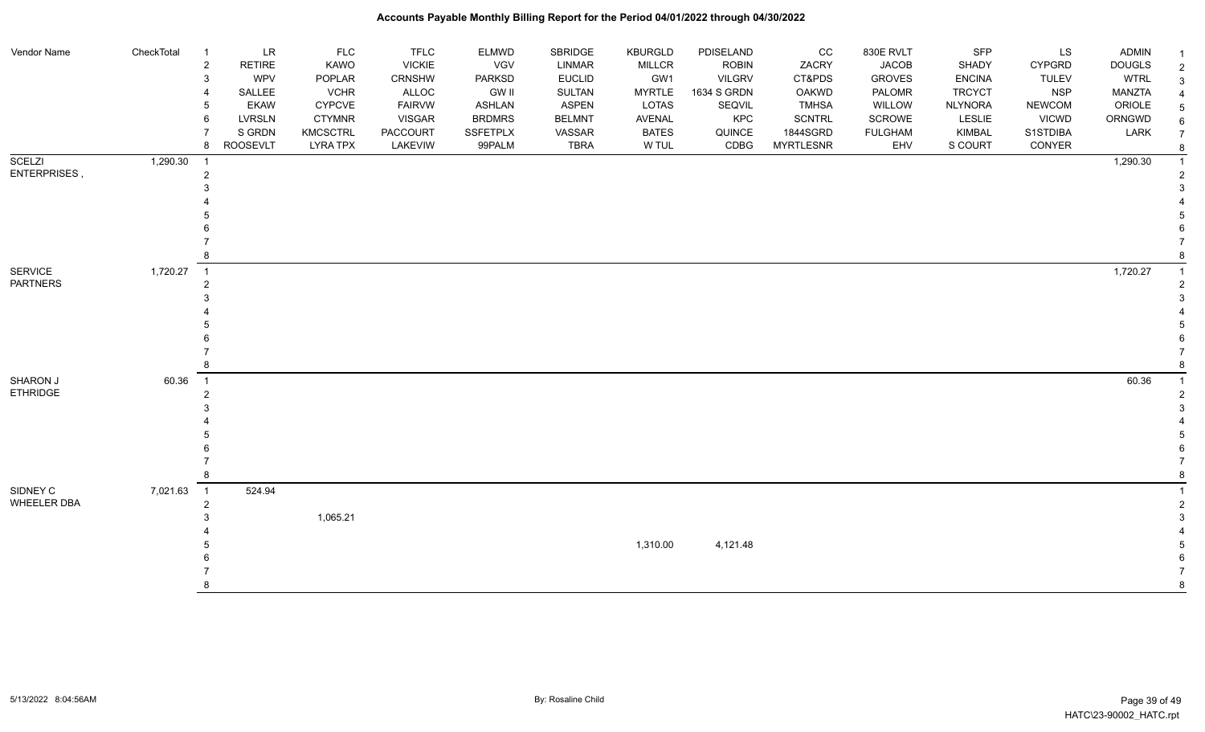| Vendor Name | CheckTotal | # | LR / RETIRE / WPV / SALLEE / EKAW / LVRSLN / S GRDN / ROOSEVELT | FLC / KAWO / POPLAR / VCHR / CYPCVE / CTYMNR / KMCSCTRL / LYRA TPX | TFLC / VICKIE / CRNSHW / ALLOC / FAIRVW / VISGAR / PACCOURT / LAKEVIW | ELMWD / VGV / PARKSD / GW II / ASHLAN / BRDMRS / SSFETPLX / 99PALM | SBRIDGE / LINMAR / EUCLID / SULTAN / ASPEN / BELMNT / VASSAR / TBRA | KBURGLD / MILLCR / GW1 / MYRTLE / LOTAS / AVENAL / BATES / W TUL | PDISELAND / ROBIN / VILGRV / 1634 S GRDN / SEQVIL / KPC / QUINCE / CDBG | CC / ZACRY / CT&PDS / OAKWD / TMHSA / SCNTRL / 1844SGRD / MYRTLESNR | 830E RVLT / JACOB / GROVES / PALOMR / WILLOW / SCROWE / FULGHAM / EHV | SFP / SHADY / ENCINA / TRCYCT / NLYNORA / LESLIE / KIMBAL / S COURT | LS / CYPGRD / TULEV / NSP / NEWCOM / VICWD / S1STDIBA / CONYER | ADMIN / DOUGLS / WTRL / MANZTA / ORIOLE / ORNGWD / LARK | # |
|---|---|---|---|---|---|---|---|---|---|---|---|---|---|---|---|
| SCELZI ENTERPRISES , | 1,290.30 | 1 | | | | | | | | | | | | 1,290.30 | 1 |
| | | 2 | | | | | | | | | | | | | 2 |
| | | 3 | | | | | | | | | | | | | 3 |
| | | 4 | | | | | | | | | | | | | 4 |
| | | 5 | | | | | | | | | | | | | 5 |
| | | 6 | | | | | | | | | | | | | 6 |
| | | 7 | | | | | | | | | | | | | 7 |
| | | 8 | | | | | | | | | | | | | 8 |
| SERVICE PARTNERS | 1,720.27 | 1 | | | | | | | | | | | | 1,720.27 | 1 |
| | | 2 | | | | | | | | | | | | | 2 |
| | | 3 | | | | | | | | | | | | | 3 |
| | | 4 | | | | | | | | | | | | | 4 |
| | | 5 | | | | | | | | | | | | | 5 |
| | | 6 | | | | | | | | | | | | | 6 |
| | | 7 | | | | | | | | | | | | | 7 |
| | | 8 | | | | | | | | | | | | | 8 |
| SHARON J ETHRIDGE | 60.36 | 1 | | | | | | | | | | | | 60.36 | 1 |
| | | 2 | | | | | | | | | | | | | 2 |
| | | 3 | | | | | | | | | | | | | 3 |
| | | 4 | | | | | | | | | | | | | 4 |
| | | 5 | | | | | | | | | | | | | 5 |
| | | 6 | | | | | | | | | | | | | 6 |
| | | 7 | | | | | | | | | | | | | 7 |
| | | 8 | | | | | | | | | | | | | 8 |
| SIDNEY C WHEELER DBA | 7,021.63 | 1 | 524.94 | | | | | | | | | | | | 1 |
| | | 2 | | | | | | | | | | | | | 2 |
| | | 3 | | 1,065.21 | | | | | | | | | | | 3 |
| | | 4 | | | | | | | | | | | | | 4 |
| | | 5 | | | | | | 1,310.00 | 4,121.48 | | | | | | 5 |
| | | 6 | | | | | | | | | | | | | 6 |
| | | 7 | | | | | | | | | | | | | 7 |
| | | 8 | | | | | | | | | | | | | 8 |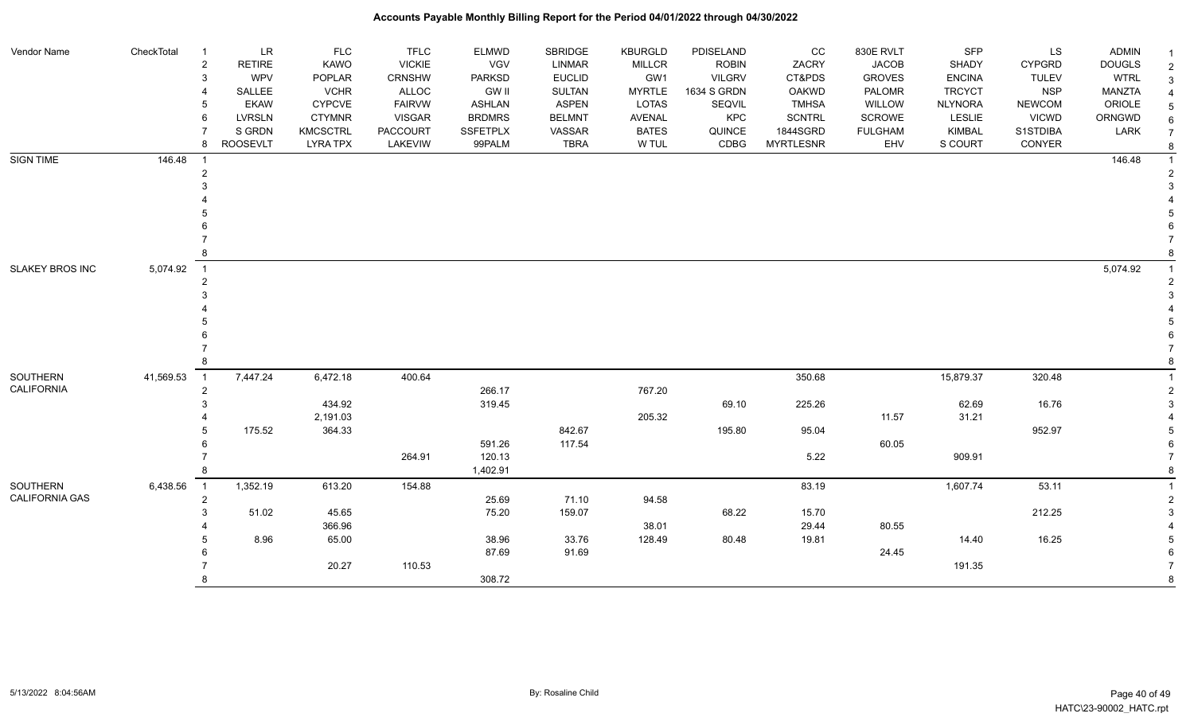# Accounts Payable Monthly Billing Report for the Period 04/01/2022 through 04/30/2022

| Vendor Name | CheckTotal | | | | | | | | | | | | | | |
|---|---|---|---|---|---|---|---|---|---|---|---|---|---|---|---|
| | | 1 | LR | FLC | TFLC | ELMWD | SBRIDGE | KBURGLD | PDISELAND | CC | 830E RVLT | SFP | LS | ADMIN | 1 |
| | | 2 | RETIRE | KAWO | VICKIE | VGV | LINMAR | MILLCR | ROBIN | ZACRY | JACOB | SHADY | CYPGRD | DOUGLS | 2 |
| | | 3 | WPV | POPLAR | CRNSHW | PARKSD | EUCLID | GW1 | VILGRV | CT&PDS | GROVES | ENCINA | TULEV | WTRL | 3 |
| | | 4 | SALLEE | VCHR | ALLOC | GW II | SULTAN | MYRTLE | 1634 S GRDN | OAKWD | PALOMR | TRCYCT | NSP | MANZTA | 4 |
| | | 5 | EKAW | CYPCVE | FAIRVW | ASHLAN | ASPEN | LOTAS | SEQVIL | TMHSA | WILLOW | NLYNORA | NEWCOM | ORIOLE | 5 |
| | | 6 | LVRSLN | CTYMNR | VISGAR | BRDMRS | BELMNT | AVENAL | KPC | SCNTRL | SCROWE | LESLIE | VICWD | ORNGWD | 6 |
| | | 7 | S GRDN | KMCSCTRL | PACCOURT | SSFETPLX | VASSAR | BATES | QUINCE | 1844SGRD | FULGHAM | KIMBAL | S1STDIBA | LARK | 7 |
| | | 8 | ROOSEVLT | LYRA TPX | LAKEVIW | 99PALM | TBRA | W TUL | CDBG | MYRTLESNR | EHV | S COURT | CONYER | | 8 |
| SIGN TIME | 146.48 | 1 | | | | | | | | | | | | 146.48 | 1 |
| | | 2 | | | | | | | | | | | | | 2 |
| | | 3 | | | | | | | | | | | | | 3 |
| | | 4 | | | | | | | | | | | | | 4 |
| | | 5 | | | | | | | | | | | | | 5 |
| | | 6 | | | | | | | | | | | | | 6 |
| | | 7 | | | | | | | | | | | | | 7 |
| | | 8 | | | | | | | | | | | | | 8 |
| SLAKEY BROS INC | 5,074.92 | 1 | | | | | | | | | | | | 5,074.92 | 1 |
| | | 2 | | | | | | | | | | | | | 2 |
| | | 3 | | | | | | | | | | | | | 3 |
| | | 4 | | | | | | | | | | | | | 4 |
| | | 5 | | | | | | | | | | | | | 5 |
| | | 6 | | | | | | | | | | | | | 6 |
| | | 7 | | | | | | | | | | | | | 7 |
| | | 8 | | | | | | | | | | | | | 8 |
| SOUTHERN CALIFORNIA | 41,569.53 | 1 | 7,447.24 | 6,472.18 | 400.64 | | | | | 350.68 | | 15,879.37 | 320.48 | | 1 |
| | | 2 | | | | 266.17 | | 767.20 | | | | | | | 2 |
| | | 3 | | 434.92 | | 319.45 | | | 69.10 | 225.26 | | 62.69 | 16.76 | | 3 |
| | | 4 | | 2,191.03 | | | | 205.32 | | | 11.57 | 31.21 | | | 4 |
| | | 5 | 175.52 | 364.33 | | | 842.67 | | 195.80 | 95.04 | | | 952.97 | | 5 |
| | | 6 | | | | 591.26 | 117.54 | | | | 60.05 | | | | 6 |
| | | 7 | | | 264.91 | 120.13 | | | | 5.22 | | 909.91 | | | 7 |
| | | 8 | | | | 1,402.91 | | | | | | | | | 8 |
| SOUTHERN CALIFORNIA GAS | 6,438.56 | 1 | 1,352.19 | 613.20 | 154.88 | | | | | 83.19 | | 1,607.74 | 53.11 | | 1 |
| | | 2 | | | | 25.69 | 71.10 | 94.58 | | | | | | | 2 |
| | | 3 | 51.02 | 45.65 | | 75.20 | 159.07 | | 68.22 | 15.70 | | | 212.25 | | 3 |
| | | 4 | | 366.96 | | | | 38.01 | | 29.44 | 80.55 | | | | 4 |
| | | 5 | 8.96 | 65.00 | | 38.96 | 33.76 | 128.49 | 80.48 | 19.81 | | 14.40 | 16.25 | | 5 |
| | | 6 | | | | 87.69 | 91.69 | | | | 24.45 | | | | 6 |
| | | 7 | | 20.27 | 110.53 | | | | | | | 191.35 | | | 7 |
| | | 8 | | | | 308.72 | | | | | | | | | 8 |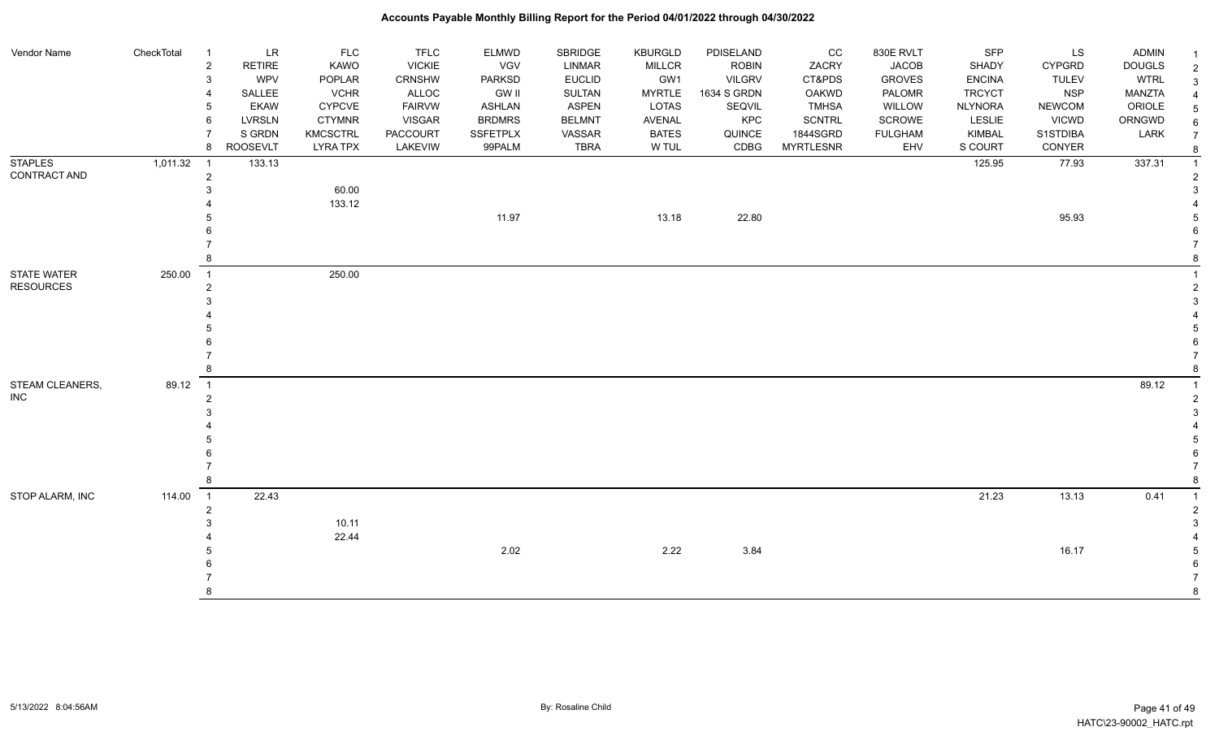# Accounts Payable Monthly Billing Report for the Period 04/01/2022 through 04/30/2022

| Vendor Name | CheckTotal | | | | | | | | | | | | | | |
|---|---|---|---|---|---|---|---|---|---|---|---|---|---|---|---|
| | | 1 | LR | FLC | TFLC | ELMWD | SBRIDGE | KBURGLD | PDISELAND | CC | 830E RVLT | SFP | LS | ADMIN | 1 |
| | | 2 | RETIRE | KAWO | VICKIE | VGV | LINMAR | MILLCR | ROBIN | ZACRY | JACOB | SHADY | CYPGRD | DOUGLS | 2 |
| | | 3 | WPV | POPLAR | CRNSHW | PARKSD | EUCLID | GW1 | VILGRV | CT&PDS | GROVES | ENCINA | TULEV | WTRL | 3 |
| | | 4 | SALLEE | VCHR | ALLOC | GW II | SULTAN | MYRTLE | 1634 S GRDN | OAKWD | PALOMR | TRCYCT | NSP | MANZTA | 4 |
| | | 5 | EKAW | CYPCVE | FAIRVW | ASHLAN | ASPEN | LOTAS | SEQVIL | TMHSA | WILLOW | NLYNORA | NEWCOM | ORIOLE | 5 |
| | | 6 | LVRSLN | CTYMNR | VISGAR | BRDMRS | BELMNT | AVENAL | KPC | SCNTRL | SCROWE | LESLIE | VICWD | ORNGWD | 6 |
| | | 7 | S GRDN | KMCSCTRL | PACCOURT | SSFETPLX | VASSAR | BATES | QUINCE | 1844SGRD | FULGHAM | KIMBAL | S1STDIBA | LARK | 7 |
| | | 8 | ROOSEVLT | LYRA TPX | LAKEVIW | 99PALM | TBRA | W TUL | CDBG | MYRTLESNR | EHV | S COURT | CONYER | | 8 |
| STAPLES CONTRACT AND | 1,011.32 | 1 | 133.13 | | | | | | | | | 125.95 | 77.93 | 337.31 | 1 |
| | | 2 | | | | | | | | | | | | | 2 |
| | | 3 | | 60.00 | | | | | | | | | | | 3 |
| | | 4 | | 133.12 | | | | | | | | | | | 4 |
| | | 5 | | | | 11.97 | | 13.18 | 22.80 | | | | 95.93 | | 5 |
| | | 6 | | | | | | | | | | | | | 6 |
| | | 7 | | | | | | | | | | | | | 7 |
| | | 8 | | | | | | | | | | | | | 8 |
| STATE WATER RESOURCES | 250.00 | 1 | | 250.00 | | | | | | | | | | | 1 |
| | | 2 | | | | | | | | | | | | | 2 |
| | | 3 | | | | | | | | | | | | | 3 |
| | | 4 | | | | | | | | | | | | | 4 |
| | | 5 | | | | | | | | | | | | | 5 |
| | | 6 | | | | | | | | | | | | | 6 |
| | | 7 | | | | | | | | | | | | | 7 |
| | | 8 | | | | | | | | | | | | | 8 |
| STEAM CLEANERS, INC | 89.12 | 1 | | | | | | | | | | | | 89.12 | 1 |
| | | 2 | | | | | | | | | | | | | 2 |
| | | 3 | | | | | | | | | | | | | 3 |
| | | 4 | | | | | | | | | | | | | 4 |
| | | 5 | | | | | | | | | | | | | 5 |
| | | 6 | | | | | | | | | | | | | 6 |
| | | 7 | | | | | | | | | | | | | 7 |
| | | 8 | | | | | | | | | | | | | 8 |
| STOP ALARM, INC | 114.00 | 1 | 22.43 | | | | | | | | | 21.23 | 13.13 | 0.41 | 1 |
| | | 2 | | | | | | | | | | | | | 2 |
| | | 3 | | 10.11 | | | | | | | | | | | 3 |
| | | 4 | | 22.44 | | | | | | | | | | | 4 |
| | | 5 | | | | 2.02 | | 2.22 | 3.84 | | | | 16.17 | | 5 |
| | | 6 | | | | | | | | | | | | | 6 |
| | | 7 | | | | | | | | | | | | | 7 |
| | | 8 | | | | | | | | | | | | | 8 |

5/13/2022 8:04:56AM    By: Rosaline Child    HATC\23-90002_HATC.rpt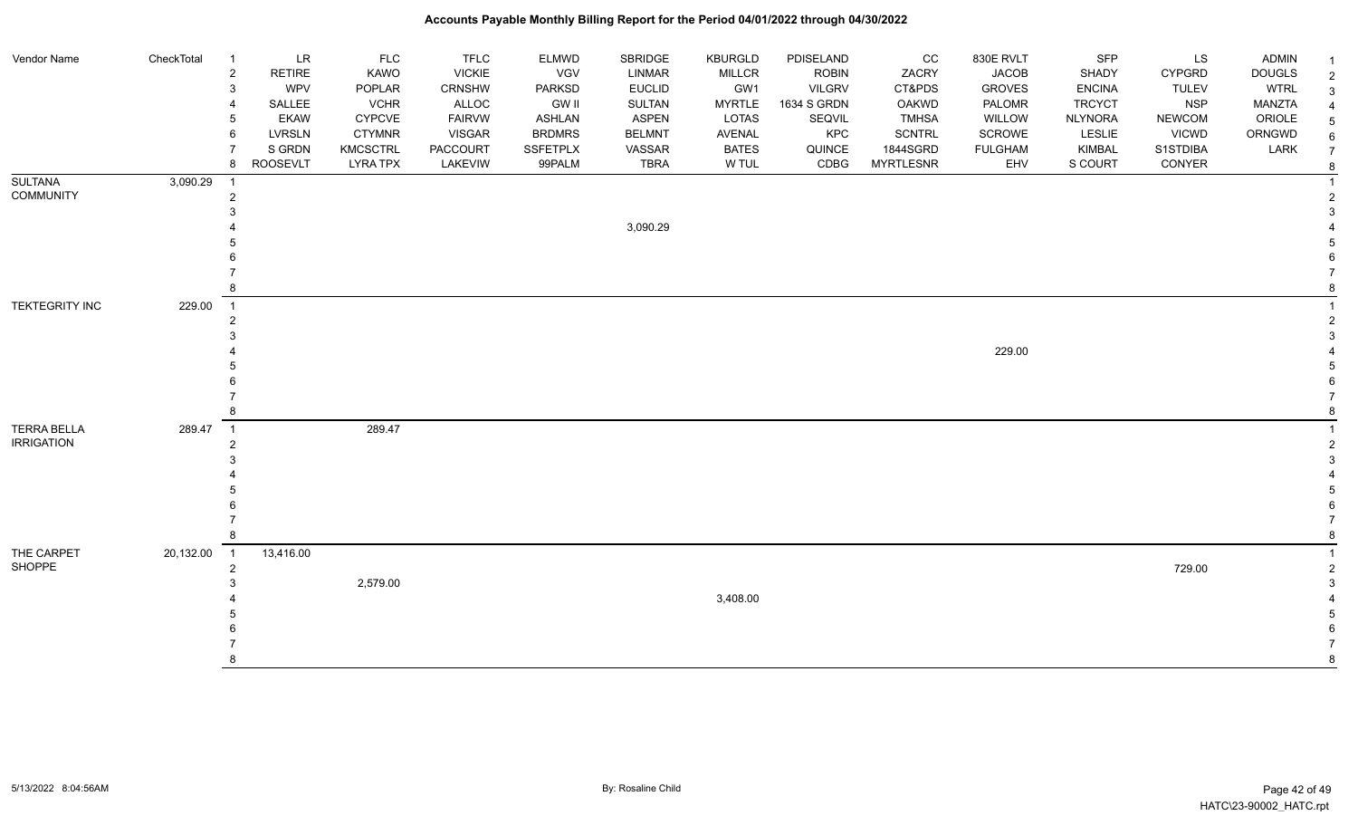# Accounts Payable Monthly Billing Report for the Period 04/01/2022 through 04/30/2022

| Vendor Name | CheckTotal | | | | | | | | | | | | | | |
|---|---|---|---|---|---|---|---|---|---|---|---|---|---|---|---|
| | | 1 | LR | FLC | TFLC | ELMWD | SBRIDGE | KBURGLD | PDISELAND | CC | 830E RVLT | SFP | LS | ADMIN | 1 |
| | | 2 | RETIRE | KAWO | VICKIE | VGV | LINMAR | MILLCR | ROBIN | ZACRY | JACOB | SHADY | CYPGRD | DOUGLS | 2 |
| | | 3 | WPV | POPLAR | CRNSHW | PARKSD | EUCLID | GW1 | VILGRV | CT&PDS | GROVES | ENCINA | TULEV | WTRL | 3 |
| | | 4 | SALLEE | VCHR | ALLOC | GW II | SULTAN | MYRTLE | 1634 S GRDN | OAKWD | PALOMR | TRCYCT | NSP | MANZTA | 4 |
| | | 5 | EKAW | CYPCVE | FAIRVW | ASHLAN | ASPEN | LOTAS | SEQVIL | TMHSA | WILLOW | NLYNORA | NEWCOM | ORIOLE | 5 |
| | | 6 | LVRSLN | CTYMNR | VISGAR | BRDMRS | BELMNT | AVENAL | KPC | SCNTRL | SCROWE | LESLIE | VICWD | ORNGWD | 6 |
| | | 7 | S GRDN | KMCSCTRL | PACCOURT | SSFETPLX | VASSAR | BATES | QUINCE | 1844SGRDN | FULGHAM | KIMBAL | S1STDIBA | LARK | 7 |
| | | 8 | ROOSEVLT | LYRA TPX | LAKEVIW | 99PALM | TBRA | W TUL | CDBG | MYRTLESNR | EHV | S COURT | CONYER | | 8 |
| SULTANA COMMUNITY | 3,090.29 | 1 | | | | | | | | | | | | | 1 |
| | | 2 | | | | | | | | | | | | | 2 |
| | | 3 | | | | | | | | | | | | | 3 |
| | | 4 | | | | | 3,090.29 | | | | | | | | 4 |
| | | 5 | | | | | | | | | | | | | 5 |
| | | 6 | | | | | | | | | | | | | 6 |
| | | 7 | | | | | | | | | | | | | 7 |
| | | 8 | | | | | | | | | | | | | 8 |
| TEKTEGRITY INC | 229.00 | 1 | | | | | | | | | | | | | 1 |
| | | 2 | | | | | | | | | | | | | 2 |
| | | 3 | | | | | | | | | | | | | 3 |
| | | 4 | | | | | | | | | 229.00 | | | | 4 |
| | | 5 | | | | | | | | | | | | | 5 |
| | | 6 | | | | | | | | | | | | | 6 |
| | | 7 | | | | | | | | | | | | | 7 |
| | | 8 | | | | | | | | | | | | | 8 |
| TERRA BELLA IRRIGATION | 289.47 | 1 | | 289.47 | | | | | | | | | | | 1 |
| | | 2 | | | | | | | | | | | | | 2 |
| | | 3 | | | | | | | | | | | | | 3 |
| | | 4 | | | | | | | | | | | | | 4 |
| | | 5 | | | | | | | | | | | | | 5 |
| | | 6 | | | | | | | | | | | | | 6 |
| | | 7 | | | | | | | | | | | | | 7 |
| | | 8 | | | | | | | | | | | | | 8 |
| THE CARPET SHOPPE | 20,132.00 | 1 | 13,416.00 | | | | | | | | | | | | 1 |
| | | 2 | | | | | | | | | | | 729.00 | | 2 |
| | | 3 | | 2,579.00 | | | | | | | | | | | 3 |
| | | 4 | | | | | | 3,408.00 | | | | | | | 4 |
| | | 5 | | | | | | | | | | | | | 5 |
| | | 6 | | | | | | | | | | | | | 6 |
| | | 7 | | | | | | | | | | | | | 7 |
| | | 8 | | | | | | | | | | | | | 8 |

5/13/2022 8:04:56AM — By: Rosaline Child — HATC\23-90002_HATC.rpt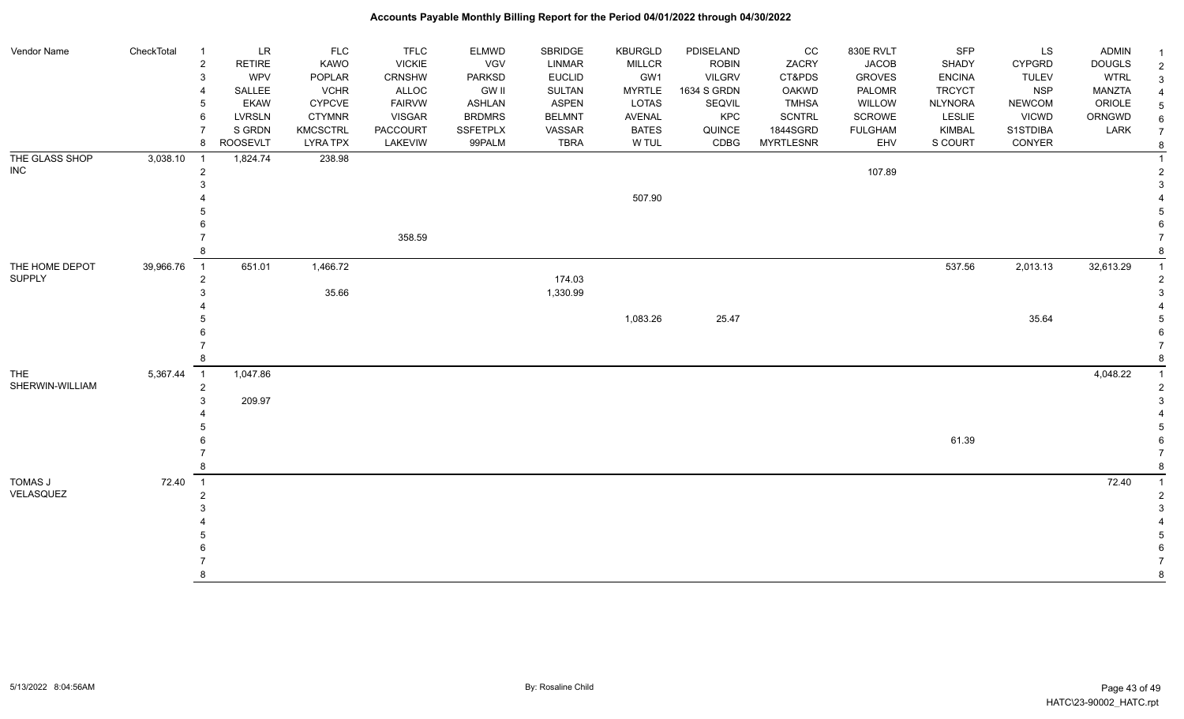# Accounts Payable Monthly Billing Report for the Period 04/01/2022 through 04/30/2022

| Vendor Name | CheckTotal | | LR | FLC | TFLC | ELMWD | SBRIDGE | KBURGLD | PDISELAND | CC | 830E RVLT | SFP | LS | ADMIN | |
|---|---|---|---|---|---|---|---|---|---|---|---|---|---|---|---|
| | | 1 | LR | FLC | TFLC | ELMWD | SBRIDGE | KBURGLD | PDISELAND | CC | 830E RVLT | SFP | LS | ADMIN | 1 |
| | | 2 | RETIRE | KAWO | VICKIE | VGV | LINMAR | MILLCR | ROBIN | ZACRY | JACOB | SHADY | CYPGRD | DOUGLS | 2 |
| | | 3 | WPV | POPLAR | CRNSHW | PARKSD | EUCLID | GW1 | VILGRV | CT&PDS | GROVES | ENCINA | TULEV | WTRL | 3 |
| | | 4 | SALLEE | VCHR | ALLOC | GW II | SULTAN | MYRTLE | 1634 S GRDN | OAKWD | PALOMR | TRCYCT | NSP | MANZTA | 4 |
| | | 5 | EKAW | CYPCVE | FAIRVW | ASHLAN | ASPEN | LOTAS | SEQVIL | TMHSA | WILLOW | NLYNORA | NEWCOM | ORIOLE | 5 |
| | | 6 | LVRSLN | CTYMNR | VISGAR | BRDMRS | BELMNT | AVENAL | KPC | SCNTRL | SCROWE | LESLIE | VICWD | ORNGWD | 6 |
| | | 7 | S GRDN | KMCSCTRL | PACCOURT | SSFETPLX | VASSAR | BATES | QUINCE | 1844SGRD | FULGHAM | KIMBAL | S1STDIBA | LARK | 7 |
| | | 8 | ROOSEVELT | LYRA TPX | LAKEVIW | 99PALM | TBRA | W TUL | CDBG | MYRTLESNR | EHV | S COURT | CONYER | | 8 |
| THE GLASS SHOP INC | 3,038.10 | 1 | 1,824.74 | 238.98 | | | | | | | | | | | 1 |
| | | 2 | | | | | | | | | 107.89 | | | | 2 |
| | | 3 | | | | | | | | | | | | | 3 |
| | | 4 | | | | | | 507.90 | | | | | | | 4 |
| | | 5 | | | | | | | | | | | | | 5 |
| | | 6 | | | | | | | | | | | | | 6 |
| | | 7 | | | 358.59 | | | | | | | | | | 7 |
| | | 8 | | | | | | | | | | | | | 8 |
| THE HOME DEPOT SUPPLY | 39,966.76 | 1 | 651.01 | 1,466.72 | | | | | | | | 537.56 | 2,013.13 | 32,613.29 | 1 |
| | | 2 | | | | | 174.03 | | | | | | | | 2 |
| | | 3 | | 35.66 | | | 1,330.99 | | | | | | | | 3 |
| | | 4 | | | | | | | | | | | | | 4 |
| | | 5 | | | | | | 1,083.26 | 25.47 | | | | 35.64 | | 5 |
| | | 6 | | | | | | | | | | | | | 6 |
| | | 7 | | | | | | | | | | | | | 7 |
| | | 8 | | | | | | | | | | | | | 8 |
| THE SHERWIN-WILLIAM | 5,367.44 | 1 | 1,047.86 | | | | | | | | | | | 4,048.22 | 1 |
| | | 2 | | | | | | | | | | | | | 2 |
| | | 3 | 209.97 | | | | | | | | | | | | 3 |
| | | 4 | | | | | | | | | | | | | 4 |
| | | 5 | | | | | | | | | | | | | 5 |
| | | 6 | | | | | | | | | | 61.39 | | | 6 |
| | | 7 | | | | | | | | | | | | | 7 |
| | | 8 | | | | | | | | | | | | | 8 |
| TOMAS J VELASQUEZ | 72.40 | 1 | | | | | | | | | | | | 72.40 | 1 |
| | | 2 | | | | | | | | | | | | | 2 |
| | | 3 | | | | | | | | | | | | | 3 |
| | | 4 | | | | | | | | | | | | | 4 |
| | | 5 | | | | | | | | | | | | | 5 |
| | | 6 | | | | | | | | | | | | | 6 |
| | | 7 | | | | | | | | | | | | | 7 |
| | | 8 | | | | | | | | | | | | | 8 |

5/13/2022 8:04:56AM

By: Rosaline Child

HATC\23-90002_HATC.rpt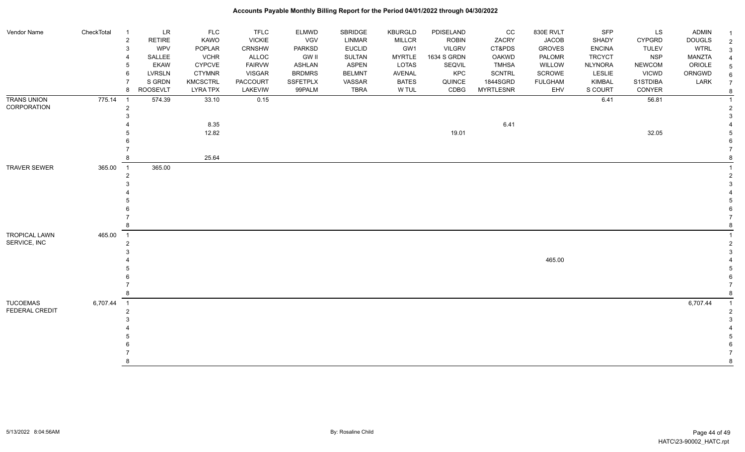# Accounts Payable Monthly Billing Report for the Period 04/01/2022 through 04/30/2022

| Vendor Name | CheckTotal | | | | | | | | | | | | | | |
|---|---|---|---|---|---|---|---|---|---|---|---|---|---|---|---|
| | | 1 | LR | FLC | TFLC | ELMWD | SBRIDGE | KBURGLD | PDISELAND | CC | 830E RVLT | SFP | LS | ADMIN | 1 |
| | | 2 | RETIRE | KAWO | VICKIE | VGV | LINMAR | MILLCR | ROBIN | ZACRY | JACOB | SHADY | CYPGRD | DOUGLS | 2 |
| | | 3 | WPV | POPLAR | CRNSHW | PARKSD | EUCLID | GW1 | VILGRV | CT&PDS | GROVES | ENCINA | TULEV | WTRL | 3 |
| | | 4 | SALLEE | VCHR | ALLOC | GW II | SULTAN | MYRTLE | 1634 S GRDN | OAKWD | PALOMR | TRCYCT | NSP | MANZTA | 4 |
| | | 5 | EKAW | CYPCVE | FAIRVW | ASHLAN | ASPEN | LOTAS | SEQVIL | TMHSA | WILLOW | NLYNORA | NEWCOM | ORIOLE | 5 |
| | | 6 | LVRSLN | CTYMNR | VISGAR | BRDMRS | BELMNT | AVENAL | KPC | SCNTRL | SCROWE | LESLIE | VICWD | ORNGWD | 6 |
| | | 7 | S GRDN | KMCSCTRL | PACCOURT | SSFETPLX | VASSAR | BATES | QUINCE | 1844SGRD | FULGHAM | KIMBAL | S1STDIBA | LARK | 7 |
| | | 8 | ROOSEVLT | LYRA TPX | LAKEVIW | 99PALM | TBRA | W TUL | CDBG | MYRTLESNR | EHV | S COURT | CONYER | | 8 |
| TRANS UNION CORPORATION | 775.14 | 1 | 574.39 | 33.10 | 0.15 | | | | | | | 6.41 | 56.81 | | 1 |
| | | 2 | | | | | | | | | | | | | 2 |
| | | 3 | | | | | | | | | | | | | 3 |
| | | 4 | | 8.35 | | | | | | 6.41 | | | | | 4 |
| | | 5 | | 12.82 | | | | | 19.01 | | | | 32.05 | | 5 |
| | | 6 | | | | | | | | | | | | | 6 |
| | | 7 | | | | | | | | | | | | | 7 |
| | | 8 | | 25.64 | | | | | | | | | | | 8 |
| TRAVER SEWER | 365.00 | 1 | 365.00 | | | | | | | | | | | | 1 |
| | | 2 | | | | | | | | | | | | | 2 |
| | | 3 | | | | | | | | | | | | | 3 |
| | | 4 | | | | | | | | | | | | | 4 |
| | | 5 | | | | | | | | | | | | | 5 |
| | | 6 | | | | | | | | | | | | | 6 |
| | | 7 | | | | | | | | | | | | | 7 |
| | | 8 | | | | | | | | | | | | | 8 |
| TROPICAL LAWN SERVICE, INC | 465.00 | 1 | | | | | | | | | | | | | 1 |
| | | 2 | | | | | | | | | | | | | 2 |
| | | 3 | | | | | | | | | | | | | 3 |
| | | 4 | | | | | | | | | 465.00 | | | | 4 |
| | | 5 | | | | | | | | | | | | | 5 |
| | | 6 | | | | | | | | | | | | | 6 |
| | | 7 | | | | | | | | | | | | | 7 |
| | | 8 | | | | | | | | | | | | | 8 |
| TUCOEMAS FEDERAL CREDIT | 6,707.44 | 1 | | | | | | | | | | | | 6,707.44 | 1 |
| | | 2 | | | | | | | | | | | | | 2 |
| | | 3 | | | | | | | | | | | | | 3 |
| | | 4 | | | | | | | | | | | | | 4 |
| | | 5 | | | | | | | | | | | | | 5 |
| | | 6 | | | | | | | | | | | | | 6 |
| | | 7 | | | | | | | | | | | | | 7 |
| | | 8 | | | | | | | | | | | | | 8 |

5/13/2022 8:04:56AM By: Rosaline Child HATC\23-90002_HATC.rpt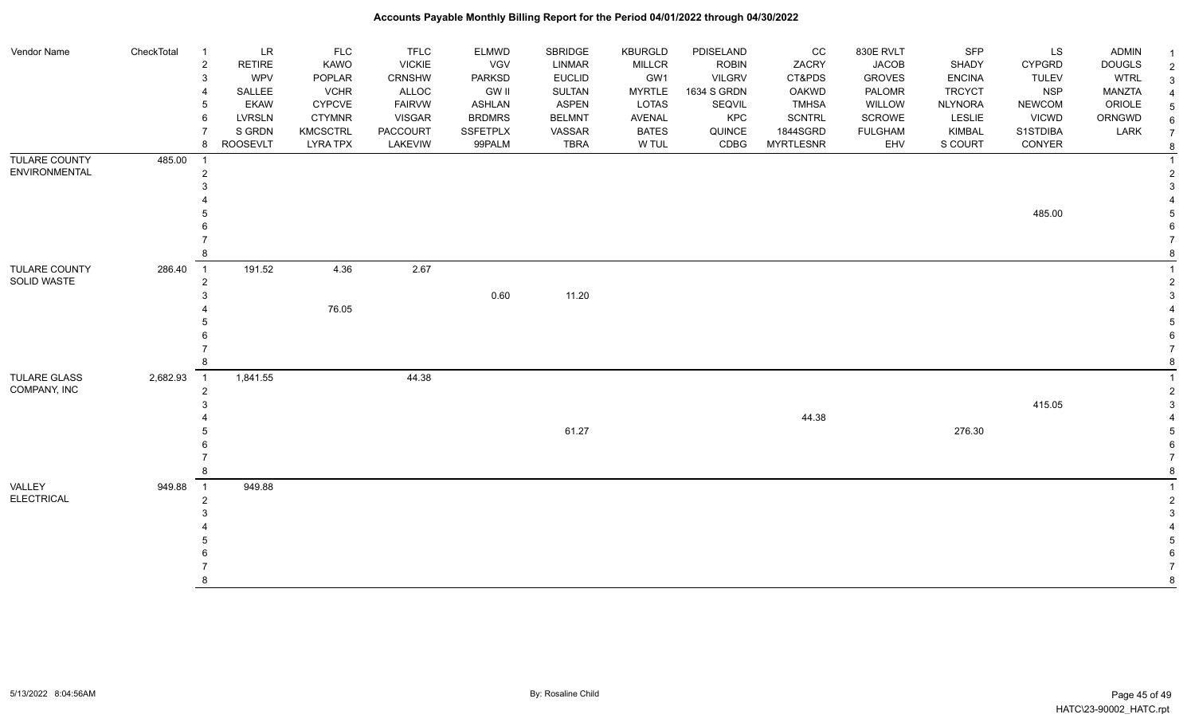# Accounts Payable Monthly Billing Report for the Period 04/01/2022 through 04/30/2022

| Vendor Name | CheckTotal | | | | | | | | | | | | | |
|---|---|---|---|---|---|---|---|---|---|---|---|---|---|---|
| | | 1 | LR | FLC | TFLC | ELMWD | SBRIDGE | KBURGLD | PDISELAND | CC | 830E RVLT | SFP | LS | ADMIN |
| | | 2 | RETIRE | KAWO | VICKIE | VGV | LINMAR | MILLCR | ROBIN | ZACRY | JACOB | SHADY | CYPGRD | DOUGLS |
| | | 3 | WPV | POPLAR | CRNSHW | PARKSD | EUCLID | GW1 | VILGRV | CT&PDS | GROVES | ENCINA | TULEV | WTRL |
| | | 4 | SALLEE | VCHR | ALLOC | GW II | SULTAN | MYRTLE | 1634 S GRDN | OAKWD | PALOMR | TRCYCT | NSP | MANZTA |
| | | 5 | EKAW | CYPCVE | FAIRVW | ASHLAN | ASPEN | LOTAS | SEQVIL | TMHSA | WILLOW | NLYNORA | NEWCOM | ORIOLE |
| | | 6 | LVRSLN | CTYMNR | VISGAR | BRDMRS | BELMNT | AVENAL | KPC | SCNTRL | SCROWE | LESLIE | VICWD | ORNGWD |
| | | 7 | S GRDN | KMCSCTRL | PACCOURT | SSFETPLX | VASSAR | BATES | QUINCE | 1844SGRD | FULGHAM | KIMBAL | S1STDIBA | LARK |
| | | 8 | ROOSEVLT | LYRA TPX | LAKEVIW | 99PALM | TBRA | W TUL | CDBG | MYRTLESNR | EHV | S COURT | CONYER | |
| TULARE COUNTY ENVIRONMENTAL | 485.00 | 1 | | | | | | | | | | | | |
| | | 2 | | | | | | | | | | | | |
| | | 3 | | | | | | | | | | | | |
| | | 4 | | | | | | | | | | | | |
| | | 5 | | | | | | | | | | | 485.00 | |
| | | 6 | | | | | | | | | | | | |
| | | 7 | | | | | | | | | | | | |
| | | 8 | | | | | | | | | | | | |
| TULARE COUNTY SOLID WASTE | 286.40 | 1 | 191.52 | 4.36 | 2.67 | | | | | | | | | |
| | | 2 | | | | | | | | | | | | |
| | | 3 | | | | 0.60 | 11.20 | | | | | | | |
| | | 4 | | 76.05 | | | | | | | | | | |
| | | 5 | | | | | | | | | | | | |
| | | 6 | | | | | | | | | | | | |
| | | 7 | | | | | | | | | | | | |
| | | 8 | | | | | | | | | | | | |
| TULARE GLASS COMPANY, INC | 2,682.93 | 1 | 1,841.55 | | 44.38 | | | | | | | | | |
| | | 2 | | | | | | | | | | | | |
| | | 3 | | | | | | | | | | | 415.05 | |
| | | 4 | | | | | | | | 44.38 | | | | |
| | | 5 | | | | | 61.27 | | | | | 276.30 | | |
| | | 6 | | | | | | | | | | | | |
| | | 7 | | | | | | | | | | | | |
| | | 8 | | | | | | | | | | | | |
| VALLEY ELECTRICAL | 949.88 | 1 | 949.88 | | | | | | | | | | | |
| | | 2 | | | | | | | | | | | | |
| | | 3 | | | | | | | | | | | | |
| | | 4 | | | | | | | | | | | | |
| | | 5 | | | | | | | | | | | | |
| | | 6 | | | | | | | | | | | | |
| | | 7 | | | | | | | | | | | | |
| | | 8 | | | | | | | | | | | | |

5/13/2022 8:04:56AM — By: Rosaline Child — HATC\23-90002_HATC.rpt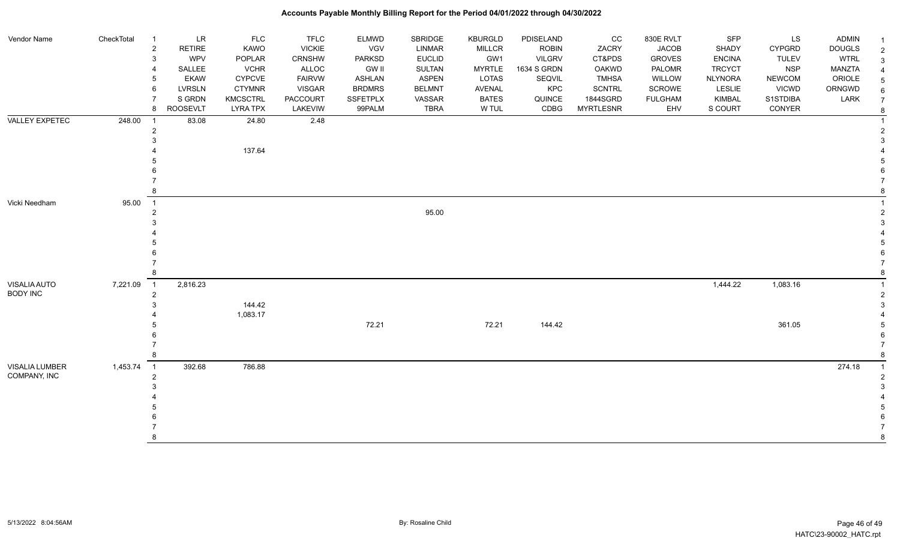# Accounts Payable Monthly Billing Report for the Period 04/01/2022 through 04/30/2022

| Vendor Name | CheckTotal | | | | | | | | | | | | | | |
|---|---|---|---|---|---|---|---|---|---|---|---|---|---|---|---|
| | | 1 | LR | FLC | TFLC | ELMWD | SBRIDGE | KBURGLD | PDISELAND | CC | 830E RVLT | SFP | LS | ADMIN | 1 |
| | | 2 | RETIRE | KAWO | VICKIE | VGV | LINMAR | MILLCR | ROBIN | ZACRY | JACOB | SHADY | CYPGRD | DOUGLS | 2 |
| | | 3 | WPV | POPLAR | CRNSHW | PARKSD | EUCLID | GW1 | VILGRV | CT&PDS | GROVES | ENCINA | TULEV | WTRL | 3 |
| | | 4 | SALLEE | VCHR | ALLOC | GW II | SULTAN | MYRTLE | 1634 S GRDN | OAKWD | PALOMR | TRCYCT | NSP | MANZTA | 4 |
| | | 5 | EKAW | CYPCVE | FAIRVW | ASHLAN | ASPEN | LOTAS | SEQVIL | TMHSA | WILLOW | NLYNORA | NEWCOM | ORIOLE | 5 |
| | | 6 | LVRSLN | CTYMNR | VISGAR | BRDMRS | BELMNT | AVENAL | KPC | SCNTRL | SCROWE | LESLIE | VICWD | ORNGWD | 6 |
| | | 7 | S GRDN | KMCSCTRL | PACCOURT | SSFETPLX | VASSAR | BATES | QUINCE | 1844SGRD | FULGHAM | KIMBAL | S1STDIBA | LARK | 7 |
| | | 8 | ROOSEVLT | LYRA TPX | LAKEVIEW | 99PALM | TBRA | W TUL | CDBG | MYRTLESNR | EHV | S COURT | CONYER | | 8 |
| VALLEY EXPETEC | 248.00 | 1 | 83.08 | 24.80 | 2.48 | | | | | | | | | | 1 |
| | | 2 | | | | | | | | | | | | | 2 |
| | | 3 | | | | | | | | | | | | | 3 |
| | | 4 | | 137.64 | | | | | | | | | | | 4 |
| | | 5 | | | | | | | | | | | | | 5 |
| | | 6 | | | | | | | | | | | | | 6 |
| | | 7 | | | | | | | | | | | | | 7 |
| | | 8 | | | | | | | | | | | | | 8 |
| Vicki Needham | 95.00 | 1 | | | | | | | | | | | | | 1 |
| | | 2 | | | | | 95.00 | | | | | | | | 2 |
| | | 3 | | | | | | | | | | | | | 3 |
| | | 4 | | | | | | | | | | | | | 4 |
| | | 5 | | | | | | | | | | | | | 5 |
| | | 6 | | | | | | | | | | | | | 6 |
| | | 7 | | | | | | | | | | | | | 7 |
| | | 8 | | | | | | | | | | | | | 8 |
| VISALIA AUTO BODY INC | 7,221.09 | 1 | 2,816.23 | | | | | | | | | 1,444.22 | 1,083.16 | | 1 |
| | | 2 | | | | | | | | | | | | | 2 |
| | | 3 | | 144.42 | | | | | | | | | | | 3 |
| | | 4 | | 1,083.17 | | | | | | | | | | | 4 |
| | | 5 | | | | 72.21 | | 72.21 | 144.42 | | | | 361.05 | | 5 |
| | | 6 | | | | | | | | | | | | | 6 |
| | | 7 | | | | | | | | | | | | | 7 |
| | | 8 | | | | | | | | | | | | | 8 |
| VISALIA LUMBER COMPANY, INC | 1,453.74 | 1 | 392.68 | 786.88 | | | | | | | | | | 274.18 | 1 |
| | | 2 | | | | | | | | | | | | | 2 |
| | | 3 | | | | | | | | | | | | | 3 |
| | | 4 | | | | | | | | | | | | | 4 |
| | | 5 | | | | | | | | | | | | | 5 |
| | | 6 | | | | | | | | | | | | | 6 |
| | | 7 | | | | | | | | | | | | | 7 |
| | | 8 | | | | | | | | | | | | | 8 |

5/13/2022 8:04:56AM — By: Rosaline Child — HATC\23-90002_HATC.rpt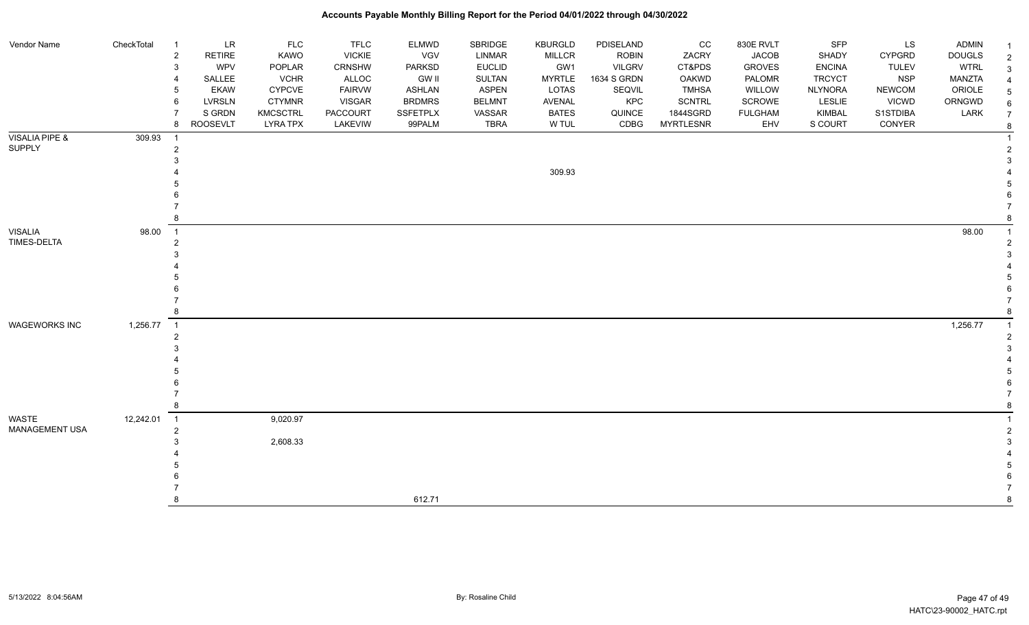# Accounts Payable Monthly Billing Report for the Period 04/01/2022 through 04/30/2022

| Vendor Name | CheckTotal | | | | | | | | | | | | | | |
|---|---|---|---|---|---|---|---|---|---|---|---|---|---|---|---|
| | | 1 | LR | FLC | TFLC | ELMWD | SBRIDGE | KBURGLD | PDISELAND | CC | 830E RVLT | SFP | LS | ADMIN | 1 |
| | | 2 | RETIRE | KAWO | VICKIE | VGV | LINMAR | MILLCR | ROBIN | ZACRY | JACOB | SHADY | CYPGRD | DOUGLS | 2 |
| | | 3 | WPV | POPLAR | CRNSHW | PARKSD | EUCLID | GW1 | VILGRV | CT&PDS | GROVES | ENCINA | TULEV | WTRL | 3 |
| | | 4 | SALLEE | VCHR | ALLOC | GW II | SULTAN | MYRTLE | 1634 S GRDN | OAKWD | PALOMR | TRCYCT | NSP | MANZTA | 4 |
| | | 5 | EKAW | CYPCVE | FAIRVW | ASHLAN | ASPEN | LOTAS | SEQVIL | TMHSA | WILLOW | NLYNORA | NEWCOM | ORIOLE | 5 |
| | | 6 | LVRSLN | CTYMNR | VISGAR | BRDMRS | BELMNT | AVENAL | KPC | SCNTRL | SCROWE | LESLIE | VICWD | ORNGWD | 6 |
| | | 7 | S GRDN | KMCSCTRL | PACCOURT | SSFETPLX | VASSAR | BATES | QUINCE | 1844SGRD | FULGHAM | KIMBAL | S1STDIBA | LARK | 7 |
| | | 8 | ROOSEVLT | LYRA TPX | LAKEVIW | 99PALM | TBRA | W TUL | CDBG | MYRTLESNR | EHV | S COURT | CONYER | | 8 |
| VISALIA PIPE & SUPPLY | 309.93 | 1 | | | | | | | | | | | | | 1 |
| | | 2 | | | | | | | | | | | | | 2 |
| | | 3 | | | | | | | | | | | | | 3 |
| | | 4 | | | | | | 309.93 | | | | | | | 4 |
| | | 5 | | | | | | | | | | | | | 5 |
| | | 6 | | | | | | | | | | | | | 6 |
| | | 7 | | | | | | | | | | | | | 7 |
| | | 8 | | | | | | | | | | | | | 8 |
| VISALIA TIMES-DELTA | 98.00 | 1 | | | | | | | | | | | | 98.00 | 1 |
| | | 2 | | | | | | | | | | | | | 2 |
| | | 3 | | | | | | | | | | | | | 3 |
| | | 4 | | | | | | | | | | | | | 4 |
| | | 5 | | | | | | | | | | | | | 5 |
| | | 6 | | | | | | | | | | | | | 6 |
| | | 7 | | | | | | | | | | | | | 7 |
| | | 8 | | | | | | | | | | | | | 8 |
| WAGEWORKS INC | 1,256.77 | 1 | | | | | | | | | | | | 1,256.77 | 1 |
| | | 2 | | | | | | | | | | | | | 2 |
| | | 3 | | | | | | | | | | | | | 3 |
| | | 4 | | | | | | | | | | | | | 4 |
| | | 5 | | | | | | | | | | | | | 5 |
| | | 6 | | | | | | | | | | | | | 6 |
| | | 7 | | | | | | | | | | | | | 7 |
| | | 8 | | | | | | | | | | | | | 8 |
| WASTE MANAGEMENT USA | 12,242.01 | 1 | | 9,020.97 | | | | | | | | | | | 1 |
| | | 2 | | | | | | | | | | | | | 2 |
| | | 3 | | 2,608.33 | | | | | | | | | | | 3 |
| | | 4 | | | | | | | | | | | | | 4 |
| | | 5 | | | | | | | | | | | | | 5 |
| | | 6 | | | | | | | | | | | | | 6 |
| | | 7 | | | | | | | | | | | | | 7 |
| | | 8 | | | | 612.71 | | | | | | | | | 8 |

5/13/2022 8:04:56AM — By: Rosaline Child — HATC\23-90002_HATC.rpt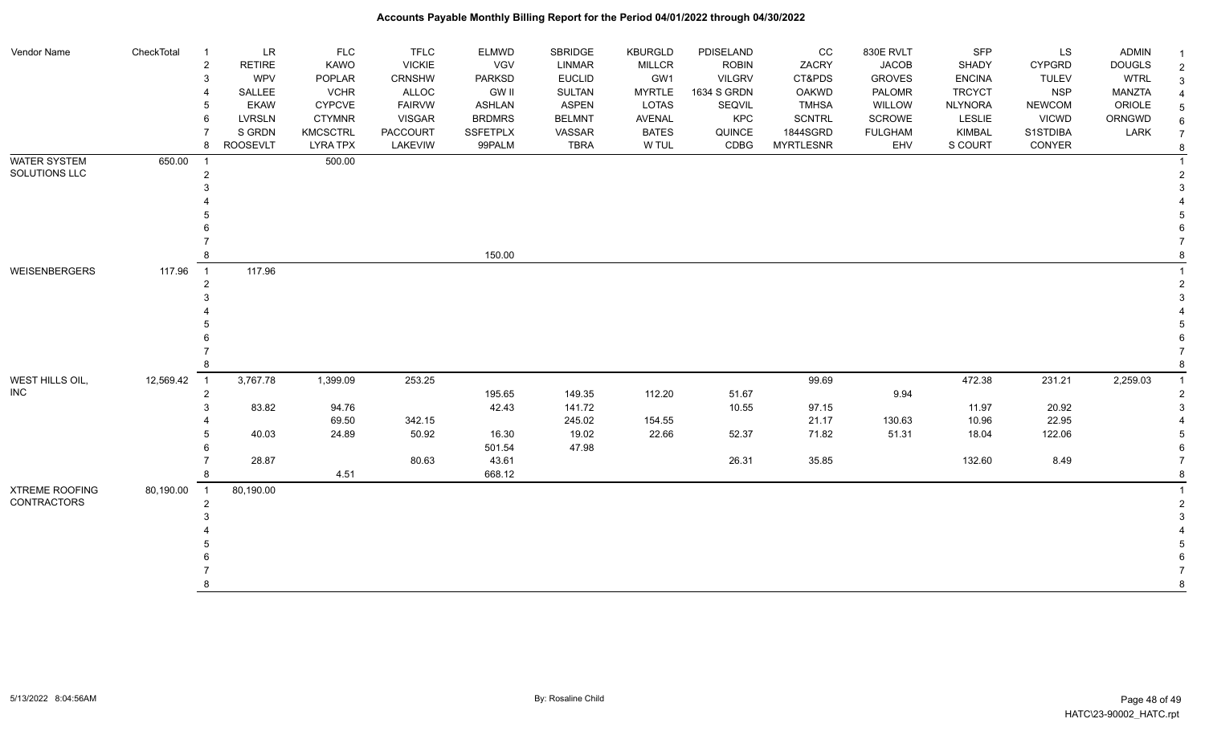# Accounts Payable Monthly Billing Report for the Period 04/01/2022 through 04/30/2022

| Vendor Name | CheckTotal | # | | | | | | | | | | | | | # |
|---|---|---|---|---|---|---|---|---|---|---|---|---|---|---|---|
| | | 1 | LR | FLC | TFLC | ELMWD | SBRIDGE | KBURGLD | PDISELAND | CC | 830E RVLT | SFP | LS | ADMIN | 1 |
| | | 2 | RETIRE | KAWO | VICKIE | VGV | LINMAR | MILLCR | ROBIN | ZACRY | JACOB | SHADY | CYPGRD | DOUGLS | 2 |
| | | 3 | WPV | POPLAR | CRNSHW | PARKSD | EUCLID | GW1 | VILGRV | CT&PDS | GROVES | ENCINA | TULEV | WTRL | 3 |
| | | 4 | SALLEE | VCHR | ALLOC | GW II | SULTAN | MYRTLE | 1634 S GRDN | OAKWD | PALOMR | TRCYCT | NSP | MANZTA | 4 |
| | | 5 | EKAW | CYPCVE | FAIRVW | ASHLAN | ASPEN | LOTAS | SEQVIL | TMHSA | WILLOW | NLYNORA | NEWCOM | ORIOLE | 5 |
| | | 6 | LVRSLN | CTYMNR | VISGAR | BRDMRS | BELMNT | AVENAL | KPC | SCNTRL | SCROWE | LESLIE | VICWD | ORNGWD | 6 |
| | | 7 | S GRDN | KMCSCTRL | PACCOURT | SSFETPLX | VASSAR | BATES | QUINCE | 1844SGRD | FULGHAM | KIMBAL | S1STDIBA | LARK | 7 |
| | | 8 | ROOSEVLT | LYRA TPX | LAKEVIEW | 99PALM | TBRA | W TUL | CDBG | MYRTLESNR | EHV | S COURT | CONYER | | 8 |
| WATER SYSTEM SOLUTIONS LLC | 650.00 | 1 | | 500.00 | | | | | | | | | | | 1 |
| | | 2 | | | | | | | | | | | | | 2 |
| | | 3 | | | | | | | | | | | | | 3 |
| | | 4 | | | | | | | | | | | | | 4 |
| | | 5 | | | | | | | | | | | | | 5 |
| | | 6 | | | | | | | | | | | | | 6 |
| | | 7 | | | | | | | | | | | | | 7 |
| | | 8 | | | | 150.00 | | | | | | | | | 8 |
| WEISENBERGERS | 117.96 | 1 | 117.96 | | | | | | | | | | | | 1 |
| | | 2 | | | | | | | | | | | | | 2 |
| | | 3 | | | | | | | | | | | | | 3 |
| | | 4 | | | | | | | | | | | | | 4 |
| | | 5 | | | | | | | | | | | | | 5 |
| | | 6 | | | | | | | | | | | | | 6 |
| | | 7 | | | | | | | | | | | | | 7 |
| | | 8 | | | | | | | | | | | | | 8 |
| WEST HILLS OIL, INC | 12,569.42 | 1 | 3,767.78 | 1,399.09 | 253.25 | | | | | 99.69 | | 472.38 | 231.21 | 2,259.03 | 1 |
| | | 2 | | | | 195.65 | 149.35 | 112.20 | 51.67 | | 9.94 | | | | 2 |
| | | 3 | 83.82 | 94.76 | | 42.43 | 141.72 | | 10.55 | 97.15 | | 11.97 | 20.92 | | 3 |
| | | 4 | | 69.50 | 342.15 | | 245.02 | 154.55 | | 21.17 | 130.63 | 10.96 | 22.95 | | 4 |
| | | 5 | 40.03 | 24.89 | 50.92 | 16.30 | 19.02 | 22.66 | 52.37 | 71.82 | 51.31 | 18.04 | 122.06 | | 5 |
| | | 6 | | | | 501.54 | 47.98 | | | | | | | | 6 |
| | | 7 | 28.87 | | 80.63 | 43.61 | | | 26.31 | 35.85 | | 132.60 | 8.49 | | 7 |
| | | 8 | | 4.51 | | 668.12 | | | | | | | | | 8 |
| XTREME ROOFING CONTRACTORS | 80,190.00 | 1 | 80,190.00 | | | | | | | | | | | | 1 |
| | | 2 | | | | | | | | | | | | | 2 |
| | | 3 | | | | | | | | | | | | | 3 |
| | | 4 | | | | | | | | | | | | | 4 |
| | | 5 | | | | | | | | | | | | | 5 |
| | | 6 | | | | | | | | | | | | | 6 |
| | | 7 | | | | | | | | | | | | | 7 |
| | | 8 | | | | | | | | | | | | | 8 |

5/13/2022 8:04:56AM — By: Rosaline Child — HATC\23-90002_HATC.rpt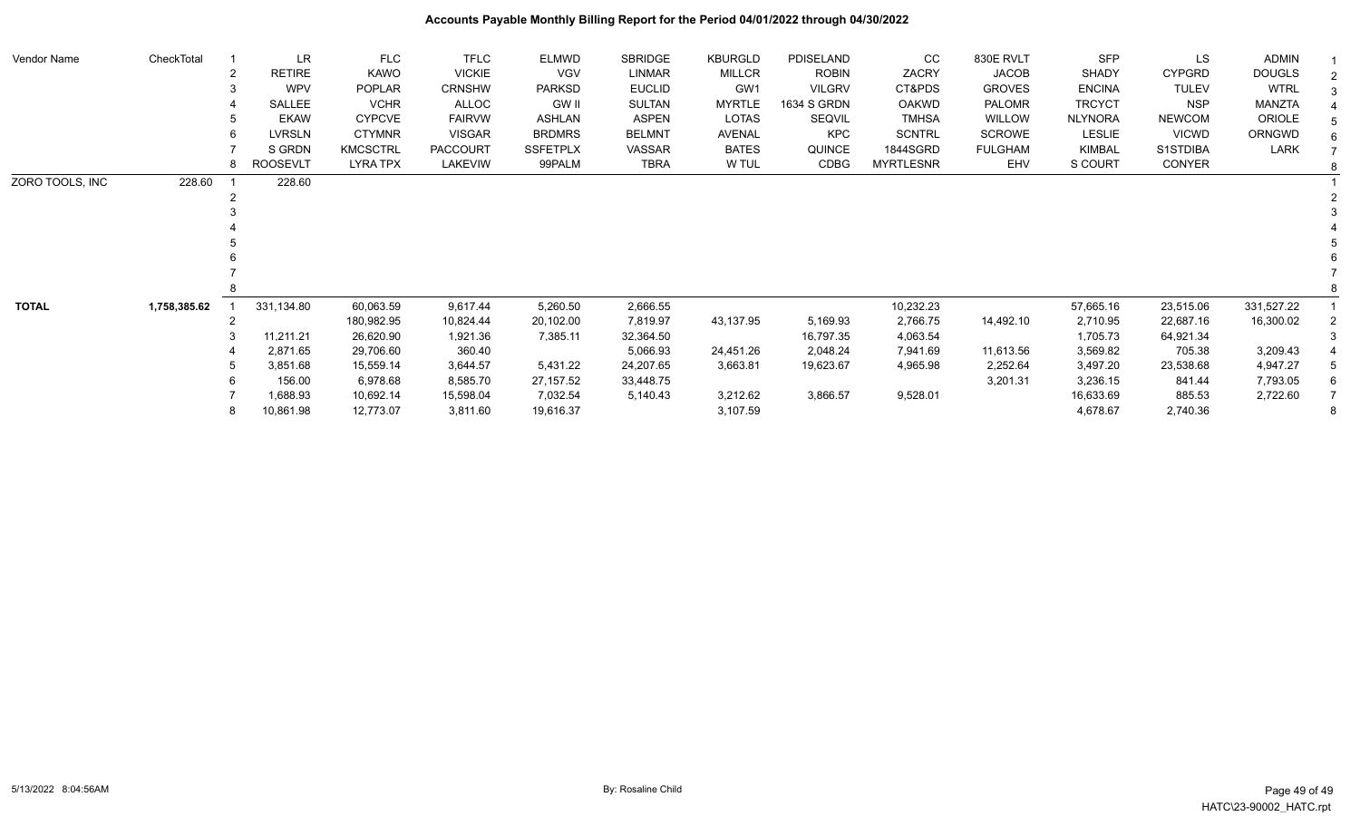| Vendor Name | CheckTotal | | | | | | | | | | | | | | | |
|---|---|---|---|---|---|---|---|---|---|---|---|---|---|---|---|---|
| | | 1 | LR | FLC | TFLC | ELMWD | SBRIDGE | KBURGLD | PDISELAND | CC | 830E RVLT | SFP | LS | ADMIN | 1 |
| | | 2 | RETIRE | KAWO | VICKIE | VGV | LINMAR | MILLCR | ROBIN | ZACRY | JACOB | SHADY | CYPGRD | DOUGLS | 2 |
| | | 3 | WPV | POPLAR | CRNSHW | PARKSD | EUCLID | GW1 | VILGRV | CT&PDS | GROVES | ENCINA | TULEV | WTRL | 3 |
| | | 4 | SALLEE | VCHR | ALLOC | GW II | SULTAN | MYRTLE | 1634 S GRDN | OAKWD | PALOMR | TRCYCT | NSP | MANZTA | 4 |
| | | 5 | EKAW | CYPCVE | FAIRVW | ASHLAN | ASPEN | LOTAS | SEQVIL | TMHSA | WILLOW | NLYNORA | NEWCOM | ORIOLE | 5 |
| | | 6 | LVRSLN | CTYMNR | VISGAR | BRDMRS | BELMNT | AVENAL | KPC | SCNTRL | SCROWE | LESLIE | VICWD | ORNGWD | 6 |
| | | 7 | S GRDN | KMCSCTRL | PACCOURT | SSFETPLX | VASSAR | BATES | QUINCE | 1844SGRD | FULGHAM | KIMBAL | S1STDIBA | LARK | 7 |
| | | 8 | ROOSEVLT | LYRA TPX | LAKEVIW | 99PALM | TBRA | W TUL | CDBG | MYRTLESNR | EHV | S COURT | CONYER | | 8 |
| ZORO TOOLS, INC | 228.60 | 1 | 228.60 | | | | | | | | | | | | 1 |
| | | 2 | | | | | | | | | | | | | 2 |
| | | 3 | | | | | | | | | | | | | 3 |
| | | 4 | | | | | | | | | | | | | 4 |
| | | 5 | | | | | | | | | | | | | 5 |
| | | 6 | | | | | | | | | | | | | 6 |
| | | 7 | | | | | | | | | | | | | 7 |
| | | 8 | | | | | | | | | | | | | 8 |
| **TOTAL** | **1,758,385.62** | 1 | 331,134.80 | 60,063.59 | 9,617.44 | 5,260.50 | 2,666.55 | | | 10,232.23 | | 57,665.16 | 23,515.06 | 331,527.22 | 1 |
| | | 2 | | 180,982.95 | 10,824.44 | 20,102.00 | 7,819.97 | 43,137.95 | 5,169.93 | 2,766.75 | 14,492.10 | 2,710.95 | 22,687.16 | 16,300.02 | 2 |
| | | 3 | 11,211.21 | 26,620.90 | 1,921.36 | 7,385.11 | 32,364.50 | | 16,797.35 | 4,063.54 | | 1,705.73 | 64,921.34 | | 3 |
| | | 4 | 2,871.65 | 29,706.60 | 360.40 | | 5,066.93 | 24,451.26 | 2,048.24 | 7,941.69 | 11,613.56 | 3,569.82 | 705.38 | 3,209.43 | 4 |
| | | 5 | 3,851.68 | 15,559.14 | 3,644.57 | 5,431.22 | 24,207.65 | 3,663.81 | 19623.67 | 4,965.98 | 2,252.64 | 3,497.20 | 23,538.68 | 4,947.27 | 5 |
| | | 6 | 156.00 | 6,978.68 | 8,585.70 | 27,157.52 | 33,448.75 | | | | 3,201.31 | 3,236.15 | 841.44 | 7,793.05 | 6 |
| | | 7 | 1,688.93 | 10,692.14 | 15,598.04 | 7,032.54 | 5,140.43 | 3,212.62 | 3,866.57 | 9,528.01 | | 16,633.69 | 885.53 | 2,722.60 | 7 |
| | | 8 | 10,861.98 | 12,773.07 | 3,811.60 | 19,616.37 | | 3,107.59 | | | | 4,678.67 | 2,740.36 | | 8 |

5/13/2022 8:04:56AM

By: Rosaline Child

HATC\23-90002_HATC.rpt